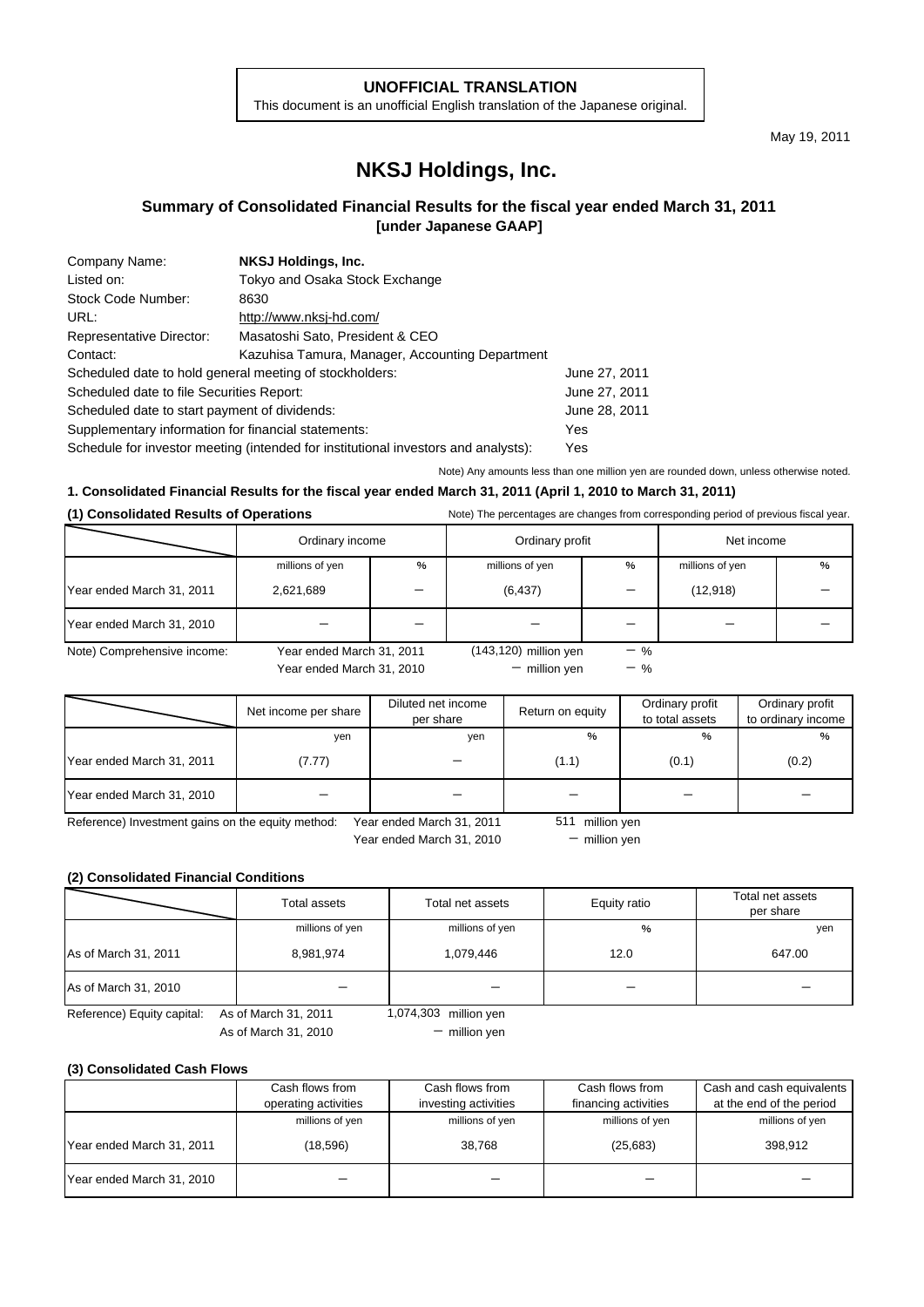**UNOFFICIAL TRANSLATION**
This document is an unofficial English translation of the Japanese original.

May 19, 2011

# NKSJ Holdings, Inc.

## Summary of Consolidated Financial Results for the fiscal year ended March 31, 2011 [under Japanese GAAP]

| | | |
|---|---|---|
| Company Name: | **NKSJ Holdings, Inc.** | |
| Listed on: | Tokyo and Osaka Stock Exchange | |
| Stock Code Number: | 8630 | |
| URL: | http://www.nksj-hd.com/ | |
| Representative Director: | Masatoshi Sato, President & CEO | |
| Contact: | Kazuhisa Tamura, Manager, Accounting Department | |
| Scheduled date to hold general meeting of stockholders: | | June 27, 2011 |
| Scheduled date to file Securities Report: | | June 27, 2011 |
| Scheduled date to start payment of dividends: | | June 28, 2011 |
| Supplementary information for financial statements: | | Yes |
| Schedule for investor meeting (intended for institutional investors and analysts): | | Yes |

Note) Any amounts less than one million yen are rounded down, unless otherwise noted.

### 1. Consolidated Financial Results for the fiscal year ended March 31, 2011 (April 1, 2010 to March 31, 2011)

**(1) Consolidated Results of Operations**

Note) The percentages are changes from corresponding period of previous fiscal year.

| | Ordinary income | | Ordinary profit | | Net income | |
|---|---|---|---|---|---|---|
| | millions of yen | % | millions of yen | % | millions of yen | % |
| Year ended March 31, 2011 | 2,621,689 | − | (6,437) | − | (12,918) | − |
| Year ended March 31, 2010 | − | − | − | − | − | − |

Note) Comprehensive income: Year ended March 31, 2011 (143,120) million yen − %
Year ended March 31, 2010 − million yen − %

| | Net income per share | Diluted net income per share | Return on equity | Ordinary profit to total assets | Ordinary profit to ordinary income |
|---|---|---|---|---|---|
| | yen | yen | % | % | % |
| Year ended March 31, 2011 | (7.77) | − | (1.1) | (0.1) | (0.2) |
| Year ended March 31, 2010 | − | − | − | − | − |

Reference) Investment gains on the equity method: Year ended March 31, 2011 511 million yen
Year ended March 31, 2010 − million yen

**(2) Consolidated Financial Conditions**

| | Total assets | Total net assets | Equity ratio | Total net assets per share |
|---|---|---|---|---|
| | millions of yen | millions of yen | % | yen |
| As of March 31, 2011 | 8,981,974 | 1,079,446 | 12.0 | 647.00 |
| As of March 31, 2010 | − | − | − | − |

Reference) Equity capital: As of March 31, 2011 1,074,303 million yen
As of March 31, 2010 − million yen

**(3) Consolidated Cash Flows**

| | Cash flows from operating activities | Cash flows from investing activities | Cash flows from financing activities | Cash and cash equivalents at the end of the period |
|---|---|---|---|---|
| | millions of yen | millions of yen | millions of yen | millions of yen |
| Year ended March 31, 2011 | (18,596) | 38,768 | (25,683) | 398,912 |
| Year ended March 31, 2010 | − | − | − | − |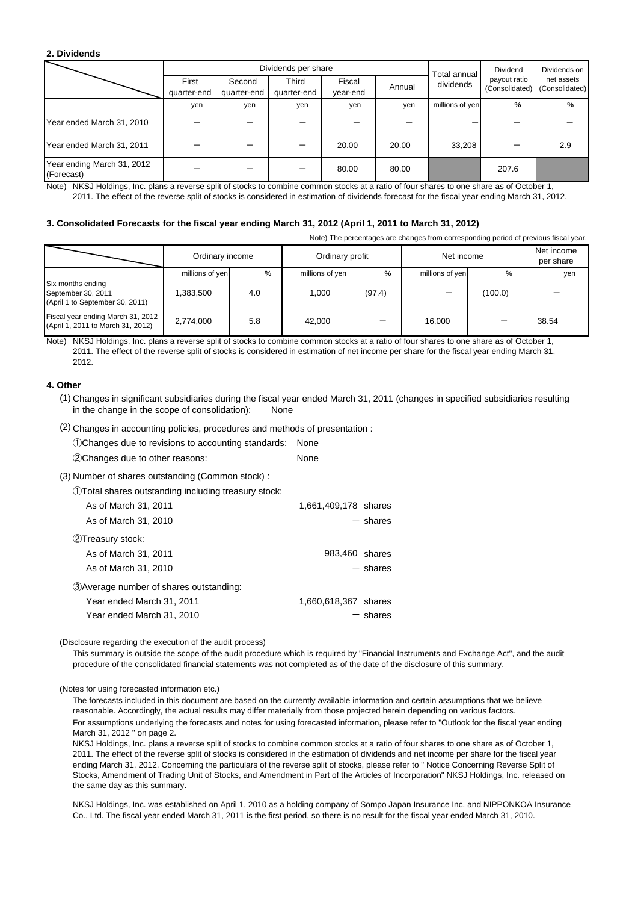**2. Dividends**

| | Dividends per share | | | | | Total annual dividends | Dividend payout ratio (Consolidated) | Dividends on net assets (Consolidated) |
|---|---|---|---|---|---|---|---|---|
| | First quarter-end | Second quarter-end | Third quarter-end | Fiscal year-end | Annual | | | |
| | yen | yen | yen | yen | yen | millions of yen | % | % |
| Year ended March 31, 2010 | － | － | － | － | － | － | － | － |
| Year ended March 31, 2011 | － | － | － | 20.00 | 20.00 | 33,208 | － | 2.9 |
| Year ending March 31, 2012 (Forecast) | － | － | － | 80.00 | 80.00 | | 207.6 | |

Note) NKSJ Holdings, Inc. plans a reverse split of stocks to combine common stocks at a ratio of four shares to one share as of October 1, 2011. The effect of the reverse split of stocks is considered in estimation of dividends forecast for the fiscal year ending March 31, 2012.

**3. Consolidated Forecasts for the fiscal year ending March 31, 2012 (April 1, 2011 to March 31, 2012)**

Note) The percentages are changes from corresponding period of previous fiscal year.

| | Ordinary income | | Ordinary profit | | Net income | | Net income per share |
|---|---|---|---|---|---|---|---|
| | millions of yen | % | millions of yen | % | millions of yen | % | yen |
| Six months ending September 30, 2011 (April 1 to September 30, 2011) | 1,383,500 | 4.0 | 1,000 | (97.4) | － | (100.0) | － |
| Fiscal year ending March 31, 2012 (April 1, 2011 to March 31, 2012) | 2,774,000 | 5.8 | 42,000 | － | 16,000 | － | 38.54 |

Note) NKSJ Holdings, Inc. plans a reverse split of stocks to combine common stocks at a ratio of four shares to one share as of October 1, 2011. The effect of the reverse split of stocks is considered in estimation of net income per share for the fiscal year ending March 31, 2012.

**4. Other**

(1) Changes in significant subsidiaries during the fiscal year ended March 31, 2011 (changes in specified subsidiaries resulting in the change in the scope of consolidation): None

(2) Changes in accounting policies, procedures and methods of presentation :

①Changes due to revisions to accounting standards: None

②Changes due to other reasons: None

(3) Number of shares outstanding (Common stock) :

①Total shares outstanding including treasury stock:

| | |
|---|---|
| As of March 31, 2011 | 1,661,409,178 shares |
| As of March 31, 2010 | － shares |

②Treasury stock:

| | |
|---|---|
| As of March 31, 2011 | 983,460 shares |
| As of March 31, 2010 | － shares |

③Average number of shares outstanding:

| | |
|---|---|
| Year ended March 31, 2011 | 1,660,618,367 shares |
| Year ended March 31, 2010 | － shares |

(Disclosure regarding the execution of the audit process)

This summary is outside the scope of the audit procedure which is required by "Financial Instruments and Exchange Act", and the audit procedure of the consolidated financial statements was not completed as of the date of the disclosure of this summary.

(Notes for using forecasted information etc.)

The forecasts included in this document are based on the currently available information and certain assumptions that we believe reasonable. Accordingly, the actual results may differ materially from those projected herein depending on various factors.

For assumptions underlying the forecasts and notes for using forecasted information, please refer to "Outlook for the fiscal year ending March 31, 2012 " on page 2.

NKSJ Holdings, Inc. plans a reverse split of stocks to combine common stocks at a ratio of four shares to one share as of October 1, 2011. The effect of the reverse split of stocks is considered in the estimation of dividends and net income per share for the fiscal year ending March 31, 2012. Concerning the particulars of the reverse split of stocks, please refer to " Notice Concerning Reverse Split of Stocks, Amendment of Trading Unit of Stocks, and Amendment in Part of the Articles of Incorporation" NKSJ Holdings, Inc. released on the same day as this summary.

NKSJ Holdings, Inc. was established on April 1, 2010 as a holding company of Sompo Japan Insurance Inc. and NIPPONKOA Insurance Co., Ltd. The fiscal year ended March 31, 2011 is the first period, so there is no result for the fiscal year ended March 31, 2010.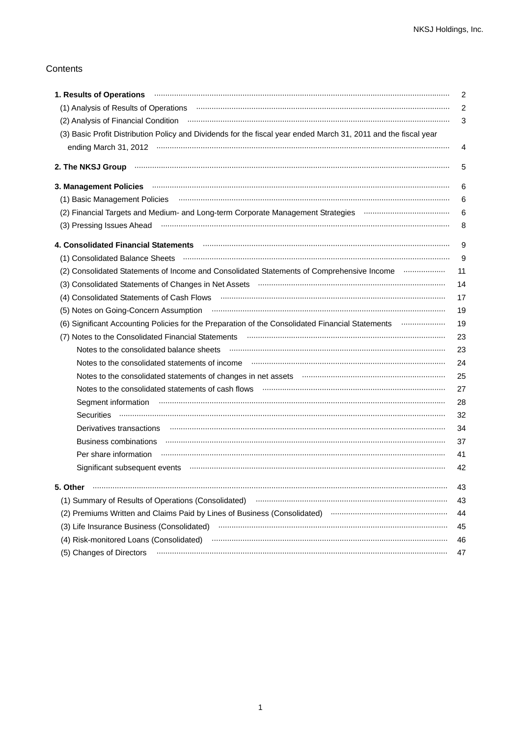## Contents

| | |
|---|---|
| **1. Results of Operations** | 2 |
| (1) Analysis of Results of Operations | 2 |
| (2) Analysis of Financial Condition | 3 |
| (3) Basic Profit Distribution Policy and Dividends for the fiscal year ended March 31, 2011 and the fiscal year ending March 31, 2012 | 4 |
| **2. The NKSJ Group** | 5 |
| **3. Management Policies** | 6 |
| (1) Basic Management Policies | 6 |
| (2) Financial Targets and Medium- and Long-term Corporate Management Strategies | 6 |
| (3) Pressing Issues Ahead | 8 |
| **4. Consolidated Financial Statements** | 9 |
| (1) Consolidated Balance Sheets | 9 |
| (2) Consolidated Statements of Income and Consolidated Statements of Comprehensive Income | 11 |
| (3) Consolidated Statements of Changes in Net Assets | 14 |
| (4) Consolidated Statements of Cash Flows | 17 |
| (5) Notes on Going-Concern Assumption | 19 |
| (6) Significant Accounting Policies for the Preparation of the Consolidated Financial Statements | 19 |
| (7) Notes to the Consolidated Financial Statements | 23 |
| Notes to the consolidated balance sheets | 23 |
| Notes to the consolidated statements of income | 24 |
| Notes to the consolidated statements of changes in net assets | 25 |
| Notes to the consolidated statements of cash flows | 27 |
| Segment information | 28 |
| Securities | 32 |
| Derivatives transactions | 34 |
| Business combinations | 37 |
| Per share information | 41 |
| Significant subsequent events | 42 |
| **5. Other** | 43 |
| (1) Summary of Results of Operations (Consolidated) | 43 |
| (2) Premiums Written and Claims Paid by Lines of Business (Consolidated) | 44 |
| (3) Life Insurance Business (Consolidated) | 45 |
| (4) Risk-monitored Loans (Consolidated) | 46 |
| (5) Changes of Directors | 47 |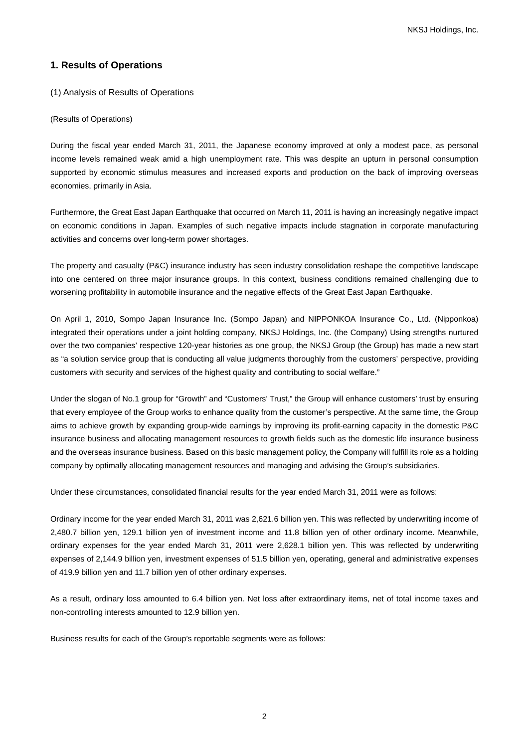## 1. Results of Operations

### (1) Analysis of Results of Operations

(Results of Operations)

During the fiscal year ended March 31, 2011, the Japanese economy improved at only a modest pace, as personal income levels remained weak amid a high unemployment rate. This was despite an upturn in personal consumption supported by economic stimulus measures and increased exports and production on the back of improving overseas economies, primarily in Asia.

Furthermore, the Great East Japan Earthquake that occurred on March 11, 2011 is having an increasingly negative impact on economic conditions in Japan. Examples of such negative impacts include stagnation in corporate manufacturing activities and concerns over long-term power shortages.

The property and casualty (P&C) insurance industry has seen industry consolidation reshape the competitive landscape into one centered on three major insurance groups. In this context, business conditions remained challenging due to worsening profitability in automobile insurance and the negative effects of the Great East Japan Earthquake.

On April 1, 2010, Sompo Japan Insurance Inc. (Sompo Japan) and NIPPONKOA Insurance Co., Ltd. (Nipponkoa) integrated their operations under a joint holding company, NKSJ Holdings, Inc. (the Company) Using strengths nurtured over the two companies' respective 120-year histories as one group, the NKSJ Group (the Group) has made a new start as "a solution service group that is conducting all value judgments thoroughly from the customers' perspective, providing customers with security and services of the highest quality and contributing to social welfare."

Under the slogan of No.1 group for "Growth" and "Customers' Trust," the Group will enhance customers' trust by ensuring that every employee of the Group works to enhance quality from the customer's perspective. At the same time, the Group aims to achieve growth by expanding group-wide earnings by improving its profit-earning capacity in the domestic P&C insurance business and allocating management resources to growth fields such as the domestic life insurance business and the overseas insurance business. Based on this basic management policy, the Company will fulfill its role as a holding company by optimally allocating management resources and managing and advising the Group's subsidiaries.

Under these circumstances, consolidated financial results for the year ended March 31, 2011 were as follows:

Ordinary income for the year ended March 31, 2011 was 2,621.6 billion yen. This was reflected by underwriting income of 2,480.7 billion yen, 129.1 billion yen of investment income and 11.8 billion yen of other ordinary income. Meanwhile, ordinary expenses for the year ended March 31, 2011 were 2,628.1 billion yen. This was reflected by underwriting expenses of 2,144.9 billion yen, investment expenses of 51.5 billion yen, operating, general and administrative expenses of 419.9 billion yen and 11.7 billion yen of other ordinary expenses.

As a result, ordinary loss amounted to 6.4 billion yen. Net loss after extraordinary items, net of total income taxes and non-controlling interests amounted to 12.9 billion yen.

Business results for each of the Group's reportable segments were as follows: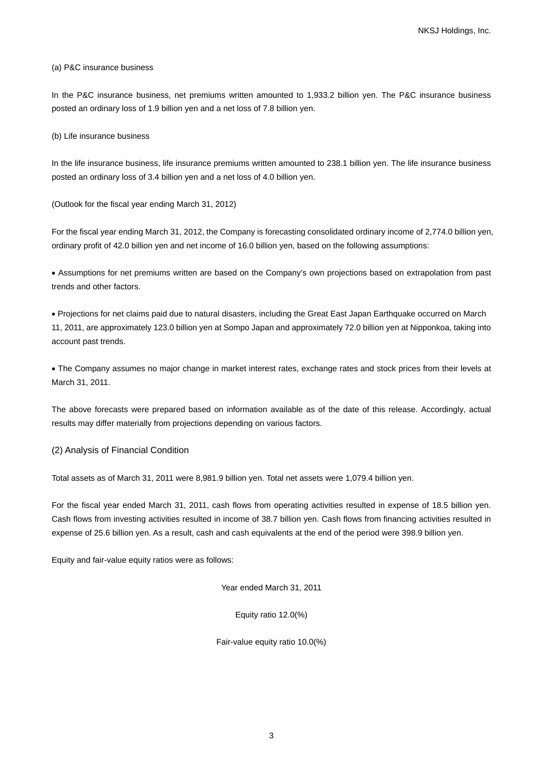(a) P&C insurance business

In the P&C insurance business, net premiums written amounted to 1,933.2 billion yen. The P&C insurance business posted an ordinary loss of 1.9 billion yen and a net loss of 7.8 billion yen.

(b) Life insurance business

In the life insurance business, life insurance premiums written amounted to 238.1 billion yen. The life insurance business posted an ordinary loss of 3.4 billion yen and a net loss of 4.0 billion yen.

(Outlook for the fiscal year ending March 31, 2012)

For the fiscal year ending March 31, 2012, the Company is forecasting consolidated ordinary income of 2,774.0 billion yen, ordinary profit of 42.0 billion yen and net income of 16.0 billion yen, based on the following assumptions:

- Assumptions for net premiums written are based on the Company's own projections based on extrapolation from past trends and other factors.

- Projections for net claims paid due to natural disasters, including the Great East Japan Earthquake occurred on March 11, 2011, are approximately 123.0 billion yen at Sompo Japan and approximately 72.0 billion yen at Nipponkoa, taking into account past trends.

- The Company assumes no major change in market interest rates, exchange rates and stock prices from their levels at March 31, 2011.

The above forecasts were prepared based on information available as of the date of this release. Accordingly, actual results may differ materially from projections depending on various factors.

## (2) Analysis of Financial Condition

Total assets as of March 31, 2011 were 8,981.9 billion yen. Total net assets were 1,079.4 billion yen.

For the fiscal year ended March 31, 2011, cash flows from operating activities resulted in expense of 18.5 billion yen. Cash flows from investing activities resulted in income of 38.7 billion yen. Cash flows from financing activities resulted in expense of 25.6 billion yen. As a result, cash and cash equivalents at the end of the period were 398.9 billion yen.

Equity and fair-value equity ratios were as follows:

Year ended March 31, 2011

Equity ratio 12.0(%)

Fair-value equity ratio 10.0(%)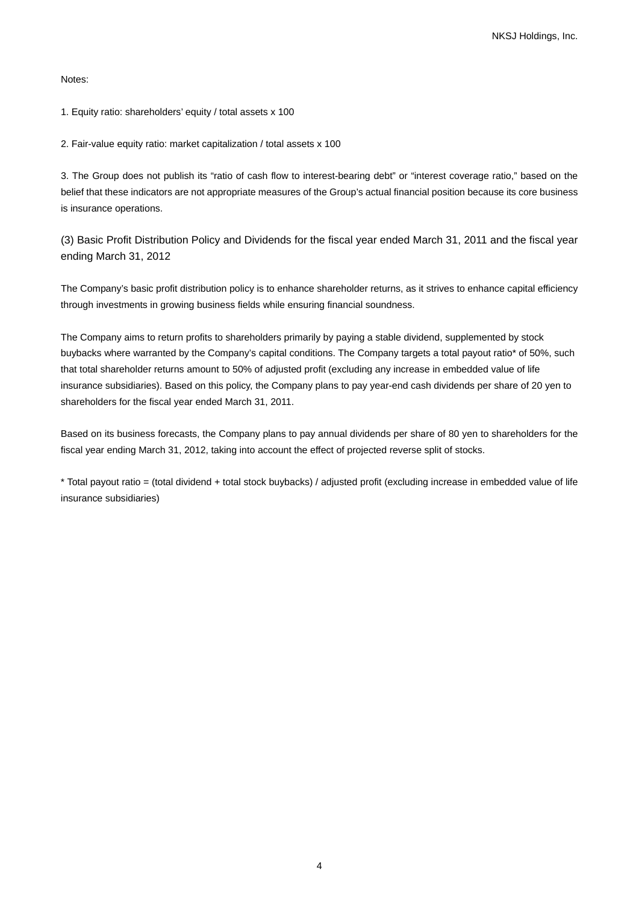Notes:

1. Equity ratio: shareholders' equity / total assets x 100

2. Fair-value equity ratio: market capitalization / total assets x 100

3. The Group does not publish its "ratio of cash flow to interest-bearing debt" or "interest coverage ratio," based on the belief that these indicators are not appropriate measures of the Group's actual financial position because its core business is insurance operations.

### (3) Basic Profit Distribution Policy and Dividends for the fiscal year ended March 31, 2011 and the fiscal year ending March 31, 2012

The Company's basic profit distribution policy is to enhance shareholder returns, as it strives to enhance capital efficiency through investments in growing business fields while ensuring financial soundness.

The Company aims to return profits to shareholders primarily by paying a stable dividend, supplemented by stock buybacks where warranted by the Company's capital conditions. The Company targets a total payout ratio* of 50%, such that total shareholder returns amount to 50% of adjusted profit (excluding any increase in embedded value of life insurance subsidiaries). Based on this policy, the Company plans to pay year-end cash dividends per share of 20 yen to shareholders for the fiscal year ended March 31, 2011.

Based on its business forecasts, the Company plans to pay annual dividends per share of 80 yen to shareholders for the fiscal year ending March 31, 2012, taking into account the effect of projected reverse split of stocks.

* Total payout ratio = (total dividend + total stock buybacks) / adjusted profit (excluding increase in embedded value of life insurance subsidiaries)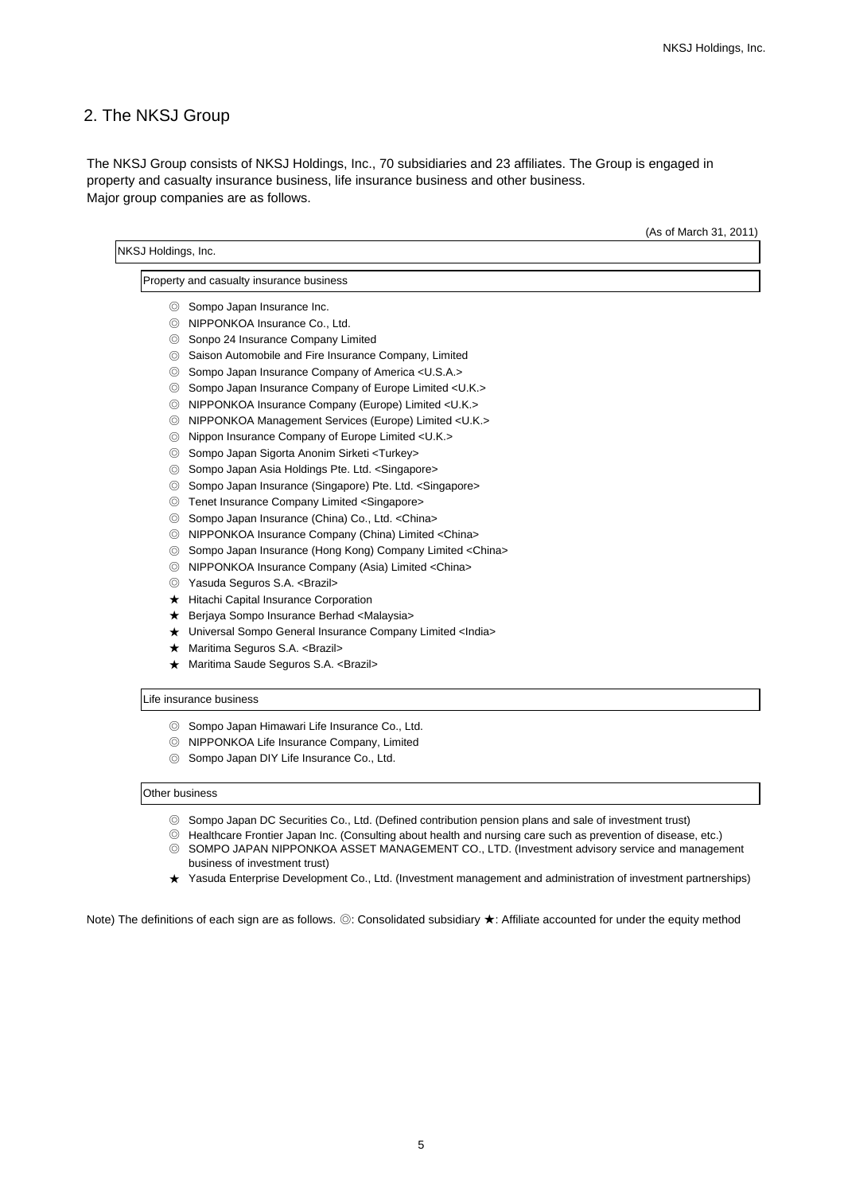## 2. The NKSJ Group

The NKSJ Group consists of NKSJ Holdings, Inc., 70 subsidiaries and 23 affiliates. The Group is engaged in property and casualty insurance business, life insurance business and other business.
Major group companies are as follows.

(As of March 31, 2011)

NKSJ Holdings, Inc.

Property and casualty insurance business

- ◎ Sompo Japan Insurance Inc.
- ◎ NIPPONKOA Insurance Co., Ltd.
- ◎ Sonpo 24 Insurance Company Limited
- ◎ Saison Automobile and Fire Insurance Company, Limited
- ◎ Sompo Japan Insurance Company of America <U.S.A.>
- ◎ Sompo Japan Insurance Company of Europe Limited <U.K.>
- ◎ NIPPONKOA Insurance Company (Europe) Limited <U.K.>
- ◎ NIPPONKOA Management Services (Europe) Limited <U.K.>
- ◎ Nippon Insurance Company of Europe Limited <U.K.>
- ◎ Sompo Japan Sigorta Anonim Sirketi <Turkey>
- ◎ Sompo Japan Asia Holdings Pte. Ltd. <Singapore>
- ◎ Sompo Japan Insurance (Singapore) Pte. Ltd. <Singapore>
- ◎ Tenet Insurance Company Limited <Singapore>
- ◎ Sompo Japan Insurance (China) Co., Ltd. <China>
- ◎ NIPPONKOA Insurance Company (China) Limited <China>
- ◎ Sompo Japan Insurance (Hong Kong) Company Limited <China>
- ◎ NIPPONKOA Insurance Company (Asia) Limited <China>
- ◎ Yasuda Seguros S.A. <Brazil>
- ★ Hitachi Capital Insurance Corporation
- ★ Berjaya Sompo Insurance Berhad <Malaysia>
- ★ Universal Sompo General Insurance Company Limited <India>
- ★ Maritima Seguros S.A. <Brazil>
- ★ Maritima Saude Seguros S.A. <Brazil>

Life insurance business

- ◎ Sompo Japan Himawari Life Insurance Co., Ltd.
- ◎ NIPPONKOA Life Insurance Company, Limited
- ◎ Sompo Japan DIY Life Insurance Co., Ltd.

Other business

- ◎ Sompo Japan DC Securities Co., Ltd. (Defined contribution pension plans and sale of investment trust)
- ◎ Healthcare Frontier Japan Inc. (Consulting about health and nursing care such as prevention of disease, etc.)
- ◎ SOMPO JAPAN NIPPONKOA ASSET MANAGEMENT CO., LTD. (Investment advisory service and management business of investment trust)
- ★ Yasuda Enterprise Development Co., Ltd. (Investment management and administration of investment partnerships)

Note) The definitions of each sign are as follows. ◎: Consolidated subsidiary ★: Affiliate accounted for under the equity method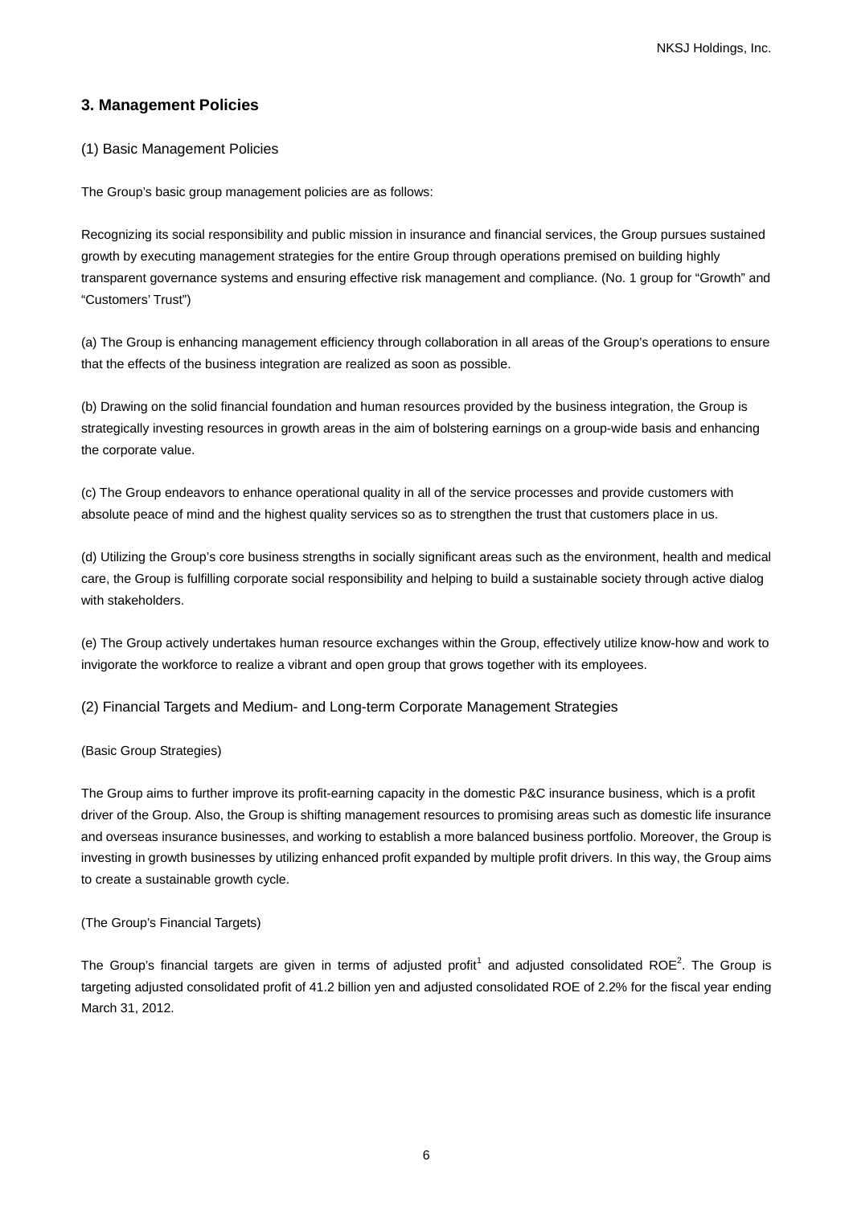## 3. Management Policies

### (1) Basic Management Policies

The Group's basic group management policies are as follows:

Recognizing its social responsibility and public mission in insurance and financial services, the Group pursues sustained growth by executing management strategies for the entire Group through operations premised on building highly transparent governance systems and ensuring effective risk management and compliance. (No. 1 group for "Growth" and "Customers' Trust")

(a) The Group is enhancing management efficiency through collaboration in all areas of the Group's operations to ensure that the effects of the business integration are realized as soon as possible.

(b) Drawing on the solid financial foundation and human resources provided by the business integration, the Group is strategically investing resources in growth areas in the aim of bolstering earnings on a group-wide basis and enhancing the corporate value.

(c) The Group endeavors to enhance operational quality in all of the service processes and provide customers with absolute peace of mind and the highest quality services so as to strengthen the trust that customers place in us.

(d) Utilizing the Group's core business strengths in socially significant areas such as the environment, health and medical care, the Group is fulfilling corporate social responsibility and helping to build a sustainable society through active dialog with stakeholders.

(e) The Group actively undertakes human resource exchanges within the Group, effectively utilize know-how and work to invigorate the workforce to realize a vibrant and open group that grows together with its employees.

### (2) Financial Targets and Medium- and Long-term Corporate Management Strategies

(Basic Group Strategies)

The Group aims to further improve its profit-earning capacity in the domestic P&C insurance business, which is a profit driver of the Group. Also, the Group is shifting management resources to promising areas such as domestic life insurance and overseas insurance businesses, and working to establish a more balanced business portfolio. Moreover, the Group is investing in growth businesses by utilizing enhanced profit expanded by multiple profit drivers. In this way, the Group aims to create a sustainable growth cycle.

(The Group's Financial Targets)

The Group's financial targets are given in terms of adjusted profit[1] and adjusted consolidated ROE[2]. The Group is targeting adjusted consolidated profit of 41.2 billion yen and adjusted consolidated ROE of 2.2% for the fiscal year ending March 31, 2012.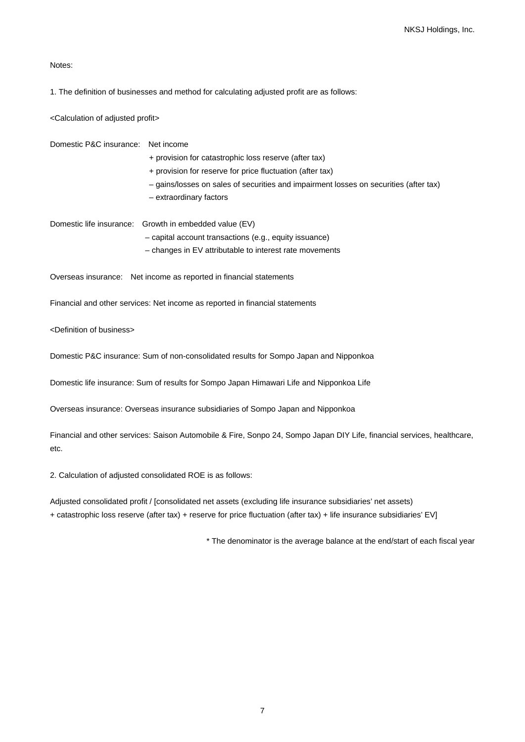Notes:

1. The definition of businesses and method for calculating adjusted profit are as follows:

<Calculation of adjusted profit>

Domestic P&C insurance: Net income
+ provision for catastrophic loss reserve (after tax)
+ provision for reserve for price fluctuation (after tax)
– gains/losses on sales of securities and impairment losses on securities (after tax)
– extraordinary factors

Domestic life insurance: Growth in embedded value (EV)
– capital account transactions (e.g., equity issuance)
– changes in EV attributable to interest rate movements

Overseas insurance: Net income as reported in financial statements

Financial and other services: Net income as reported in financial statements

<Definition of business>

Domestic P&C insurance: Sum of non-consolidated results for Sompo Japan and Nipponkoa

Domestic life insurance: Sum of results for Sompo Japan Himawari Life and Nipponkoa Life

Overseas insurance: Overseas insurance subsidiaries of Sompo Japan and Nipponkoa

Financial and other services: Saison Automobile & Fire, Sonpo 24, Sompo Japan DIY Life, financial services, healthcare, etc.

2. Calculation of adjusted consolidated ROE is as follows:

Adjusted consolidated profit / [consolidated net assets (excluding life insurance subsidiaries' net assets) + catastrophic loss reserve (after tax) + reserve for price fluctuation (after tax) + life insurance subsidiaries' EV]

\* The denominator is the average balance at the end/start of each fiscal year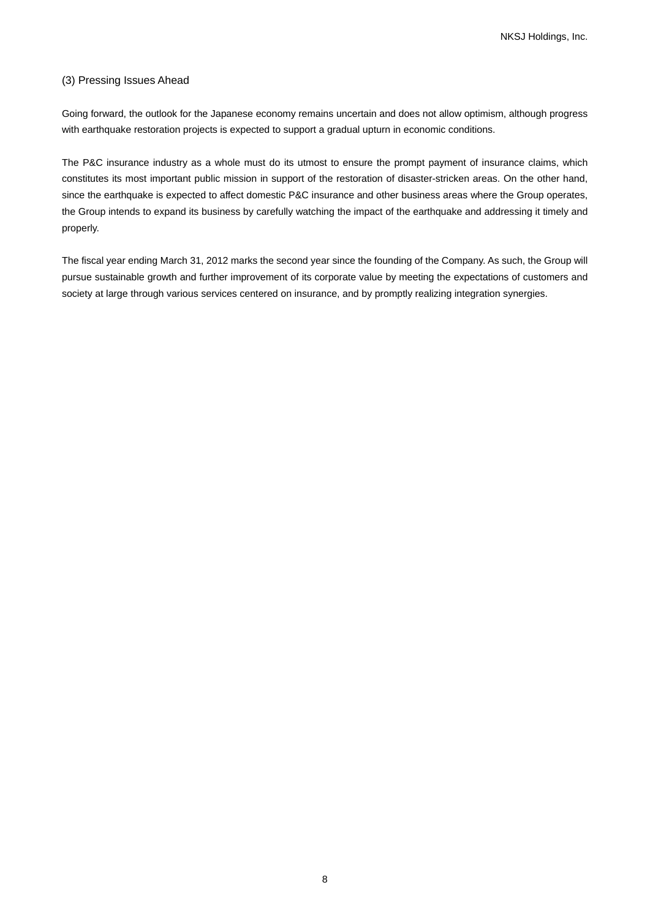### (3) Pressing Issues Ahead

Going forward, the outlook for the Japanese economy remains uncertain and does not allow optimism, although progress with earthquake restoration projects is expected to support a gradual upturn in economic conditions.

The P&C insurance industry as a whole must do its utmost to ensure the prompt payment of insurance claims, which constitutes its most important public mission in support of the restoration of disaster-stricken areas. On the other hand, since the earthquake is expected to affect domestic P&C insurance and other business areas where the Group operates, the Group intends to expand its business by carefully watching the impact of the earthquake and addressing it timely and properly.

The fiscal year ending March 31, 2012 marks the second year since the founding of the Company. As such, the Group will pursue sustainable growth and further improvement of its corporate value by meeting the expectations of customers and society at large through various services centered on insurance, and by promptly realizing integration synergies.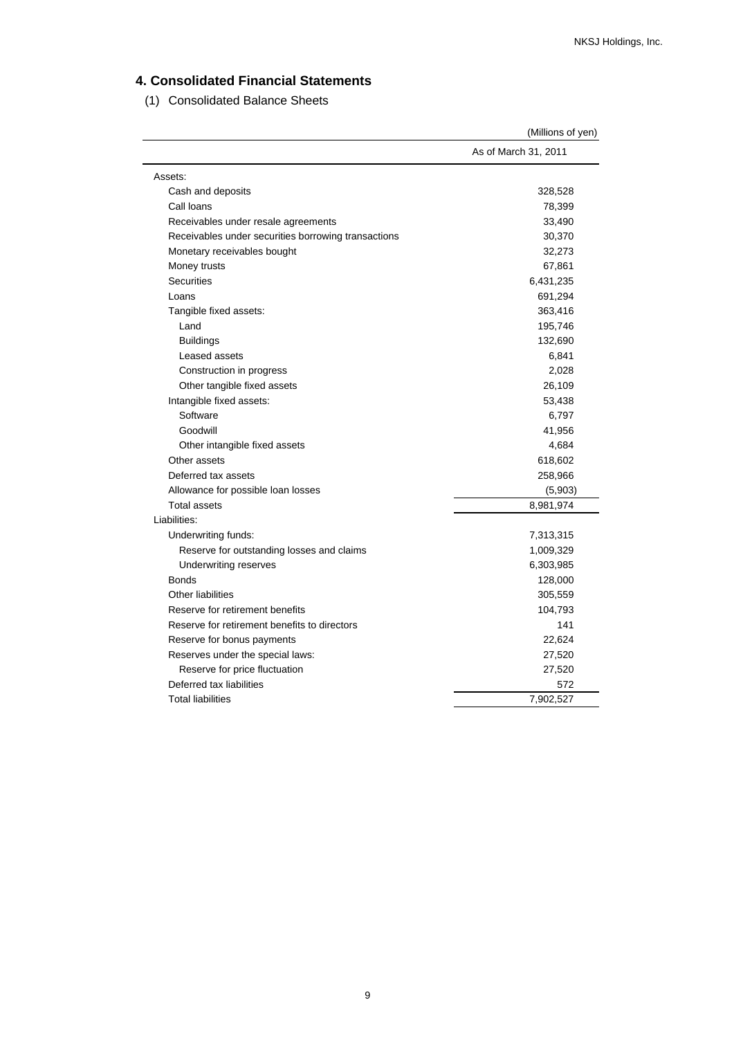## 4. Consolidated Financial Statements

### (1) Consolidated Balance Sheets

(Millions of yen)

| | As of March 31, 2011 |
|---|---|
| Assets: | |
| Cash and deposits | 328,528 |
| Call loans | 78,399 |
| Receivables under resale agreements | 33,490 |
| Receivables under securities borrowing transactions | 30,370 |
| Monetary receivables bought | 32,273 |
| Money trusts | 67,861 |
| Securities | 6,431,235 |
| Loans | 691,294 |
| Tangible fixed assets: | 363,416 |
| Land | 195,746 |
| Buildings | 132,690 |
| Leased assets | 6,841 |
| Construction in progress | 2,028 |
| Other tangible fixed assets | 26,109 |
| Intangible fixed assets: | 53,438 |
| Software | 6,797 |
| Goodwill | 41,956 |
| Other intangible fixed assets | 4,684 |
| Other assets | 618,602 |
| Deferred tax assets | 258,966 |
| Allowance for possible loan losses | (5,903) |
| Total assets | 8,981,974 |
| Liabilities: | |
| Underwriting funds: | 7,313,315 |
| Reserve for outstanding losses and claims | 1,009,329 |
| Underwriting reserves | 6,303,985 |
| Bonds | 128,000 |
| Other liabilities | 305,559 |
| Reserve for retirement benefits | 104,793 |
| Reserve for retirement benefits to directors | 141 |
| Reserve for bonus payments | 22,624 |
| Reserves under the special laws: | 27,520 |
| Reserve for price fluctuation | 27,520 |
| Deferred tax liabilities | 572 |
| Total liabilities | 7,902,527 |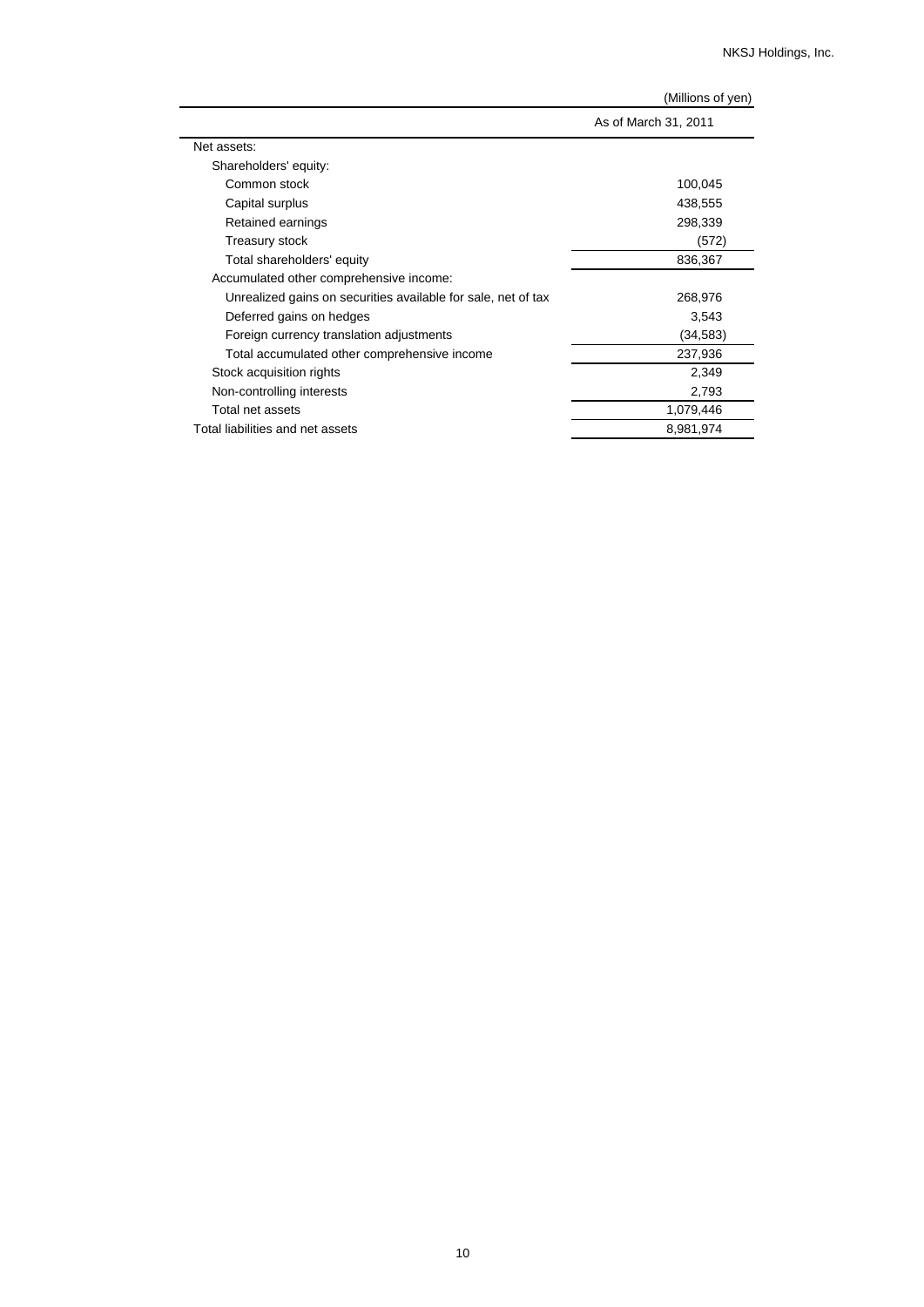(Millions of yen)

| | As of March 31, 2011 |
|---|---|
| Net assets: | |
| Shareholders' equity: | |
| Common stock | 100,045 |
| Capital surplus | 438,555 |
| Retained earnings | 298,339 |
| Treasury stock | (572) |
| Total shareholders' equity | 836,367 |
| Accumulated other comprehensive income: | |
| Unrealized gains on securities available for sale, net of tax | 268,976 |
| Deferred gains on hedges | 3,543 |
| Foreign currency translation adjustments | (34,583) |
| Total accumulated other comprehensive income | 237,936 |
| Stock acquisition rights | 2,349 |
| Non-controlling interests | 2,793 |
| Total net assets | 1,079,446 |
| Total liabilities and net assets | 8,981,974 |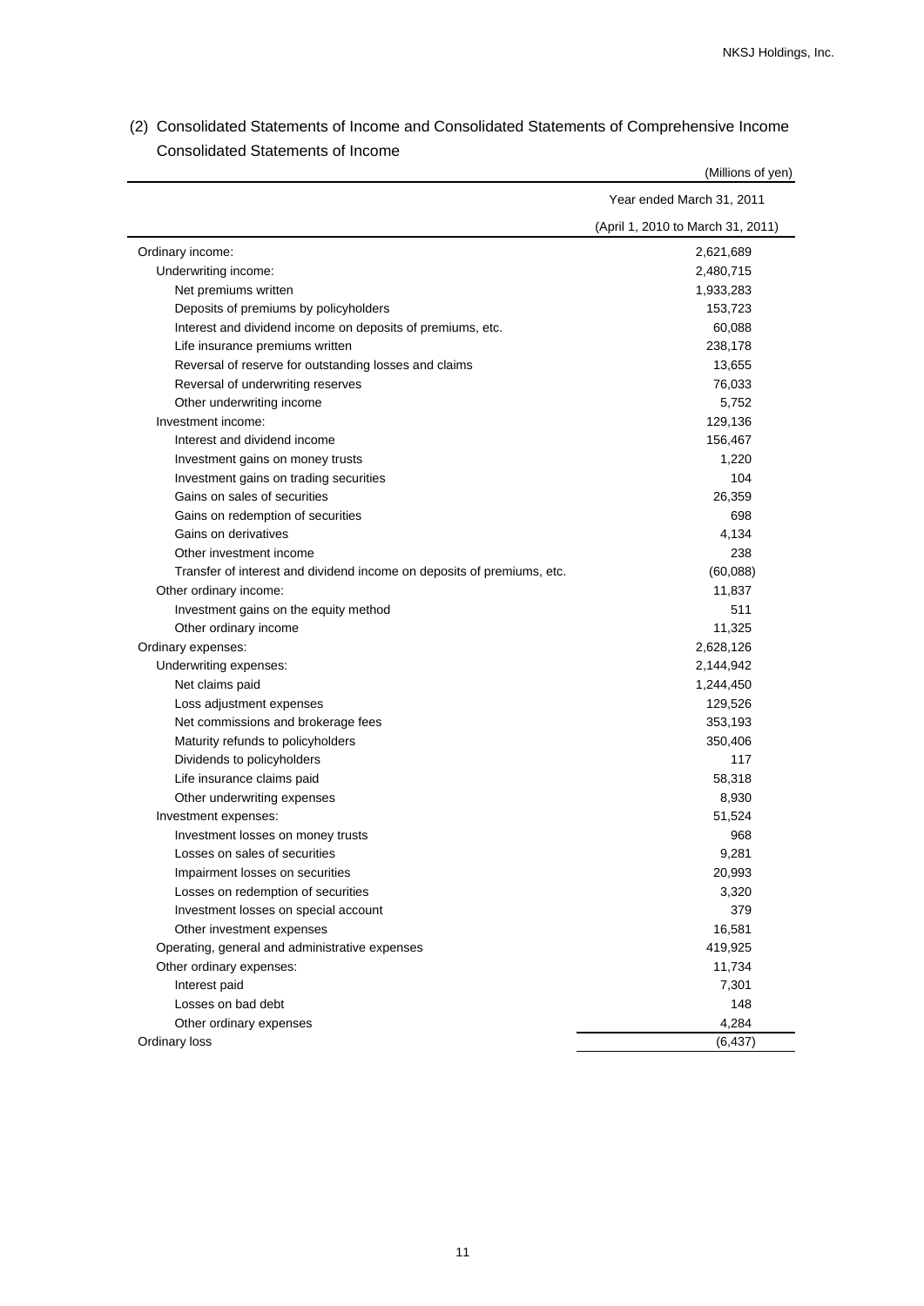## (2) Consolidated Statements of Income and Consolidated Statements of Comprehensive Income

### Consolidated Statements of Income

(Millions of yen)

| | Year ended March 31, 2011 (April 1, 2010 to March 31, 2011) |
|---|---|
| Ordinary income: | 2,621,689 |
| Underwriting income: | 2,480,715 |
| Net premiums written | 1,933,283 |
| Deposits of premiums by policyholders | 153,723 |
| Interest and dividend income on deposits of premiums, etc. | 60,088 |
| Life insurance premiums written | 238,178 |
| Reversal of reserve for outstanding losses and claims | 13,655 |
| Reversal of underwriting reserves | 76,033 |
| Other underwriting income | 5,752 |
| Investment income: | 129,136 |
| Interest and dividend income | 156,467 |
| Investment gains on money trusts | 1,220 |
| Investment gains on trading securities | 104 |
| Gains on sales of securities | 26,359 |
| Gains on redemption of securities | 698 |
| Gains on derivatives | 4,134 |
| Other investment income | 238 |
| Transfer of interest and dividend income on deposits of premiums, etc. | (60,088) |
| Other ordinary income: | 11,837 |
| Investment gains on the equity method | 511 |
| Other ordinary income | 11,325 |
| Ordinary expenses: | 2,628,126 |
| Underwriting expenses: | 2,144,942 |
| Net claims paid | 1,244,450 |
| Loss adjustment expenses | 129,526 |
| Net commissions and brokerage fees | 353,193 |
| Maturity refunds to policyholders | 350,406 |
| Dividends to policyholders | 117 |
| Life insurance claims paid | 58,318 |
| Other underwriting expenses | 8,930 |
| Investment expenses: | 51,524 |
| Investment losses on money trusts | 968 |
| Losses on sales of securities | 9,281 |
| Impairment losses on securities | 20,993 |
| Losses on redemption of securities | 3,320 |
| Investment losses on special account | 379 |
| Other investment expenses | 16,581 |
| Operating, general and administrative expenses | 419,925 |
| Other ordinary expenses: | 11,734 |
| Interest paid | 7,301 |
| Losses on bad debt | 148 |
| Other ordinary expenses | 4,284 |
| Ordinary loss | (6,437) |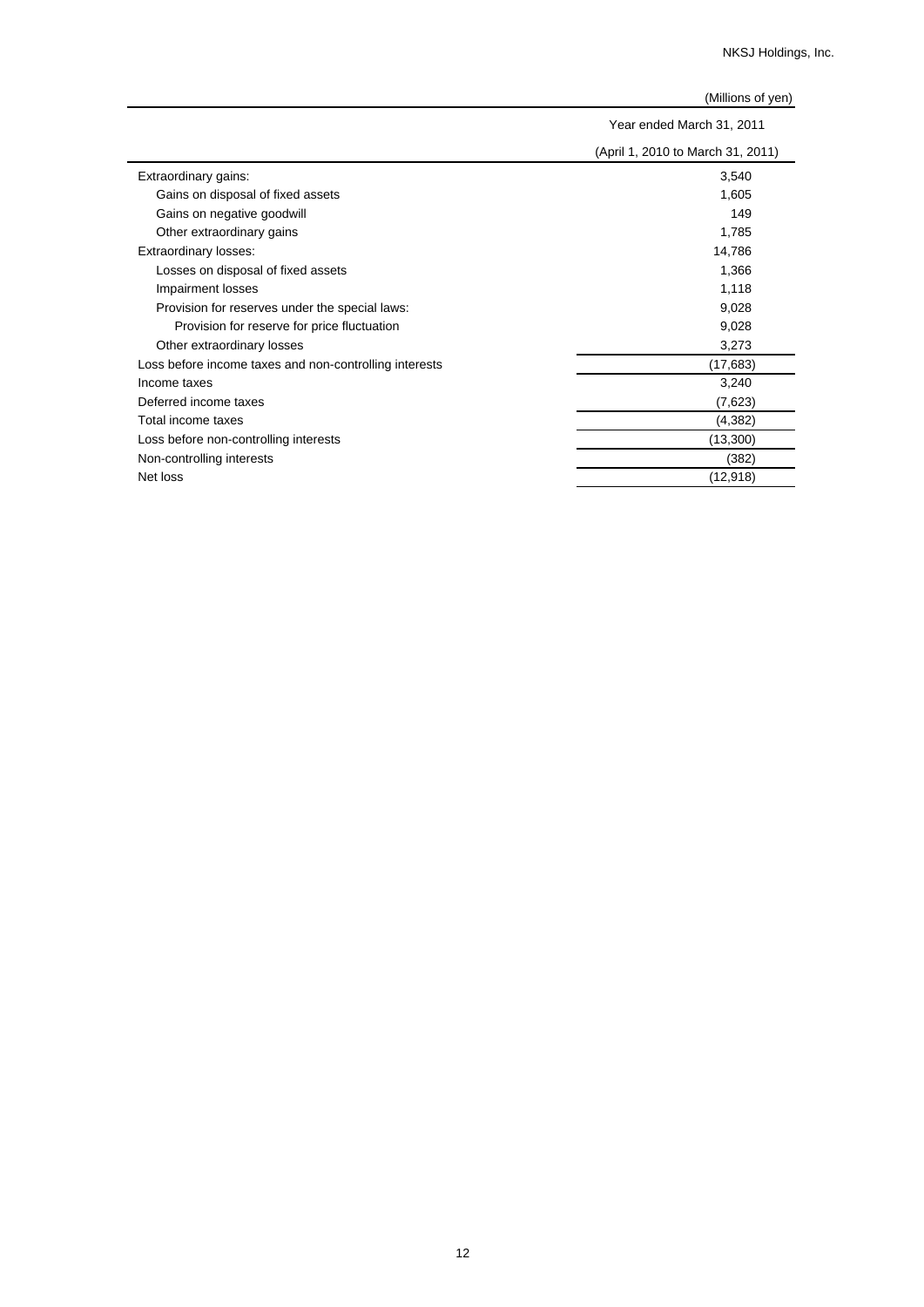(Millions of yen)

| | Year ended March 31, 2011 (April 1, 2010 to March 31, 2011) |
|---|---|
| Extraordinary gains: | 3,540 |
| Gains on disposal of fixed assets | 1,605 |
| Gains on negative goodwill | 149 |
| Other extraordinary gains | 1,785 |
| Extraordinary losses: | 14,786 |
| Losses on disposal of fixed assets | 1,366 |
| Impairment losses | 1,118 |
| Provision for reserves under the special laws: | 9,028 |
| Provision for reserve for price fluctuation | 9,028 |
| Other extraordinary losses | 3,273 |
| Loss before income taxes and non-controlling interests | (17,683) |
| Income taxes | 3,240 |
| Deferred income taxes | (7,623) |
| Total income taxes | (4,382) |
| Loss before non-controlling interests | (13,300) |
| Non-controlling interests | (382) |
| Net loss | (12,918) |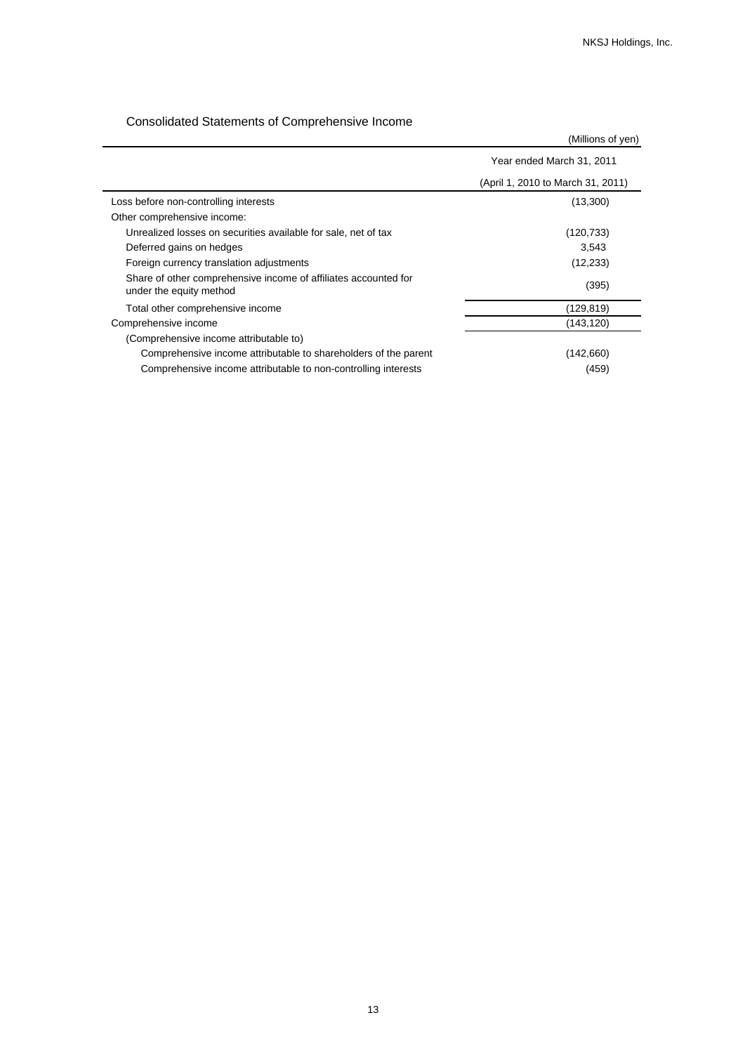## Consolidated Statements of Comprehensive Income

(Millions of yen)

| | Year ended March 31, 2011 (April 1, 2010 to March 31, 2011) |
|---|---|
| Loss before non-controlling interests | (13,300) |
| Other comprehensive income: | |
| Unrealized losses on securities available for sale, net of tax | (120,733) |
| Deferred gains on hedges | 3,543 |
| Foreign currency translation adjustments | (12,233) |
| Share of other comprehensive income of affiliates accounted for under the equity method | (395) |
| Total other comprehensive income | (129,819) |
| Comprehensive income | (143,120) |
| (Comprehensive income attributable to) | |
| Comprehensive income attributable to shareholders of the parent | (142,660) |
| Comprehensive income attributable to non-controlling interests | (459) |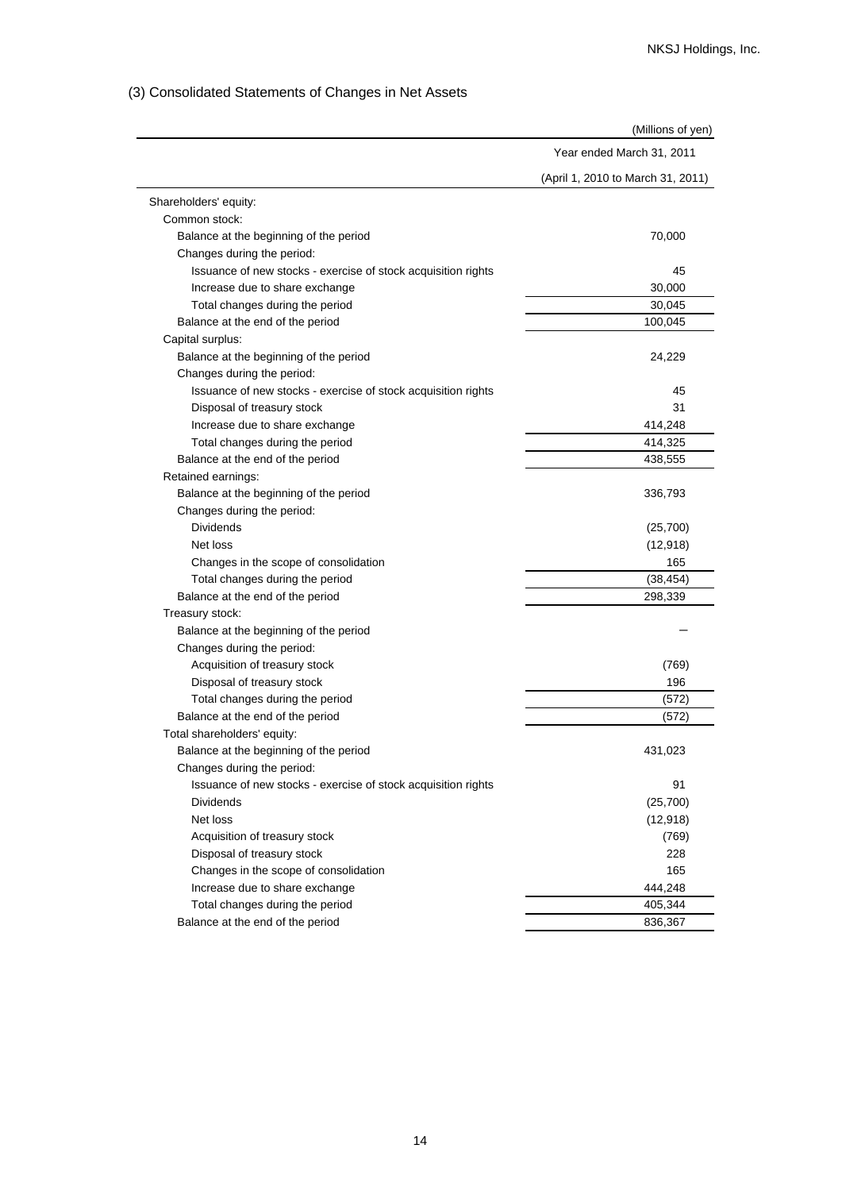## (3) Consolidated Statements of Changes in Net Assets

| | (Millions of yen) |
|---|---|
| | Year ended March 31, 2011 |
| | (April 1, 2010 to March 31, 2011) |
| Shareholders' equity: | |
| Common stock: | |
| Balance at the beginning of the period | 70,000 |
| Changes during the period: | |
| Issuance of new stocks - exercise of stock acquisition rights | 45 |
| Increase due to share exchange | 30,000 |
| Total changes during the period | 30,045 |
| Balance at the end of the period | 100,045 |
| Capital surplus: | |
| Balance at the beginning of the period | 24,229 |
| Changes during the period: | |
| Issuance of new stocks - exercise of stock acquisition rights | 45 |
| Disposal of treasury stock | 31 |
| Increase due to share exchange | 414,248 |
| Total changes during the period | 414,325 |
| Balance at the end of the period | 438,555 |
| Retained earnings: | |
| Balance at the beginning of the period | 336,793 |
| Changes during the period: | |
| Dividends | (25,700) |
| Net loss | (12,918) |
| Changes in the scope of consolidation | 165 |
| Total changes during the period | (38,454) |
| Balance at the end of the period | 298,339 |
| Treasury stock: | |
| Balance at the beginning of the period | ― |
| Changes during the period: | |
| Acquisition of treasury stock | (769) |
| Disposal of treasury stock | 196 |
| Total changes during the period | (572) |
| Balance at the end of the period | (572) |
| Total shareholders' equity: | |
| Balance at the beginning of the period | 431,023 |
| Changes during the period: | |
| Issuance of new stocks - exercise of stock acquisition rights | 91 |
| Dividends | (25,700) |
| Net loss | (12,918) |
| Acquisition of treasury stock | (769) |
| Disposal of treasury stock | 228 |
| Changes in the scope of consolidation | 165 |
| Increase due to share exchange | 444,248 |
| Total changes during the period | 405,344 |
| Balance at the end of the period | 836,367 |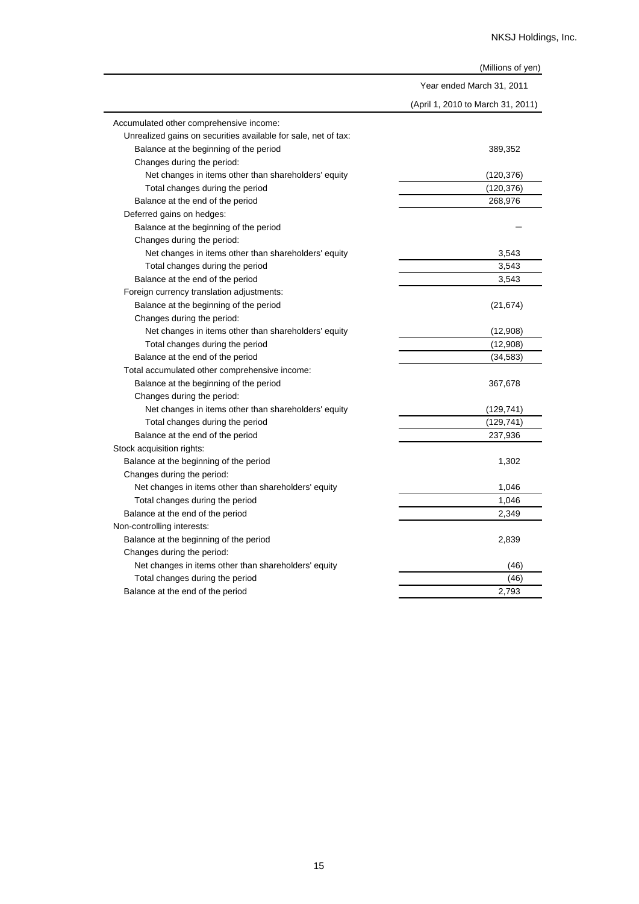| (Millions of yen) | Year ended March 31, 2011 (April 1, 2010 to March 31, 2011) |
|---|---|
| Accumulated other comprehensive income: | |
| Unrealized gains on securities available for sale, net of tax: | |
| Balance at the beginning of the period | 389,352 |
| Changes during the period: | |
| Net changes in items other than shareholders' equity | (120,376) |
| Total changes during the period | (120,376) |
| Balance at the end of the period | 268,976 |
| Deferred gains on hedges: | |
| Balance at the beginning of the period | － |
| Changes during the period: | |
| Net changes in items other than shareholders' equity | 3,543 |
| Total changes during the period | 3,543 |
| Balance at the end of the period | 3,543 |
| Foreign currency translation adjustments: | |
| Balance at the beginning of the period | (21,674) |
| Changes during the period: | |
| Net changes in items other than shareholders' equity | (12,908) |
| Total changes during the period | (12,908) |
| Balance at the end of the period | (34,583) |
| Total accumulated other comprehensive income: | |
| Balance at the beginning of the period | 367,678 |
| Changes during the period: | |
| Net changes in items other than shareholders' equity | (129,741) |
| Total changes during the period | (129,741) |
| Balance at the end of the period | 237,936 |
| Stock acquisition rights: | |
| Balance at the beginning of the period | 1,302 |
| Changes during the period: | |
| Net changes in items other than shareholders' equity | 1,046 |
| Total changes during the period | 1,046 |
| Balance at the end of the period | 2,349 |
| Non-controlling interests: | |
| Balance at the beginning of the period | 2,839 |
| Changes during the period: | |
| Net changes in items other than shareholders' equity | (46) |
| Total changes during the period | (46) |
| Balance at the end of the period | 2,793 |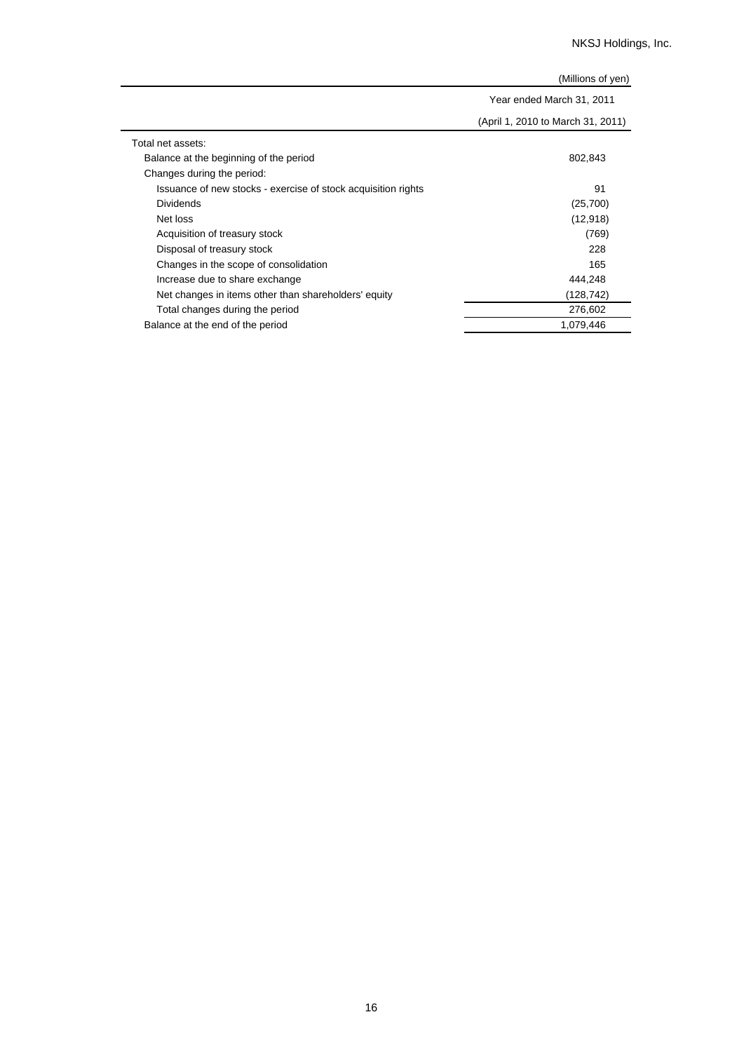(Millions of yen)

| | Year ended March 31, 2011 (April 1, 2010 to March 31, 2011) |
|---|---|
| Total net assets: | |
| Balance at the beginning of the period | 802,843 |
| Changes during the period: | |
| Issuance of new stocks - exercise of stock acquisition rights | 91 |
| Dividends | (25,700) |
| Net loss | (12,918) |
| Acquisition of treasury stock | (769) |
| Disposal of treasury stock | 228 |
| Changes in the scope of consolidation | 165 |
| Increase due to share exchange | 444,248 |
| Net changes in items other than shareholders' equity | (128,742) |
| Total changes during the period | 276,602 |
| Balance at the end of the period | 1,079,446 |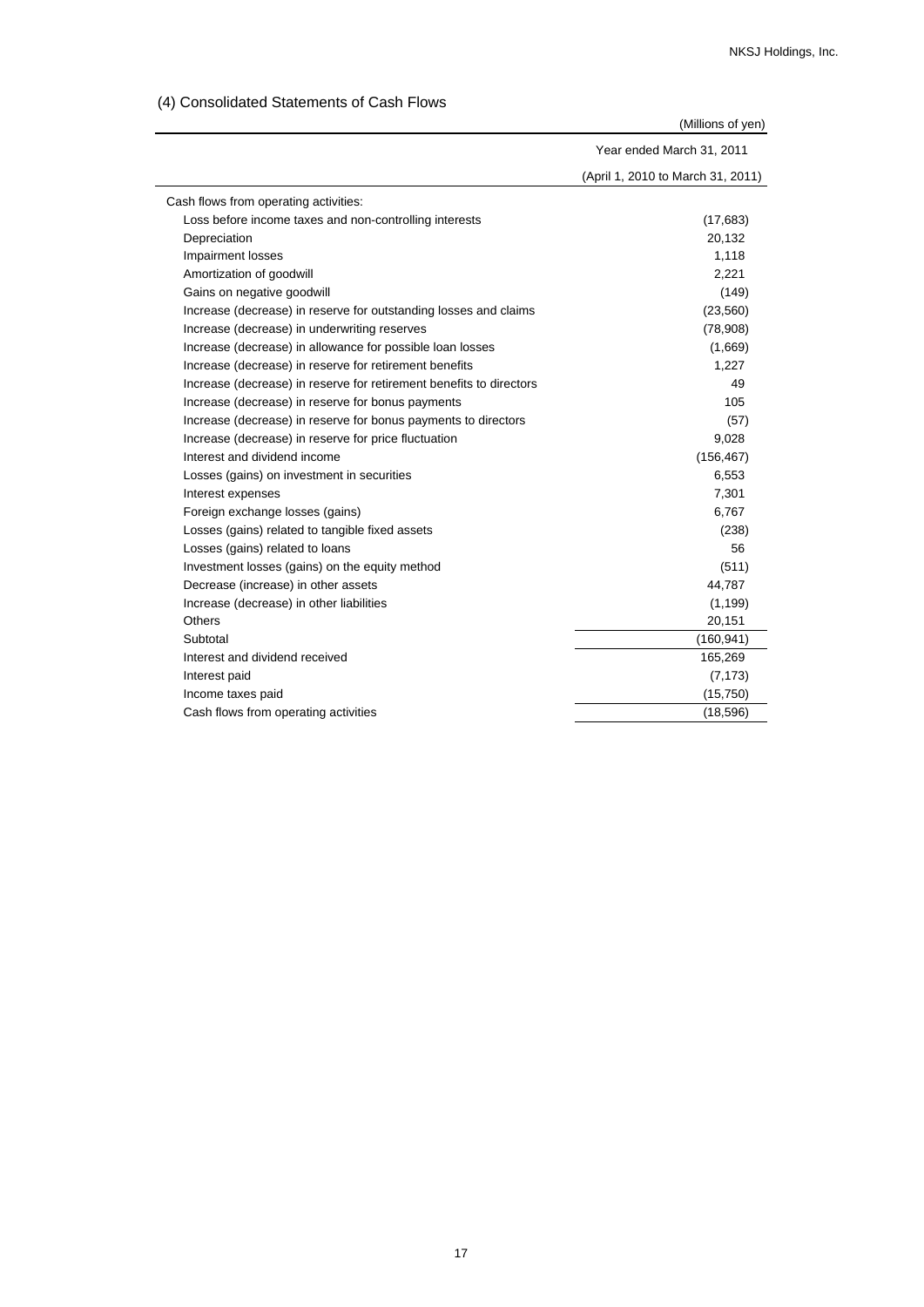## (4) Consolidated Statements of Cash Flows

(Millions of yen)

| | Year ended March 31, 2011 |
|---|---|
| | (April 1, 2010 to March 31, 2011) |
| Cash flows from operating activities: | |
| Loss before income taxes and non-controlling interests | (17,683) |
| Depreciation | 20,132 |
| Impairment losses | 1,118 |
| Amortization of goodwill | 2,221 |
| Gains on negative goodwill | (149) |
| Increase (decrease) in reserve for outstanding losses and claims | (23,560) |
| Increase (decrease) in underwriting reserves | (78,908) |
| Increase (decrease) in allowance for possible loan losses | (1,669) |
| Increase (decrease) in reserve for retirement benefits | 1,227 |
| Increase (decrease) in reserve for retirement benefits to directors | 49 |
| Increase (decrease) in reserve for bonus payments | 105 |
| Increase (decrease) in reserve for bonus payments to directors | (57) |
| Increase (decrease) in reserve for price fluctuation | 9,028 |
| Interest and dividend income | (156,467) |
| Losses (gains) on investment in securities | 6,553 |
| Interest expenses | 7,301 |
| Foreign exchange losses (gains) | 6,767 |
| Losses (gains) related to tangible fixed assets | (238) |
| Losses (gains) related to loans | 56 |
| Investment losses (gains) on the equity method | (511) |
| Decrease (increase) in other assets | 44,787 |
| Increase (decrease) in other liabilities | (1,199) |
| Others | 20,151 |
| Subtotal | (160,941) |
| Interest and dividend received | 165,269 |
| Interest paid | (7,173) |
| Income taxes paid | (15,750) |
| Cash flows from operating activities | (18,596) |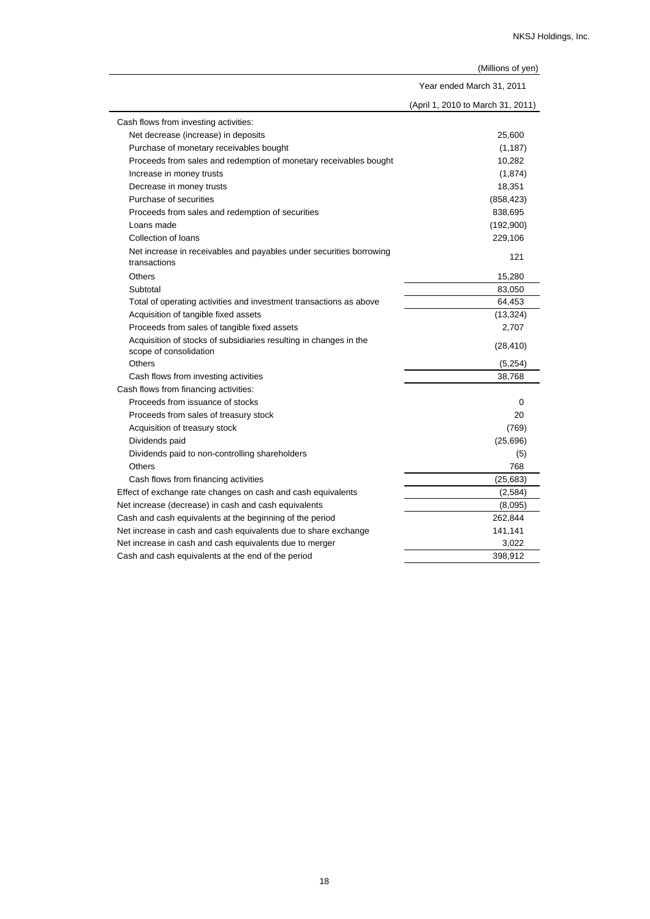(Millions of yen)

| | Year ended March 31, 2011 |
|---|---|
| | (April 1, 2010 to March 31, 2011) |
| Cash flows from investing activities: | |
| Net decrease (increase) in deposits | 25,600 |
| Purchase of monetary receivables bought | (1,187) |
| Proceeds from sales and redemption of monetary receivables bought | 10,282 |
| Increase in money trusts | (1,874) |
| Decrease in money trusts | 18,351 |
| Purchase of securities | (858,423) |
| Proceeds from sales and redemption of securities | 838,695 |
| Loans made | (192,900) |
| Collection of loans | 229,106 |
| Net increase in receivables and payables under securities borrowing transactions | 121 |
| Others | 15,280 |
| Subtotal | 83,050 |
| Total of operating activities and investment transactions as above | 64,453 |
| Acquisition of tangible fixed assets | (13,324) |
| Proceeds from sales of tangible fixed assets | 2,707 |
| Acquisition of stocks of subsidiaries resulting in changes in the scope of consolidation | (28,410) |
| Others | (5,254) |
| Cash flows from investing activities | 38,768 |
| Cash flows from financing activities: | |
| Proceeds from issuance of stocks | 0 |
| Proceeds from sales of treasury stock | 20 |
| Acquisition of treasury stock | (769) |
| Dividends paid | (25,696) |
| Dividends paid to non-controlling shareholders | (5) |
| Others | 768 |
| Cash flows from financing activities | (25,683) |
| Effect of exchange rate changes on cash and cash equivalents | (2,584) |
| Net increase (decrease) in cash and cash equivalents | (8,095) |
| Cash and cash equivalents at the beginning of the period | 262,844 |
| Net increase in cash and cash equivalents due to share exchange | 141,141 |
| Net increase in cash and cash equivalents due to merger | 3,022 |
| Cash and cash equivalents at the end of the period | 398,912 |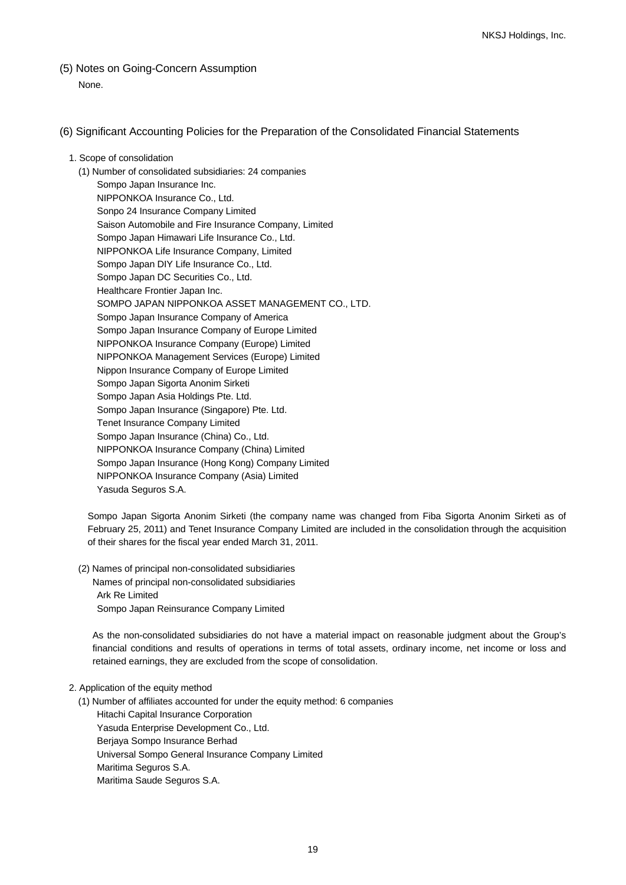## (5) Notes on Going-Concern Assumption

None.

## (6) Significant Accounting Policies for the Preparation of the Consolidated Financial Statements

1. Scope of consolidation

(1) Number of consolidated subsidiaries: 24 companies

Sompo Japan Insurance Inc.
NIPPONKOA Insurance Co., Ltd.
Sonpo 24 Insurance Company Limited
Saison Automobile and Fire Insurance Company, Limited
Sompo Japan Himawari Life Insurance Co., Ltd.
NIPPONKOA Life Insurance Company, Limited
Sompo Japan DIY Life Insurance Co., Ltd.
Sompo Japan DC Securities Co., Ltd.
Healthcare Frontier Japan Inc.
SOMPO JAPAN NIPPONKOA ASSET MANAGEMENT CO., LTD.
Sompo Japan Insurance Company of America
Sompo Japan Insurance Company of Europe Limited
NIPPONKOA Insurance Company (Europe) Limited
NIPPONKOA Management Services (Europe) Limited
Nippon Insurance Company of Europe Limited
Sompo Japan Sigorta Anonim Sirketi
Sompo Japan Asia Holdings Pte. Ltd.
Sompo Japan Insurance (Singapore) Pte. Ltd.
Tenet Insurance Company Limited
Sompo Japan Insurance (China) Co., Ltd.
NIPPONKOA Insurance Company (China) Limited
Sompo Japan Insurance (Hong Kong) Company Limited
NIPPONKOA Insurance Company (Asia) Limited
Yasuda Seguros S.A.

Sompo Japan Sigorta Anonim Sirketi (the company name was changed from Fiba Sigorta Anonim Sirketi as of February 25, 2011) and Tenet Insurance Company Limited are included in the consolidation through the acquisition of their shares for the fiscal year ended March 31, 2011.

(2) Names of principal non-consolidated subsidiaries

Names of principal non-consolidated subsidiaries

Ark Re Limited
Sompo Japan Reinsurance Company Limited

As the non-consolidated subsidiaries do not have a material impact on reasonable judgment about the Group's financial conditions and results of operations in terms of total assets, ordinary income, net income or loss and retained earnings, they are excluded from the scope of consolidation.

2. Application of the equity method

(1) Number of affiliates accounted for under the equity method: 6 companies

Hitachi Capital Insurance Corporation
Yasuda Enterprise Development Co., Ltd.
Berjaya Sompo Insurance Berhad
Universal Sompo General Insurance Company Limited
Maritima Seguros S.A.
Maritima Saude Seguros S.A.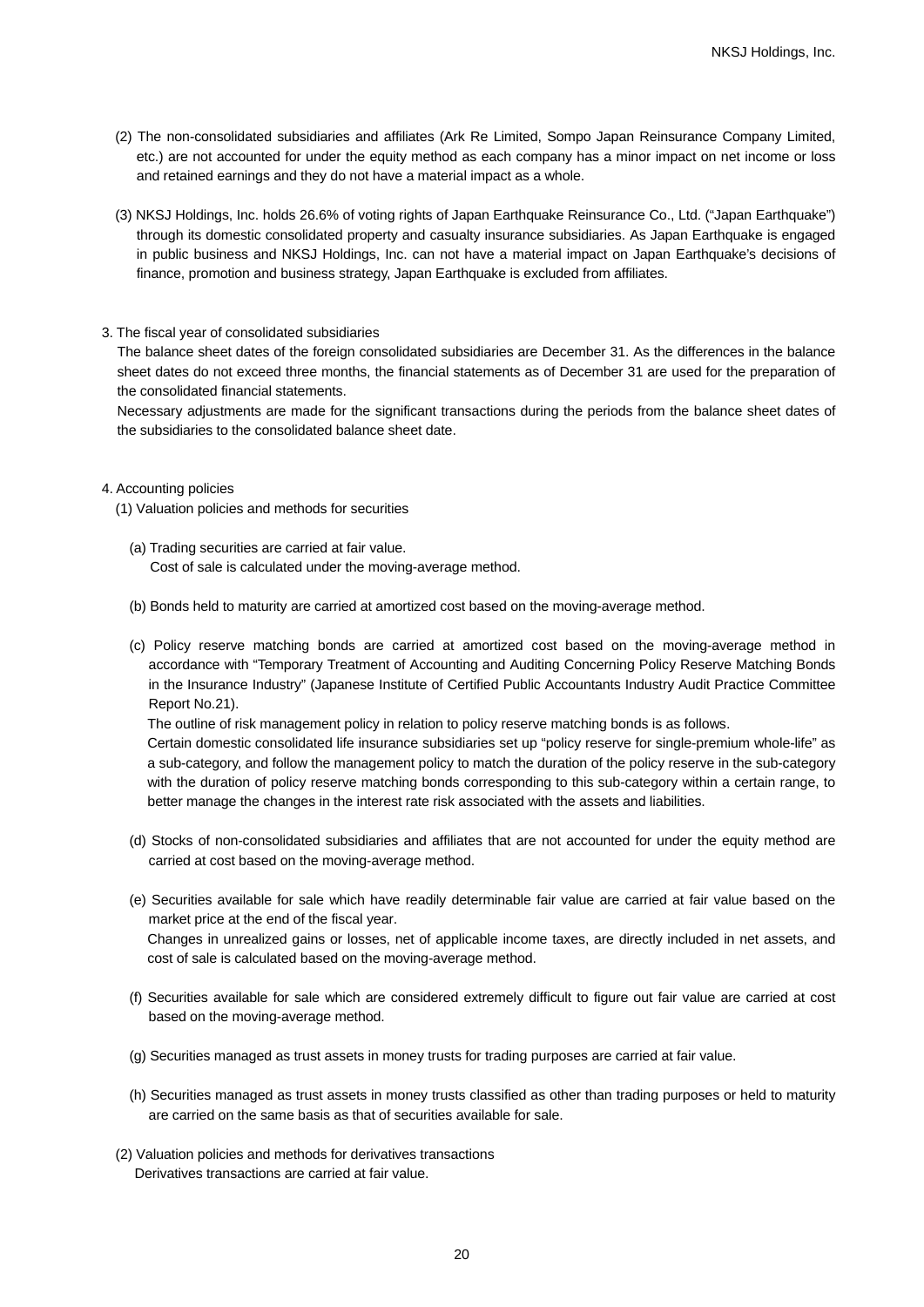(2) The non-consolidated subsidiaries and affiliates (Ark Re Limited, Sompo Japan Reinsurance Company Limited, etc.) are not accounted for under the equity method as each company has a minor impact on net income or loss and retained earnings and they do not have a material impact as a whole.

(3) NKSJ Holdings, Inc. holds 26.6% of voting rights of Japan Earthquake Reinsurance Co., Ltd. ("Japan Earthquake") through its domestic consolidated property and casualty insurance subsidiaries. As Japan Earthquake is engaged in public business and NKSJ Holdings, Inc. can not have a material impact on Japan Earthquake's decisions of finance, promotion and business strategy, Japan Earthquake is excluded from affiliates.

3. The fiscal year of consolidated subsidiaries

The balance sheet dates of the foreign consolidated subsidiaries are December 31. As the differences in the balance sheet dates do not exceed three months, the financial statements as of December 31 are used for the preparation of the consolidated financial statements.

Necessary adjustments are made for the significant transactions during the periods from the balance sheet dates of the subsidiaries to the consolidated balance sheet date.

4. Accounting policies

(1) Valuation policies and methods for securities

(a) Trading securities are carried at fair value.
Cost of sale is calculated under the moving-average method.

(b) Bonds held to maturity are carried at amortized cost based on the moving-average method.

(c) Policy reserve matching bonds are carried at amortized cost based on the moving-average method in accordance with "Temporary Treatment of Accounting and Auditing Concerning Policy Reserve Matching Bonds in the Insurance Industry" (Japanese Institute of Certified Public Accountants Industry Audit Practice Committee Report No.21).

The outline of risk management policy in relation to policy reserve matching bonds is as follows.

Certain domestic consolidated life insurance subsidiaries set up "policy reserve for single-premium whole-life" as a sub-category, and follow the management policy to match the duration of the policy reserve in the sub-category with the duration of policy reserve matching bonds corresponding to this sub-category within a certain range, to better manage the changes in the interest rate risk associated with the assets and liabilities.

(d) Stocks of non-consolidated subsidiaries and affiliates that are not accounted for under the equity method are carried at cost based on the moving-average method.

(e) Securities available for sale which have readily determinable fair value are carried at fair value based on the market price at the end of the fiscal year.

Changes in unrealized gains or losses, net of applicable income taxes, are directly included in net assets, and cost of sale is calculated based on the moving-average method.

(f) Securities available for sale which are considered extremely difficult to figure out fair value are carried at cost based on the moving-average method.

(g) Securities managed as trust assets in money trusts for trading purposes are carried at fair value.

(h) Securities managed as trust assets in money trusts classified as other than trading purposes or held to maturity are carried on the same basis as that of securities available for sale.

(2) Valuation policies and methods for derivatives transactions

Derivatives transactions are carried at fair value.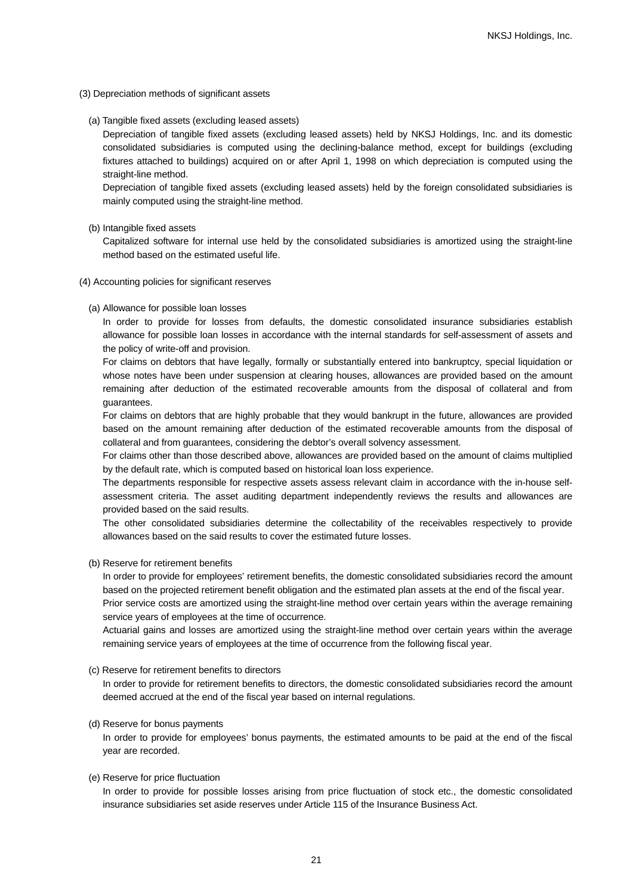(3) Depreciation methods of significant assets

(a) Tangible fixed assets (excluding leased assets)

Depreciation of tangible fixed assets (excluding leased assets) held by NKSJ Holdings, Inc. and its domestic consolidated subsidiaries is computed using the declining-balance method, except for buildings (excluding fixtures attached to buildings) acquired on or after April 1, 1998 on which depreciation is computed using the straight-line method.

Depreciation of tangible fixed assets (excluding leased assets) held by the foreign consolidated subsidiaries is mainly computed using the straight-line method.

(b) Intangible fixed assets

Capitalized software for internal use held by the consolidated subsidiaries is amortized using the straight-line method based on the estimated useful life.

(4) Accounting policies for significant reserves

(a) Allowance for possible loan losses

In order to provide for losses from defaults, the domestic consolidated insurance subsidiaries establish allowance for possible loan losses in accordance with the internal standards for self-assessment of assets and the policy of write-off and provision.

For claims on debtors that have legally, formally or substantially entered into bankruptcy, special liquidation or whose notes have been under suspension at clearing houses, allowances are provided based on the amount remaining after deduction of the estimated recoverable amounts from the disposal of collateral and from guarantees.

For claims on debtors that are highly probable that they would bankrupt in the future, allowances are provided based on the amount remaining after deduction of the estimated recoverable amounts from the disposal of collateral and from guarantees, considering the debtor's overall solvency assessment.

For claims other than those described above, allowances are provided based on the amount of claims multiplied by the default rate, which is computed based on historical loan loss experience.

The departments responsible for respective assets assess relevant claim in accordance with the in-house self-assessment criteria. The asset auditing department independently reviews the results and allowances are provided based on the said results.

The other consolidated subsidiaries determine the collectability of the receivables respectively to provide allowances based on the said results to cover the estimated future losses.

(b) Reserve for retirement benefits

In order to provide for employees' retirement benefits, the domestic consolidated subsidiaries record the amount based on the projected retirement benefit obligation and the estimated plan assets at the end of the fiscal year.

Prior service costs are amortized using the straight-line method over certain years within the average remaining service years of employees at the time of occurrence.

Actuarial gains and losses are amortized using the straight-line method over certain years within the average remaining service years of employees at the time of occurrence from the following fiscal year.

(c) Reserve for retirement benefits to directors

In order to provide for retirement benefits to directors, the domestic consolidated subsidiaries record the amount deemed accrued at the end of the fiscal year based on internal regulations.

(d) Reserve for bonus payments

In order to provide for employees' bonus payments, the estimated amounts to be paid at the end of the fiscal year are recorded.

(e) Reserve for price fluctuation

In order to provide for possible losses arising from price fluctuation of stock etc., the domestic consolidated insurance subsidiaries set aside reserves under Article 115 of the Insurance Business Act.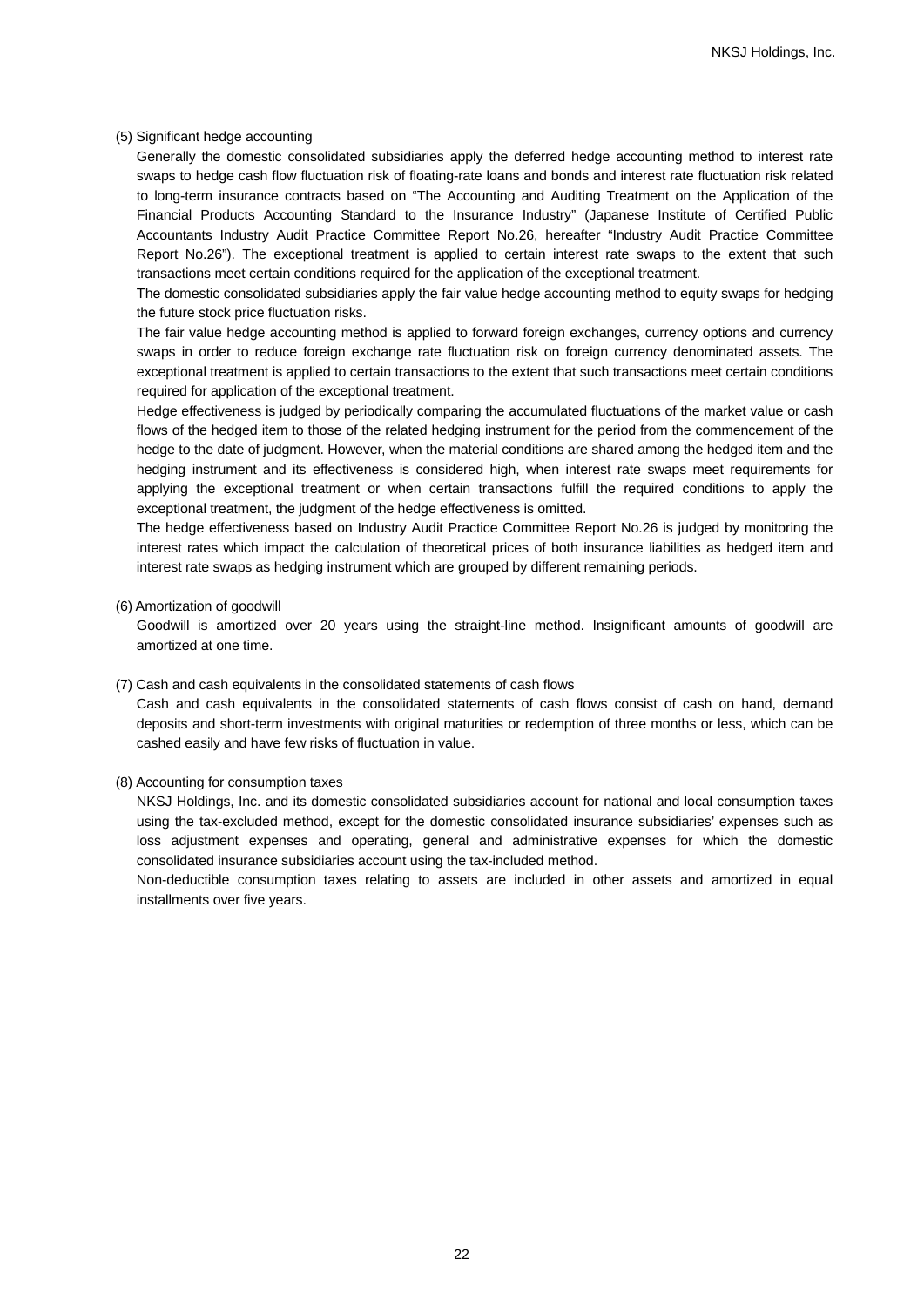(5) Significant hedge accounting

Generally the domestic consolidated subsidiaries apply the deferred hedge accounting method to interest rate swaps to hedge cash flow fluctuation risk of floating-rate loans and bonds and interest rate fluctuation risk related to long-term insurance contracts based on "The Accounting and Auditing Treatment on the Application of the Financial Products Accounting Standard to the Insurance Industry" (Japanese Institute of Certified Public Accountants Industry Audit Practice Committee Report No.26, hereafter "Industry Audit Practice Committee Report No.26"). The exceptional treatment is applied to certain interest rate swaps to the extent that such transactions meet certain conditions required for the application of the exceptional treatment.

The domestic consolidated subsidiaries apply the fair value hedge accounting method to equity swaps for hedging the future stock price fluctuation risks.

The fair value hedge accounting method is applied to forward foreign exchanges, currency options and currency swaps in order to reduce foreign exchange rate fluctuation risk on foreign currency denominated assets. The exceptional treatment is applied to certain transactions to the extent that such transactions meet certain conditions required for application of the exceptional treatment.

Hedge effectiveness is judged by periodically comparing the accumulated fluctuations of the market value or cash flows of the hedged item to those of the related hedging instrument for the period from the commencement of the hedge to the date of judgment. However, when the material conditions are shared among the hedged item and the hedging instrument and its effectiveness is considered high, when interest rate swaps meet requirements for applying the exceptional treatment or when certain transactions fulfill the required conditions to apply the exceptional treatment, the judgment of the hedge effectiveness is omitted.

The hedge effectiveness based on Industry Audit Practice Committee Report No.26 is judged by monitoring the interest rates which impact the calculation of theoretical prices of both insurance liabilities as hedged item and interest rate swaps as hedging instrument which are grouped by different remaining periods.

(6) Amortization of goodwill

Goodwill is amortized over 20 years using the straight-line method. Insignificant amounts of goodwill are amortized at one time.

(7) Cash and cash equivalents in the consolidated statements of cash flows

Cash and cash equivalents in the consolidated statements of cash flows consist of cash on hand, demand deposits and short-term investments with original maturities or redemption of three months or less, which can be cashed easily and have few risks of fluctuation in value.

(8) Accounting for consumption taxes

NKSJ Holdings, Inc. and its domestic consolidated subsidiaries account for national and local consumption taxes using the tax-excluded method, except for the domestic consolidated insurance subsidiaries' expenses such as loss adjustment expenses and operating, general and administrative expenses for which the domestic consolidated insurance subsidiaries account using the tax-included method.

Non-deductible consumption taxes relating to assets are included in other assets and amortized in equal installments over five years.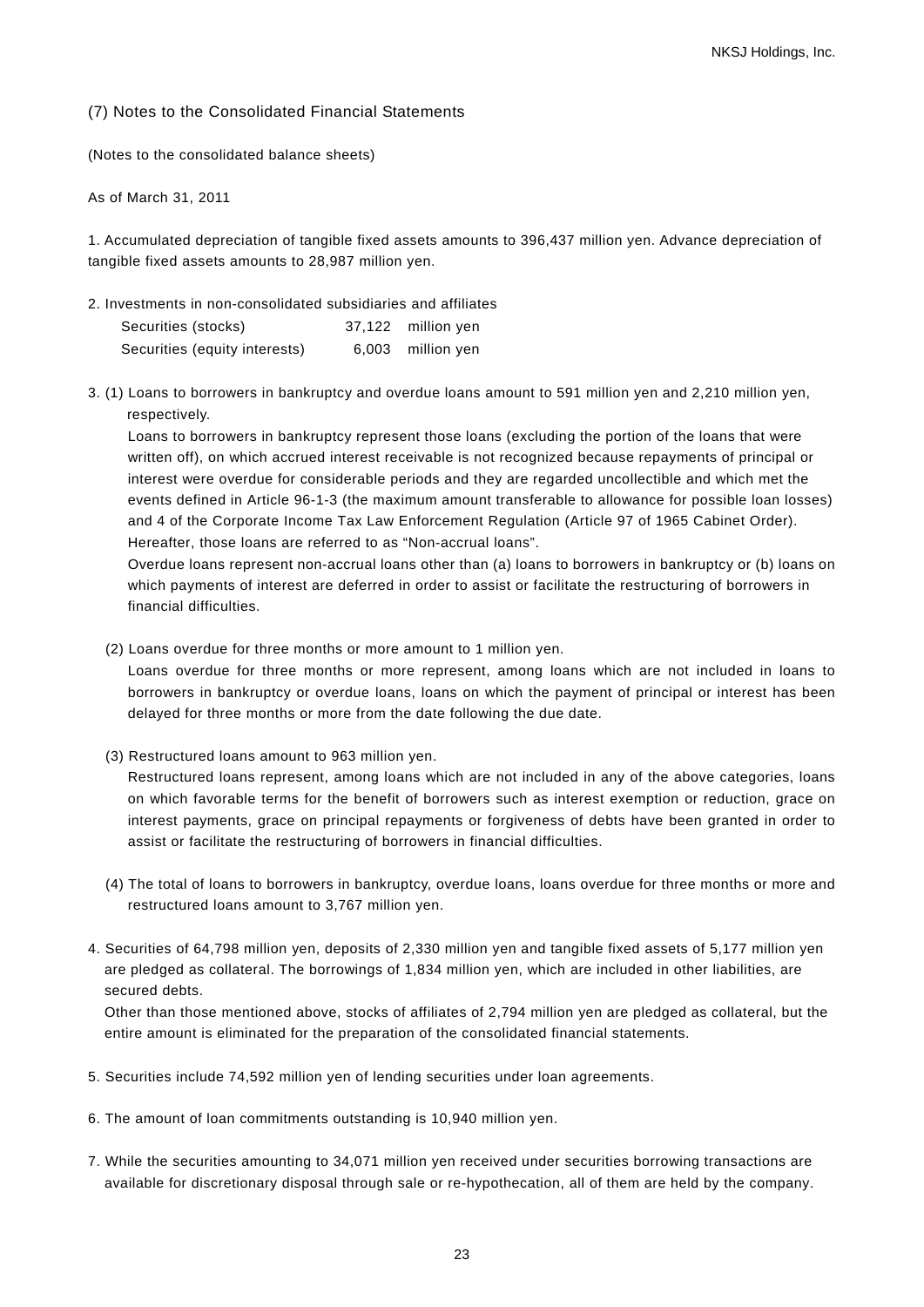### (7) Notes to the Consolidated Financial Statements

(Notes to the consolidated balance sheets)

As of March 31, 2011

1. Accumulated depreciation of tangible fixed assets amounts to 396,437 million yen. Advance depreciation of tangible fixed assets amounts to 28,987 million yen.

2. Investments in non-consolidated subsidiaries and affiliates

| | | |
|---|---|---|
| Securities (stocks) | 37,122 | million yen |
| Securities (equity interests) | 6,003 | million yen |

3. (1) Loans to borrowers in bankruptcy and overdue loans amount to 591 million yen and 2,210 million yen, respectively.
   Loans to borrowers in bankruptcy represent those loans (excluding the portion of the loans that were written off), on which accrued interest receivable is not recognized because repayments of principal or interest were overdue for considerable periods and they are regarded uncollectible and which met the events defined in Article 96-1-3 (the maximum amount transferable to allowance for possible loan losses) and 4 of the Corporate Income Tax Law Enforcement Regulation (Article 97 of 1965 Cabinet Order). Hereafter, those loans are referred to as “Non-accrual loans”.
   Overdue loans represent non-accrual loans other than (a) loans to borrowers in bankruptcy or (b) loans on which payments of interest are deferred in order to assist or facilitate the restructuring of borrowers in financial difficulties.

   (2) Loans overdue for three months or more amount to 1 million yen.
   Loans overdue for three months or more represent, among loans which are not included in loans to borrowers in bankruptcy or overdue loans, loans on which the payment of principal or interest has been delayed for three months or more from the date following the due date.

   (3) Restructured loans amount to 963 million yen.
   Restructured loans represent, among loans which are not included in any of the above categories, loans on which favorable terms for the benefit of borrowers such as interest exemption or reduction, grace on interest payments, grace on principal repayments or forgiveness of debts have been granted in order to assist or facilitate the restructuring of borrowers in financial difficulties.

   (4) The total of loans to borrowers in bankruptcy, overdue loans, loans overdue for three months or more and restructured loans amount to 3,767 million yen.

4. Securities of 64,798 million yen, deposits of 2,330 million yen and tangible fixed assets of 5,177 million yen are pledged as collateral. The borrowings of 1,834 million yen, which are included in other liabilities, are secured debts.
   Other than those mentioned above, stocks of affiliates of 2,794 million yen are pledged as collateral, but the entire amount is eliminated for the preparation of the consolidated financial statements.

5. Securities include 74,592 million yen of lending securities under loan agreements.

6. The amount of loan commitments outstanding is 10,940 million yen.

7. While the securities amounting to 34,071 million yen received under securities borrowing transactions are available for discretionary disposal through sale or re-hypothecation, all of them are held by the company.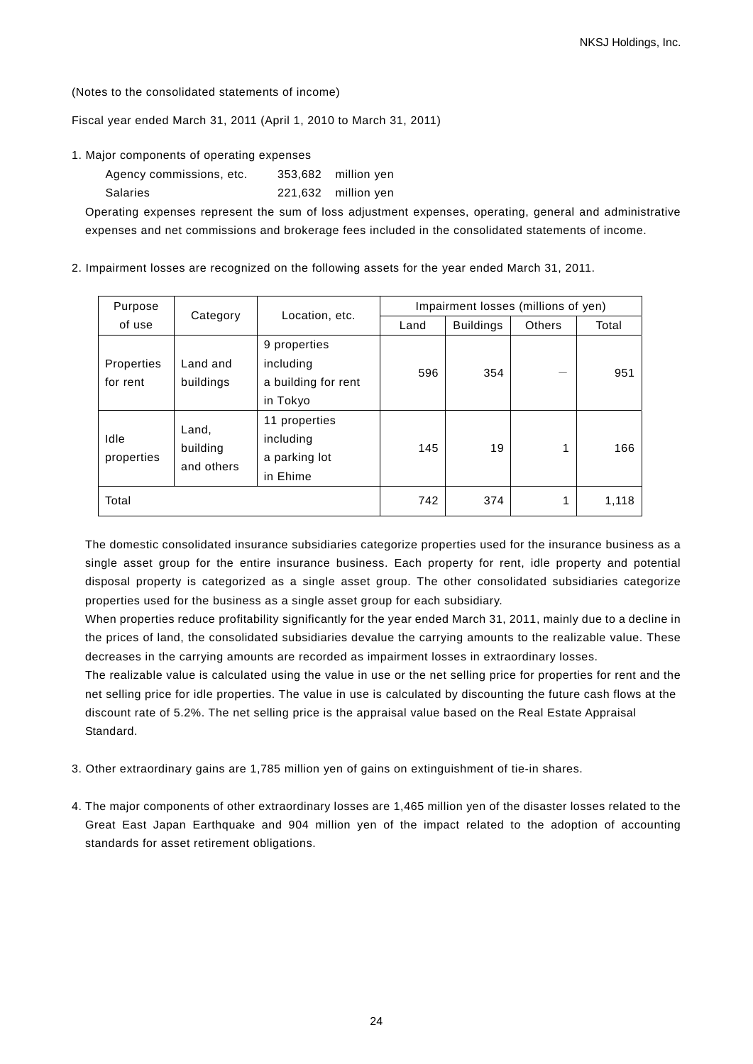(Notes to the consolidated statements of income)

Fiscal year ended March 31, 2011 (April 1, 2010 to March 31, 2011)

1. Major components of operating expenses

| | | |
|---|---|---|
| Agency commissions, etc. | 353,682 | million yen |
| Salaries | 221,632 | million yen |

Operating expenses represent the sum of loss adjustment expenses, operating, general and administrative expenses and net commissions and brokerage fees included in the consolidated statements of income.

2. Impairment losses are recognized on the following assets for the year ended March 31, 2011.

| Purpose of use | Category | Location, etc. | Impairment losses (millions of yen) | | | |
|---|---|---|---|---|---|---|
| | | | Land | Buildings | Others | Total |
| Properties for rent | Land and buildings | 9 properties including a building for rent in Tokyo | 596 | 354 | — | 951 |
| Idle properties | Land, building and others | 11 properties including a parking lot in Ehime | 145 | 19 | 1 | 166 |
| Total | | | 742 | 374 | 1 | 1,118 |

The domestic consolidated insurance subsidiaries categorize properties used for the insurance business as a single asset group for the entire insurance business. Each property for rent, idle property and potential disposal property is categorized as a single asset group. The other consolidated subsidiaries categorize properties used for the business as a single asset group for each subsidiary.

When properties reduce profitability significantly for the year ended March 31, 2011, mainly due to a decline in the prices of land, the consolidated subsidiaries devalue the carrying amounts to the realizable value. These decreases in the carrying amounts are recorded as impairment losses in extraordinary losses.

The realizable value is calculated using the value in use or the net selling price for properties for rent and the net selling price for idle properties. The value in use is calculated by discounting the future cash flows at the discount rate of 5.2%. The net selling price is the appraisal value based on the Real Estate Appraisal Standard.

3. Other extraordinary gains are 1,785 million yen of gains on extinguishment of tie-in shares.

4. The major components of other extraordinary losses are 1,465 million yen of the disaster losses related to the Great East Japan Earthquake and 904 million yen of the impact related to the adoption of accounting standards for asset retirement obligations.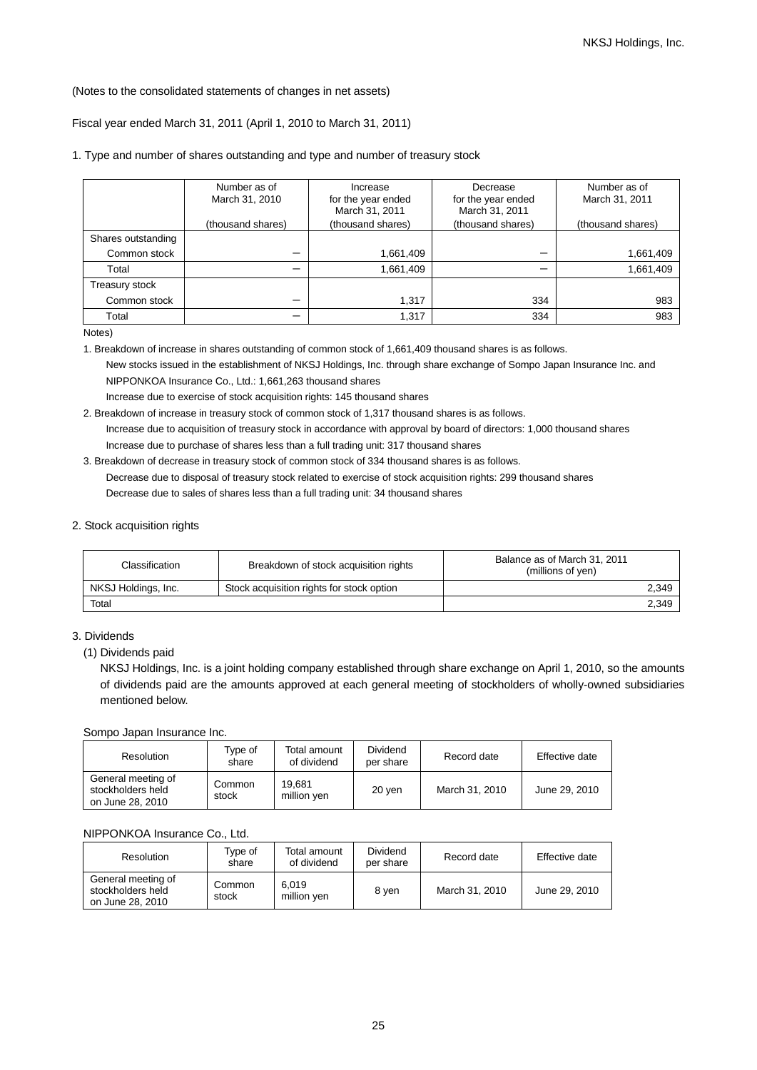(Notes to the consolidated statements of changes in net assets)

Fiscal year ended March 31, 2011 (April 1, 2010 to March 31, 2011)

1. Type and number of shares outstanding and type and number of treasury stock

| | Number as of March 31, 2010 (thousand shares) | Increase for the year ended March 31, 2011 (thousand shares) | Decrease for the year ended March 31, 2011 (thousand shares) | Number as of March 31, 2011 (thousand shares) |
|---|---|---|---|---|
| Shares outstanding | | | | |
| Common stock | － | 1,661,409 | － | 1,661,409 |
| Total | － | 1,661,409 | － | 1,661,409 |
| Treasury stock | | | | |
| Common stock | － | 1,317 | 334 | 983 |
| Total | － | 1,317 | 334 | 983 |

Notes)

1. Breakdown of increase in shares outstanding of common stock of 1,661,409 thousand shares is as follows.
   New stocks issued in the establishment of NKSJ Holdings, Inc. through share exchange of Sompo Japan Insurance Inc. and NIPPONKOA Insurance Co., Ltd.: 1,661,263 thousand shares
   Increase due to exercise of stock acquisition rights: 145 thousand shares
2. Breakdown of increase in treasury stock of common stock of 1,317 thousand shares is as follows.
   Increase due to acquisition of treasury stock in accordance with approval by board of directors: 1,000 thousand shares
   Increase due to purchase of shares less than a full trading unit: 317 thousand shares
3. Breakdown of decrease in treasury stock of common stock of 334 thousand shares is as follows.
   Decrease due to disposal of treasury stock related to exercise of stock acquisition rights: 299 thousand shares
   Decrease due to sales of shares less than a full trading unit: 34 thousand shares

2. Stock acquisition rights

| Classification | Breakdown of stock acquisition rights | Balance as of March 31, 2011 (millions of yen) |
|---|---|---|
| NKSJ Holdings, Inc. | Stock acquisition rights for stock option | 2,349 |
| Total | | 2,349 |

3. Dividends

(1) Dividends paid

NKSJ Holdings, Inc. is a joint holding company established through share exchange on April 1, 2010, so the amounts of dividends paid are the amounts approved at each general meeting of stockholders of wholly-owned subsidiaries mentioned below.

Sompo Japan Insurance Inc.

| Resolution | Type of share | Total amount of dividend | Dividend per share | Record date | Effective date |
|---|---|---|---|---|---|
| General meeting of stockholders held on June 28, 2010 | Common stock | 19,681 million yen | 20 yen | March 31, 2010 | June 29, 2010 |

NIPPONKOA Insurance Co., Ltd.

| Resolution | Type of share | Total amount of dividend | Dividend per share | Record date | Effective date |
|---|---|---|---|---|---|
| General meeting of stockholders held on June 28, 2010 | Common stock | 6,019 million yen | 8 yen | March 31, 2010 | June 29, 2010 |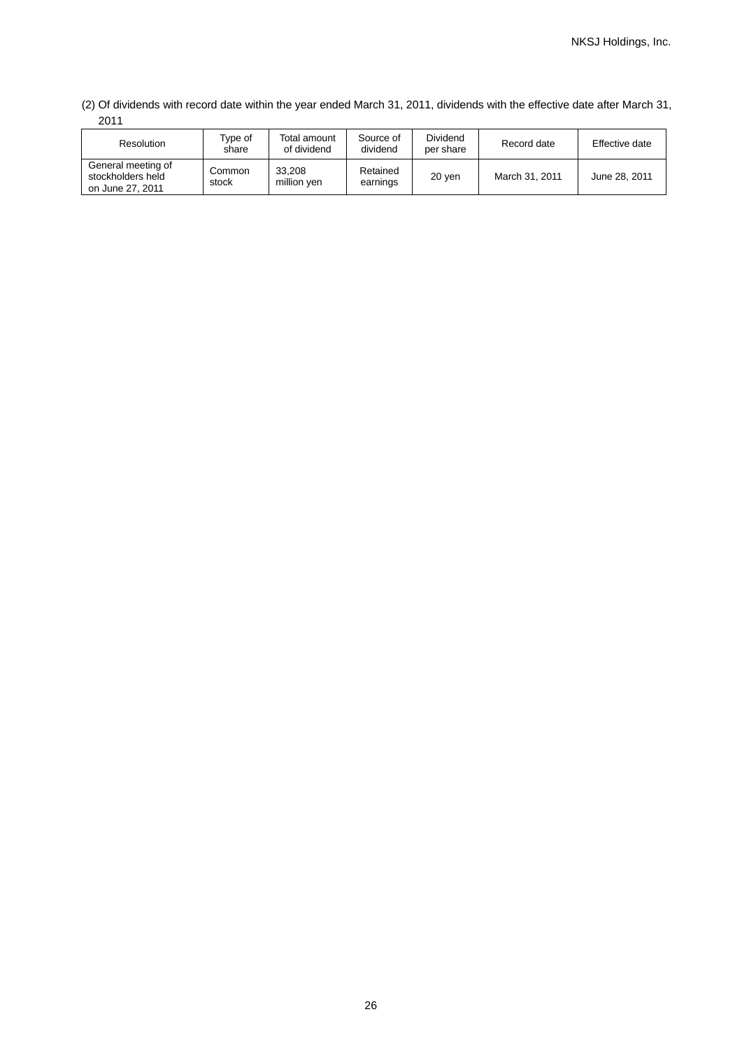(2) Of dividends with record date within the year ended March 31, 2011, dividends with the effective date after March 31, 2011

| Resolution | Type of share | Total amount of dividend | Source of dividend | Dividend per share | Record date | Effective date |
|---|---|---|---|---|---|---|
| General meeting of stockholders held on June 27, 2011 | Common stock | 33,208 million yen | Retained earnings | 20 yen | March 31, 2011 | June 28, 2011 |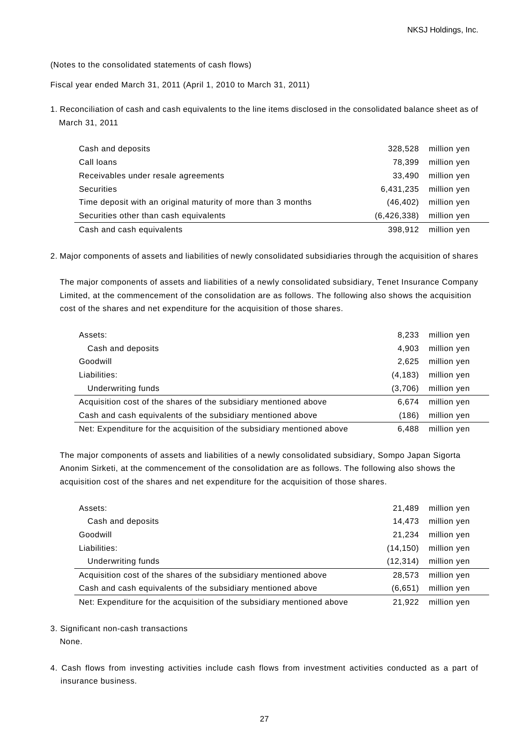(Notes to the consolidated statements of cash flows)

Fiscal year ended March 31, 2011 (April 1, 2010 to March 31, 2011)

1. Reconciliation of cash and cash equivalents to the line items disclosed in the consolidated balance sheet as of March 31, 2011

| | | |
|---|---|---|
| Cash and deposits | 328,528 | million yen |
| Call loans | 78,399 | million yen |
| Receivables under resale agreements | 33,490 | million yen |
| Securities | 6,431,235 | million yen |
| Time deposit with an original maturity of more than 3 months | (46,402) | million yen |
| Securities other than cash equivalents | (6,426,338) | million yen |
| Cash and cash equivalents | 398,912 | million yen |

2. Major components of assets and liabilities of newly consolidated subsidiaries through the acquisition of shares

The major components of assets and liabilities of a newly consolidated subsidiary, Tenet Insurance Company Limited, at the commencement of the consolidation are as follows. The following also shows the acquisition cost of the shares and net expenditure for the acquisition of those shares.

| | | |
|---|---|---|
| Assets: | 8,233 | million yen |
| Cash and deposits | 4,903 | million yen |
| Goodwill | 2,625 | million yen |
| Liabilities: | (4,183) | million yen |
| Underwriting funds | (3,706) | million yen |
| Acquisition cost of the shares of the subsidiary mentioned above | 6,674 | million yen |
| Cash and cash equivalents of the subsidiary mentioned above | (186) | million yen |
| Net: Expenditure for the acquisition of the subsidiary mentioned above | 6,488 | million yen |

The major components of assets and liabilities of a newly consolidated subsidiary, Sompo Japan Sigorta Anonim Sirketi, at the commencement of the consolidation are as follows. The following also shows the acquisition cost of the shares and net expenditure for the acquisition of those shares.

| | | |
|---|---|---|
| Assets: | 21,489 | million yen |
| Cash and deposits | 14,473 | million yen |
| Goodwill | 21,234 | million yen |
| Liabilities: | (14,150) | million yen |
| Underwriting funds | (12,314) | million yen |
| Acquisition cost of the shares of the subsidiary mentioned above | 28,573 | million yen |
| Cash and cash equivalents of the subsidiary mentioned above | (6,651) | million yen |
| Net: Expenditure for the acquisition of the subsidiary mentioned above | 21,922 | million yen |

3. Significant non-cash transactions

None.

4. Cash flows from investing activities include cash flows from investment activities conducted as a part of insurance business.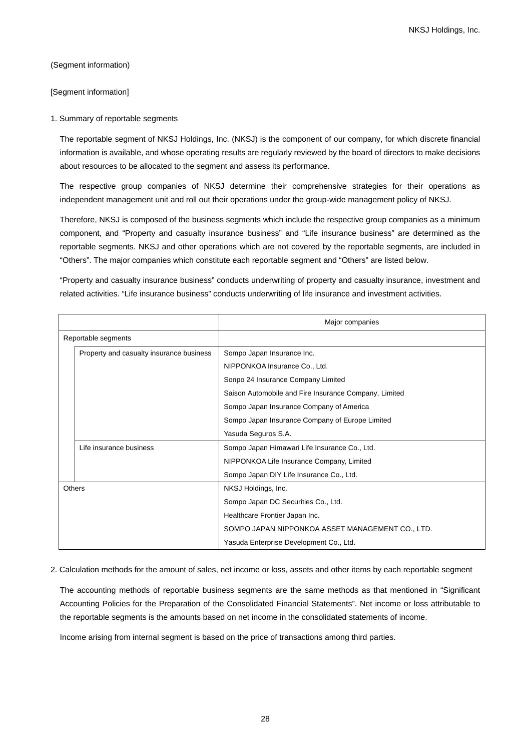(Segment information)

[Segment information]

1. Summary of reportable segments

The reportable segment of NKSJ Holdings, Inc. (NKSJ) is the component of our company, for which discrete financial information is available, and whose operating results are regularly reviewed by the board of directors to make decisions about resources to be allocated to the segment and assess its performance.

The respective group companies of NKSJ determine their comprehensive strategies for their operations as independent management unit and roll out their operations under the group-wide management policy of NKSJ.

Therefore, NKSJ is composed of the business segments which include the respective group companies as a minimum component, and “Property and casualty insurance business” and “Life insurance business” are determined as the reportable segments. NKSJ and other operations which are not covered by the reportable segments, are included in “Others”. The major companies which constitute each reportable segment and “Others” are listed below.

“Property and casualty insurance business” conducts underwriting of property and casualty insurance, investment and related activities. “Life insurance business” conducts underwriting of life insurance and investment activities.

| | | Major companies |
|---|---|---|
| Reportable segments | | |
| | Property and casualty insurance business | Sompo Japan Insurance Inc. |
| | | NIPPONKOA Insurance Co., Ltd. |
| | | Sonpo 24 Insurance Company Limited |
| | | Saison Automobile and Fire Insurance Company, Limited |
| | | Sompo Japan Insurance Company of America |
| | | Sompo Japan Insurance Company of Europe Limited |
| | | Yasuda Seguros S.A. |
| | Life insurance business | Sompo Japan Himawari Life Insurance Co., Ltd. |
| | | NIPPONKOA Life Insurance Company, Limited |
| | | Sompo Japan DIY Life Insurance Co., Ltd. |
| Others | | NKSJ Holdings, Inc. |
| | | Sompo Japan DC Securities Co., Ltd. |
| | | Healthcare Frontier Japan Inc. |
| | | SOMPO JAPAN NIPPONKOA ASSET MANAGEMENT CO., LTD. |
| | | Yasuda Enterprise Development Co., Ltd. |

2. Calculation methods for the amount of sales, net income or loss, assets and other items by each reportable segment

The accounting methods of reportable business segments are the same methods as that mentioned in “Significant Accounting Policies for the Preparation of the Consolidated Financial Statements”. Net income or loss attributable to the reportable segments is the amounts based on net income in the consolidated statements of income.

Income arising from internal segment is based on the price of transactions among third parties.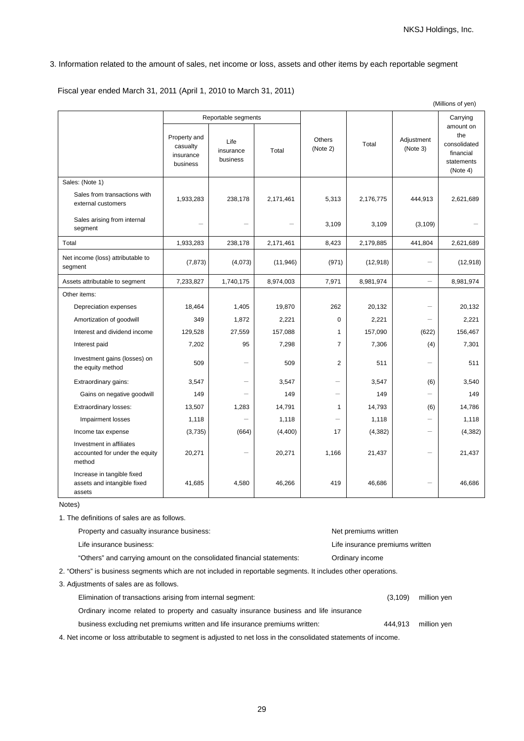3. Information related to the amount of sales, net income or loss, assets and other items by each reportable segment

Fiscal year ended March 31, 2011 (April 1, 2010 to March 31, 2011)

(Millions of yen)

| | Reportable segments | | | Others (Note 2) | Total | Adjustment (Note 3) | Carrying amount on the consolidated financial statements (Note 4) |
|---|---|---|---|---|---|---|---|
| | Property and casualty insurance business | Life insurance business | Total | | | | |
| Sales: (Note 1) | | | | | | | |
| Sales from transactions with external customers | 1,933,283 | 238,178 | 2,171,461 | 5,313 | 2,176,775 | 444,913 | 2,621,689 |
| Sales arising from internal segment | － | － | － | 3,109 | 3,109 | (3,109) | － |
| Total | 1,933,283 | 238,178 | 2,171,461 | 8,423 | 2,179,885 | 441,804 | 2,621,689 |
| Net income (loss) attributable to segment | (7,873) | (4,073) | (11,946) | (971) | (12,918) | － | (12,918) |
| Assets attributable to segment | 7,233,827 | 1,740,175 | 8,974,003 | 7,971 | 8,981,974 | － | 8,981,974 |
| Other items: | | | | | | | |
| Depreciation expenses | 18,464 | 1,405 | 19,870 | 262 | 20,132 | － | 20,132 |
| Amortization of goodwill | 349 | 1,872 | 2,221 | 0 | 2,221 | － | 2,221 |
| Interest and dividend income | 129,528 | 27,559 | 157,088 | 1 | 157,090 | (622) | 156,467 |
| Interest paid | 7,202 | 95 | 7,298 | 7 | 7,306 | (4) | 7,301 |
| Investment gains (losses) on the equity method | 509 | － | 509 | 2 | 511 | － | 511 |
| Extraordinary gains: | 3,547 | － | 3,547 | － | 3,547 | (6) | 3,540 |
| Gains on negative goodwill | 149 | － | 149 | － | 149 | － | 149 |
| Extraordinary losses: | 13,507 | 1,283 | 14,791 | 1 | 14,793 | (6) | 14,786 |
| Impairment losses | 1,118 | － | 1,118 | － | 1,118 | － | 1,118 |
| Income tax expense | (3,735) | (664) | (4,400) | 17 | (4,382) | － | (4,382) |
| Investment in affiliates accounted for under the equity method | 20,271 | － | 20,271 | 1,166 | 21,437 | － | 21,437 |
| Increase in tangible fixed assets and intangible fixed assets | 41,685 | 4,580 | 46,266 | 419 | 46,686 | － | 46,686 |

Notes)

1. The definitions of sales are as follows.

| | |
|---|---|
| Property and casualty insurance business: | Net premiums written |
| Life insurance business: | Life insurance premiums written |
| "Others" and carrying amount on the consolidated financial statements: | Ordinary income |

2. "Others" is business segments which are not included in reportable segments. It includes other operations.

3. Adjustments of sales are as follows.

| | | |
|---|---|---|
| Elimination of transactions arising from internal segment: | (3,109) | million yen |
| Ordinary income related to property and casualty insurance business and life insurance business excluding net premiums written and life insurance premiums written: | 444,913 | million yen |

4. Net income or loss attributable to segment is adjusted to net loss in the consolidated statements of income.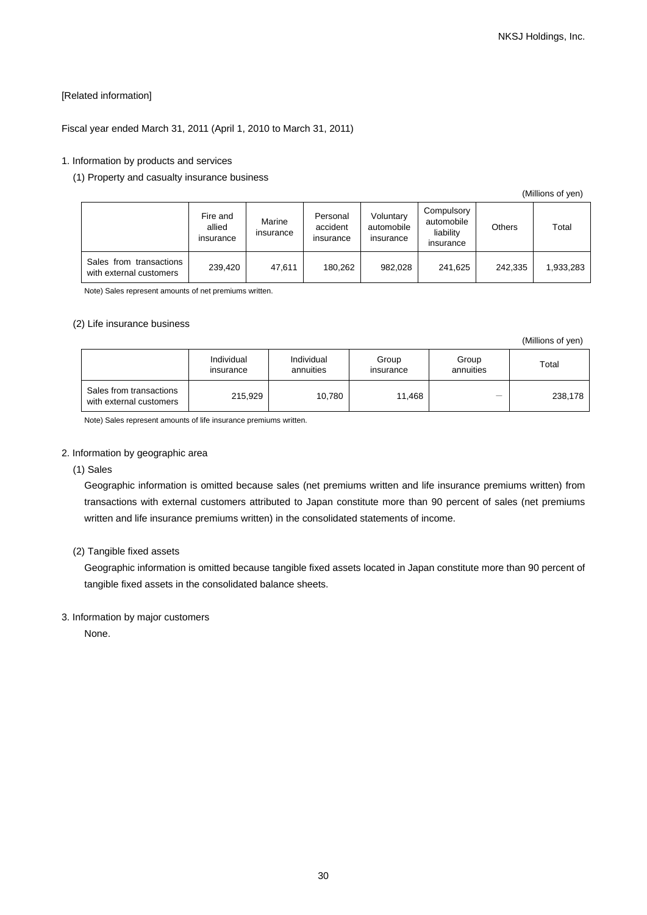[Related information]

Fiscal year ended March 31, 2011 (April 1, 2010 to March 31, 2011)

1. Information by products and services

(1) Property and casualty insurance business

(Millions of yen)

| | Fire and allied insurance | Marine insurance | Personal accident insurance | Voluntary automobile insurance | Compulsory automobile liability insurance | Others | Total |
|---|---|---|---|---|---|---|---|
| Sales from transactions with external customers | 239,420 | 47,611 | 180,262 | 982,028 | 241,625 | 242,335 | 1,933,283 |

Note) Sales represent amounts of net premiums written.

(2) Life insurance business

(Millions of yen)

| | Individual insurance | Individual annuities | Group insurance | Group annuities | Total |
|---|---|---|---|---|---|
| Sales from transactions with external customers | 215,929 | 10,780 | 11,468 | — | 238,178 |

Note) Sales represent amounts of life insurance premiums written.

2. Information by geographic area

(1) Sales

Geographic information is omitted because sales (net premiums written and life insurance premiums written) from transactions with external customers attributed to Japan constitute more than 90 percent of sales (net premiums written and life insurance premiums written) in the consolidated statements of income.

(2) Tangible fixed assets

Geographic information is omitted because tangible fixed assets located in Japan constitute more than 90 percent of tangible fixed assets in the consolidated balance sheets.

3. Information by major customers

None.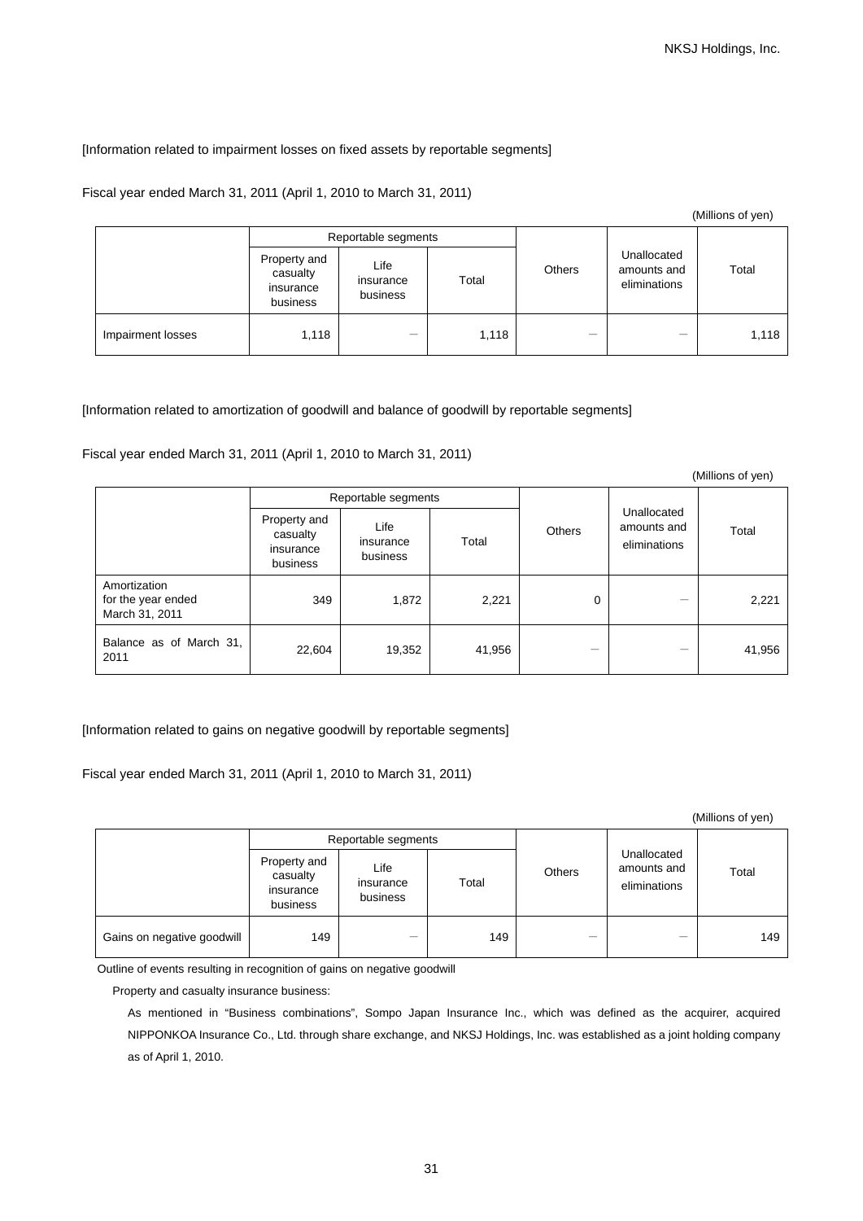[Information related to impairment losses on fixed assets by reportable segments]

Fiscal year ended March 31, 2011 (April 1, 2010 to March 31, 2011)

(Millions of yen)

| | Reportable segments | | | Others | Unallocated amounts and eliminations | Total |
|---|---|---|---|---|---|---|
| | Property and casualty insurance business | Life insurance business | Total | | | |
| Impairment losses | 1,118 | ― | 1,118 | ― | ― | 1,118 |

[Information related to amortization of goodwill and balance of goodwill by reportable segments]

Fiscal year ended March 31, 2011 (April 1, 2010 to March 31, 2011)

(Millions of yen)

| | Reportable segments | | | Others | Unallocated amounts and eliminations | Total |
|---|---|---|---|---|---|---|
| | Property and casualty insurance business | Life insurance business | Total | | | |
| Amortization for the year ended March 31, 2011 | 349 | 1,872 | 2,221 | 0 | ― | 2,221 |
| Balance as of March 31, 2011 | 22,604 | 19,352 | 41,956 | ― | ― | 41,956 |

[Information related to gains on negative goodwill by reportable segments]

Fiscal year ended March 31, 2011 (April 1, 2010 to March 31, 2011)

(Millions of yen)

| | Reportable segments | | | Others | Unallocated amounts and eliminations | Total |
|---|---|---|---|---|---|---|
| | Property and casualty insurance business | Life insurance business | Total | | | |
| Gains on negative goodwill | 149 | ― | 149 | ― | ― | 149 |

Outline of events resulting in recognition of gains on negative goodwill

Property and casualty insurance business:

As mentioned in "Business combinations", Sompo Japan Insurance Inc., which was defined as the acquirer, acquired NIPPONKOA Insurance Co., Ltd. through share exchange, and NKSJ Holdings, Inc. was established as a joint holding company as of April 1, 2010.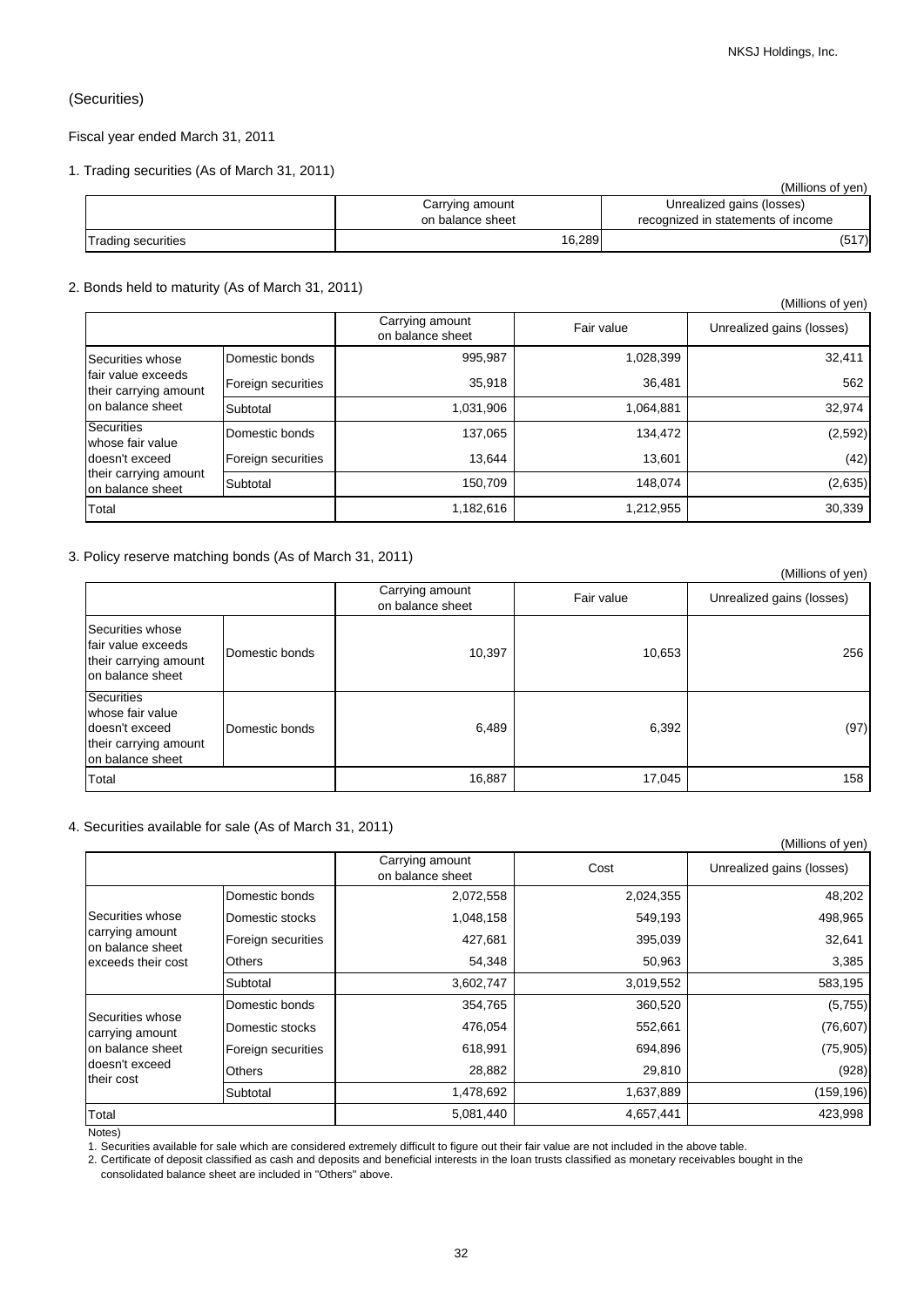(Securities)

Fiscal year ended March 31, 2011

1. Trading securities (As of March 31, 2011)

(Millions of yen)

| | Carrying amount on balance sheet | Unrealized gains (losses) recognized in statements of income |
|---|---|---|
| Trading securities | 16,289 | (517) |

2. Bonds held to maturity (As of March 31, 2011)

(Millions of yen)

| | | Carrying amount on balance sheet | Fair value | Unrealized gains (losses) |
|---|---|---|---|---|
| Securities whose fair value exceeds their carrying amount on balance sheet | Domestic bonds | 995,987 | 1,028,399 | 32,411 |
| | Foreign securities | 35,918 | 36,481 | 562 |
| | Subtotal | 1,031,906 | 1,064,881 | 32,974 |
| Securities whose fair value doesn't exceed their carrying amount on balance sheet | Domestic bonds | 137,065 | 134,472 | (2,592) |
| | Foreign securities | 13,644 | 13,601 | (42) |
| | Subtotal | 150,709 | 148,074 | (2,635) |
| Total | | 1,182,616 | 1,212,955 | 30,339 |

3. Policy reserve matching bonds (As of March 31, 2011)

(Millions of yen)

| | | Carrying amount on balance sheet | Fair value | Unrealized gains (losses) |
|---|---|---|---|---|
| Securities whose fair value exceeds their carrying amount on balance sheet | Domestic bonds | 10,397 | 10,653 | 256 |
| Securities whose fair value doesn't exceed their carrying amount on balance sheet | Domestic bonds | 6,489 | 6,392 | (97) |
| Total | | 16,887 | 17,045 | 158 |

4. Securities available for sale (As of March 31, 2011)

(Millions of yen)

| | | Carrying amount on balance sheet | Cost | Unrealized gains (losses) |
|---|---|---|---|---|
| Securities whose carrying amount on balance sheet exceeds their cost | Domestic bonds | 2,072,558 | 2,024,355 | 48,202 |
| | Domestic stocks | 1,048,158 | 549,193 | 498,965 |
| | Foreign securities | 427,681 | 395,039 | 32,641 |
| | Others | 54,348 | 50,963 | 3,385 |
| | Subtotal | 3,602,747 | 3,019,552 | 583,195 |
| Securities whose carrying amount on balance sheet doesn't exceed their cost | Domestic bonds | 354,765 | 360,520 | (5,755) |
| | Domestic stocks | 476,054 | 552,661 | (76,607) |
| | Foreign securities | 618,991 | 694,896 | (75,905) |
| | Others | 28,882 | 29,810 | (928) |
| | Subtotal | 1,478,692 | 1,637,889 | (159,196) |
| Total | | 5,081,440 | 4,657,441 | 423,998 |

Notes)

1. Securities available for sale which are considered extremely difficult to figure out their fair value are not included in the above table.
2. Certificate of deposit classified as cash and deposits and beneficial interests in the loan trusts classified as monetary receivables bought in the consolidated balance sheet are included in "Others" above.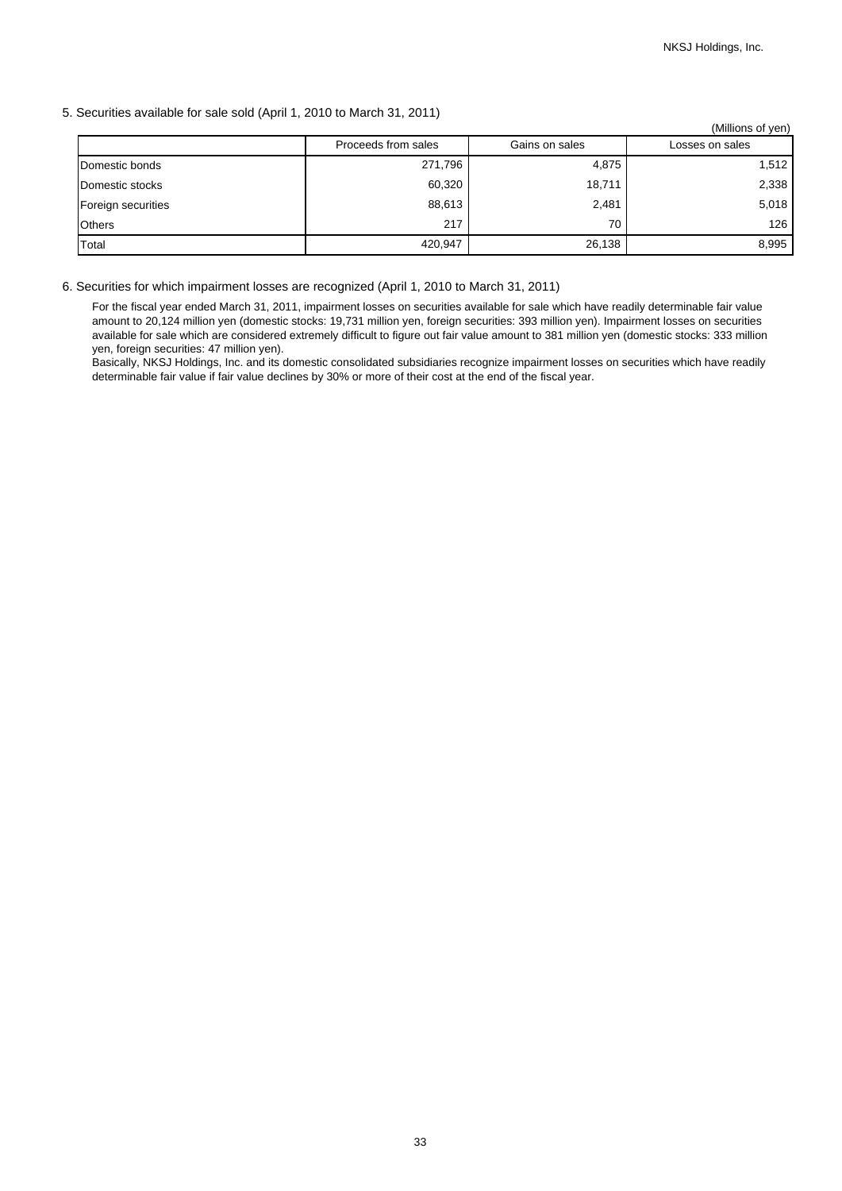5. Securities available for sale sold (April 1, 2010 to March 31, 2011)

(Millions of yen)

| | Proceeds from sales | Gains on sales | Losses on sales |
|---|---|---|---|
| Domestic bonds | 271,796 | 4,875 | 1,512 |
| Domestic stocks | 60,320 | 18,711 | 2,338 |
| Foreign securities | 88,613 | 2,481 | 5,018 |
| Others | 217 | 70 | 126 |
| Total | 420,947 | 26,138 | 8,995 |

6. Securities for which impairment losses are recognized (April 1, 2010 to March 31, 2011)

For the fiscal year ended March 31, 2011, impairment losses on securities available for sale which have readily determinable fair value amount to 20,124 million yen (domestic stocks: 19,731 million yen, foreign securities: 393 million yen). Impairment losses on securities available for sale which are considered extremely difficult to figure out fair value amount to 381 million yen (domestic stocks: 333 million yen, foreign securities: 47 million yen).

Basically, NKSJ Holdings, Inc. and its domestic consolidated subsidiaries recognize impairment losses on securities which have readily determinable fair value if fair value declines by 30% or more of their cost at the end of the fiscal year.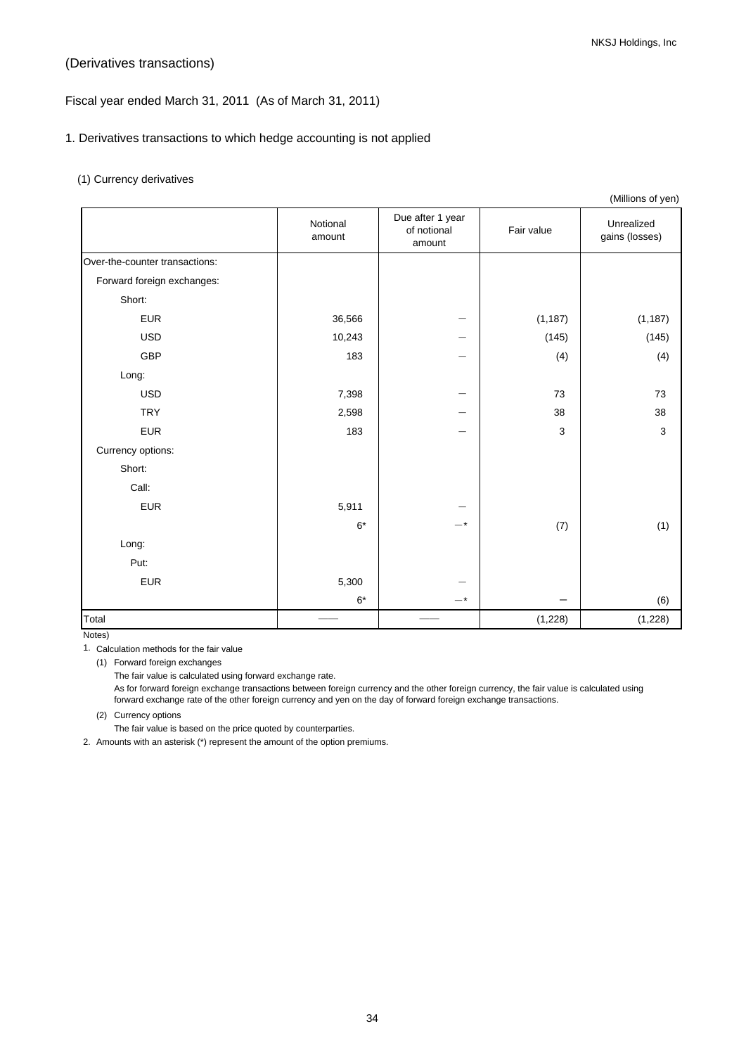## (Derivatives transactions)

### Fiscal year ended March 31, 2011 (As of March 31, 2011)

### 1. Derivatives transactions to which hedge accounting is not applied

(1) Currency derivatives

(Millions of yen)

| | Notional amount | Due after 1 year of notional amount | Fair value | Unrealized gains (losses) |
|---|---|---|---|---|
| Over-the-counter transactions: | | | | |
| Forward foreign exchanges: | | | | |
| Short: | | | | |
| EUR | 36,566 | ― | (1,187) | (1,187) |
| USD | 10,243 | ― | (145) | (145) |
| GBP | 183 | ― | (4) | (4) |
| Long: | | | | |
| USD | 7,398 | ― | 73 | 73 |
| TRY | 2,598 | ― | 38 | 38 |
| EUR | 183 | ― | 3 | 3 |
| Currency options: | | | | |
| Short: | | | | |
| Call: | | | | |
| EUR | 5,911 | ― | | |
| | 6* | ―* | (7) | (1) |
| Long: | | | | |
| Put: | | | | |
| EUR | 5,300 | ― | | |
| | 6* | ―* | ― | (6) |
| Total | ―― | ―― | (1,228) | (1,228) |

Notes)

1. Calculation methods for the fair value
   (1) Forward foreign exchanges
   The fair value is calculated using forward exchange rate.
   As for forward foreign exchange transactions between foreign currency and the other foreign currency, the fair value is calculated using forward exchange rate of the other foreign currency and yen on the day of forward foreign exchange transactions.
   (2) Currency options
   The fair value is based on the price quoted by counterparties.
2. Amounts with an asterisk (*) represent the amount of the option premiums.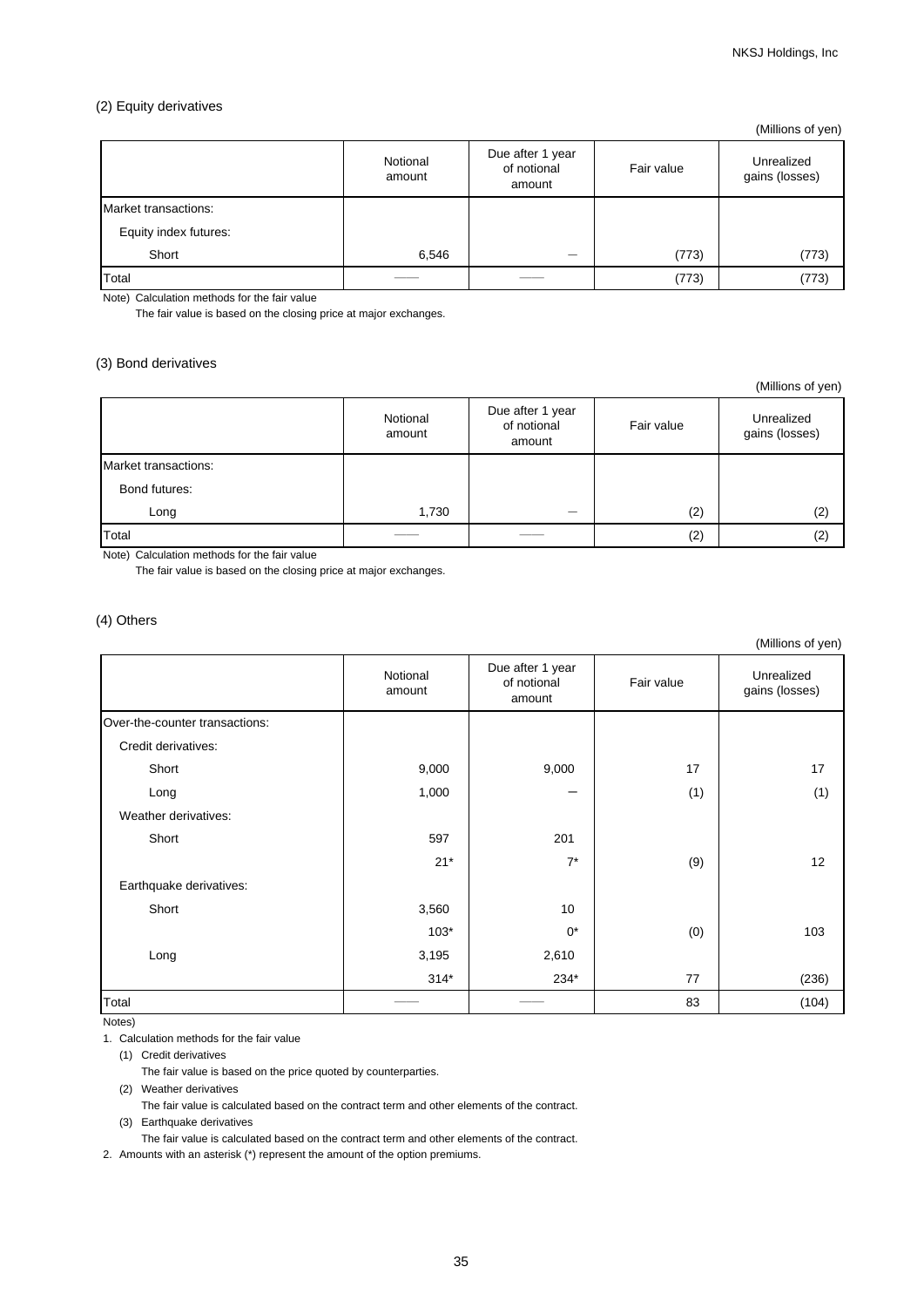## (2) Equity derivatives

(Millions of yen)

| | Notional amount | Due after 1 year of notional amount | Fair value | Unrealized gains (losses) |
|---|---|---|---|---|
| Market transactions: | | | | |
| Equity index futures: | | | | |
| Short | 6,546 | — | (773) | (773) |
| Total | —— | —— | (773) | (773) |

Note) Calculation methods for the fair value

The fair value is based on the closing price at major exchanges.

## (3) Bond derivatives

(Millions of yen)

| | Notional amount | Due after 1 year of notional amount | Fair value | Unrealized gains (losses) |
|---|---|---|---|---|
| Market transactions: | | | | |
| Bond futures: | | | | |
| Long | 1,730 | — | (2) | (2) |
| Total | —— | —— | (2) | (2) |

Note) Calculation methods for the fair value

The fair value is based on the closing price at major exchanges.

## (4) Others

(Millions of yen)

| | Notional amount | Due after 1 year of notional amount | Fair value | Unrealized gains (losses) |
|---|---|---|---|---|
| Over-the-counter transactions: | | | | |
| Credit derivatives: | | | | |
| Short | 9,000 | 9,000 | 17 | 17 |
| Long | 1,000 | — | (1) | (1) |
| Weather derivatives: | | | | |
| Short | 597 | 201 | | |
| | 21* | 7* | (9) | 12 |
| Earthquake derivatives: | | | | |
| Short | 3,560 | 10 | | |
| | 103* | 0* | (0) | 103 |
| Long | 3,195 | 2,610 | | |
| | 314* | 234* | 77 | (236) |
| Total | —— | —— | 83 | (104) |

Notes)

1. Calculation methods for the fair value
   (1) Credit derivatives
   The fair value is based on the price quoted by counterparties.
   (2) Weather derivatives
   The fair value is calculated based on the contract term and other elements of the contract.
   (3) Earthquake derivatives
   The fair value is calculated based on the contract term and other elements of the contract.
2. Amounts with an asterisk (*) represent the amount of the option premiums.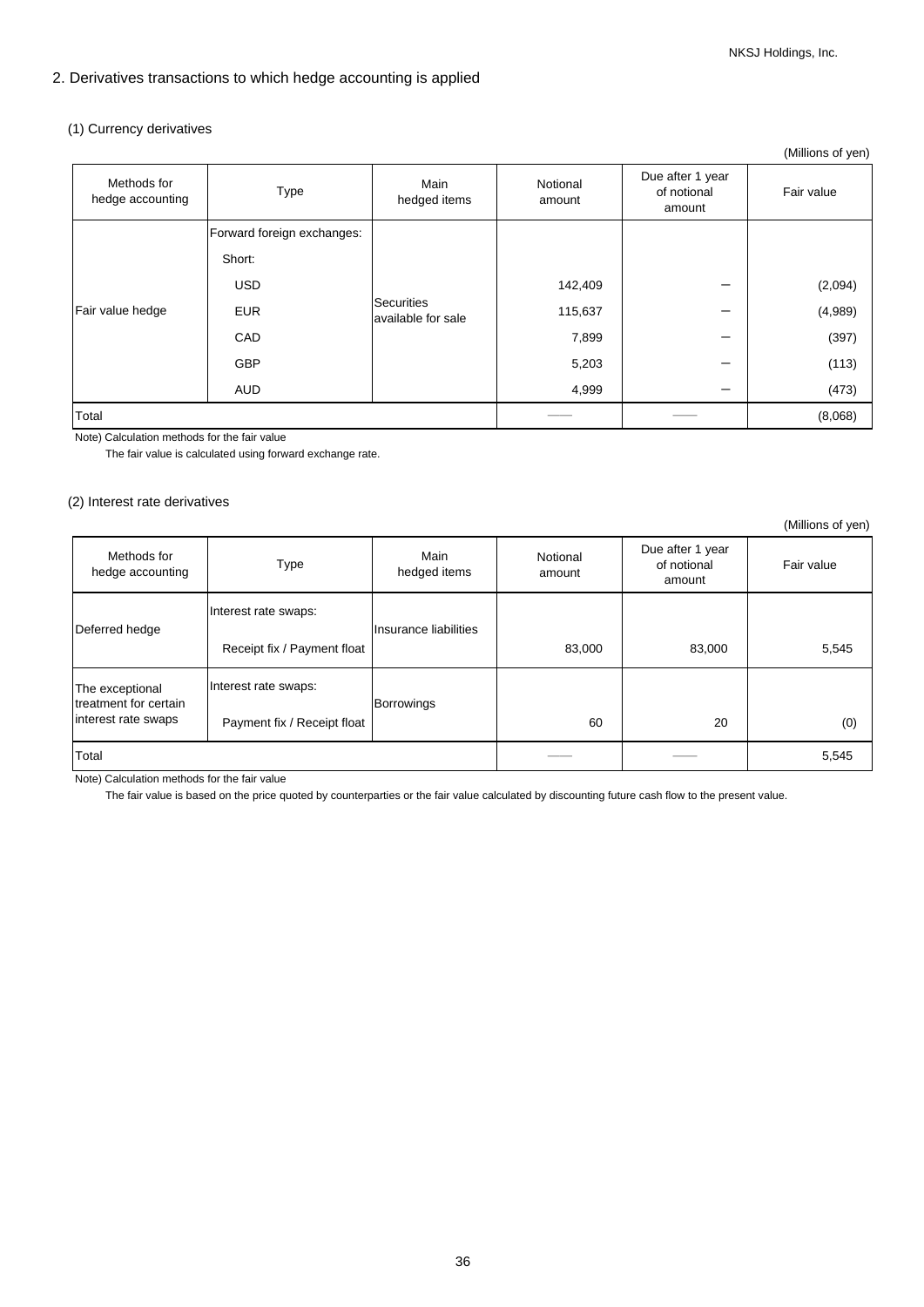## 2. Derivatives transactions to which hedge accounting is applied

### (1) Currency derivatives

(Millions of yen)

| Methods for hedge accounting | Type | Main hedged items | Notional amount | Due after 1 year of notional amount | Fair value |
|---|---|---|---|---|---|
| Fair value hedge | Forward foreign exchanges: | Securities available for sale | | | |
| | Short: | | | | |
| | USD | | 142,409 | − | (2,094) |
| | EUR | | 115,637 | − | (4,989) |
| | CAD | | 7,899 | − | (397) |
| | GBP | | 5,203 | − | (113) |
| | AUD | | 4,999 | − | (473) |
| Total | | | —— | —— | (8,068) |

Note) Calculation methods for the fair value

The fair value is calculated using forward exchange rate.

### (2) Interest rate derivatives

(Millions of yen)

| Methods for hedge accounting | Type | Main hedged items | Notional amount | Due after 1 year of notional amount | Fair value |
|---|---|---|---|---|---|
| Deferred hedge | Interest rate swaps: Receipt fix / Payment float | Insurance liabilities | 83,000 | 83,000 | 5,545 |
| The exceptional treatment for certain interest rate swaps | Interest rate swaps: Payment fix / Receipt float | Borrowings | 60 | 20 | (0) |
| Total | | | —— | —— | 5,545 |

Note) Calculation methods for the fair value

The fair value is based on the price quoted by counterparties or the fair value calculated by discounting future cash flow to the present value.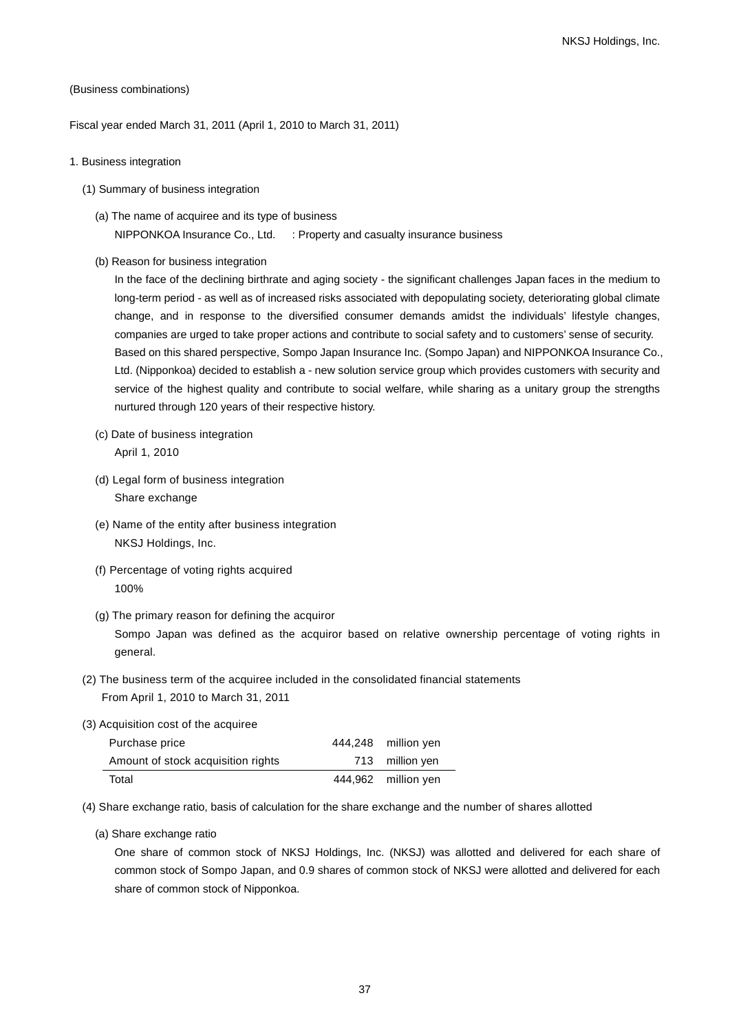(Business combinations)

Fiscal year ended March 31, 2011 (April 1, 2010 to March 31, 2011)

1. Business integration

(1) Summary of business integration

(a) The name of acquiree and its type of business

NIPPONKOA Insurance Co., Ltd. : Property and casualty insurance business

(b) Reason for business integration

In the face of the declining birthrate and aging society - the significant challenges Japan faces in the medium to long-term period - as well as of increased risks associated with depopulating society, deteriorating global climate change, and in response to the diversified consumer demands amidst the individuals' lifestyle changes, companies are urged to take proper actions and contribute to social safety and to customers' sense of security. Based on this shared perspective, Sompo Japan Insurance Inc. (Sompo Japan) and NIPPONKOA Insurance Co., Ltd. (Nipponkoa) decided to establish a - new solution service group which provides customers with security and service of the highest quality and contribute to social welfare, while sharing as a unitary group the strengths nurtured through 120 years of their respective history.

(c) Date of business integration

April 1, 2010

(d) Legal form of business integration

Share exchange

(e) Name of the entity after business integration

NKSJ Holdings, Inc.

(f) Percentage of voting rights acquired

100%

(g) The primary reason for defining the acquiror

Sompo Japan was defined as the acquiror based on relative ownership percentage of voting rights in general.

(2) The business term of the acquiree included in the consolidated financial statements

From April 1, 2010 to March 31, 2011

(3) Acquisition cost of the acquiree

| | | |
|---|---|---|
| Purchase price | 444,248 | million yen |
| Amount of stock acquisition rights | 713 | million yen |
| Total | 444,962 | million yen |

(4) Share exchange ratio, basis of calculation for the share exchange and the number of shares allotted

(a) Share exchange ratio

One share of common stock of NKSJ Holdings, Inc. (NKSJ) was allotted and delivered for each share of common stock of Sompo Japan, and 0.9 shares of common stock of NKSJ were allotted and delivered for each share of common stock of Nipponkoa.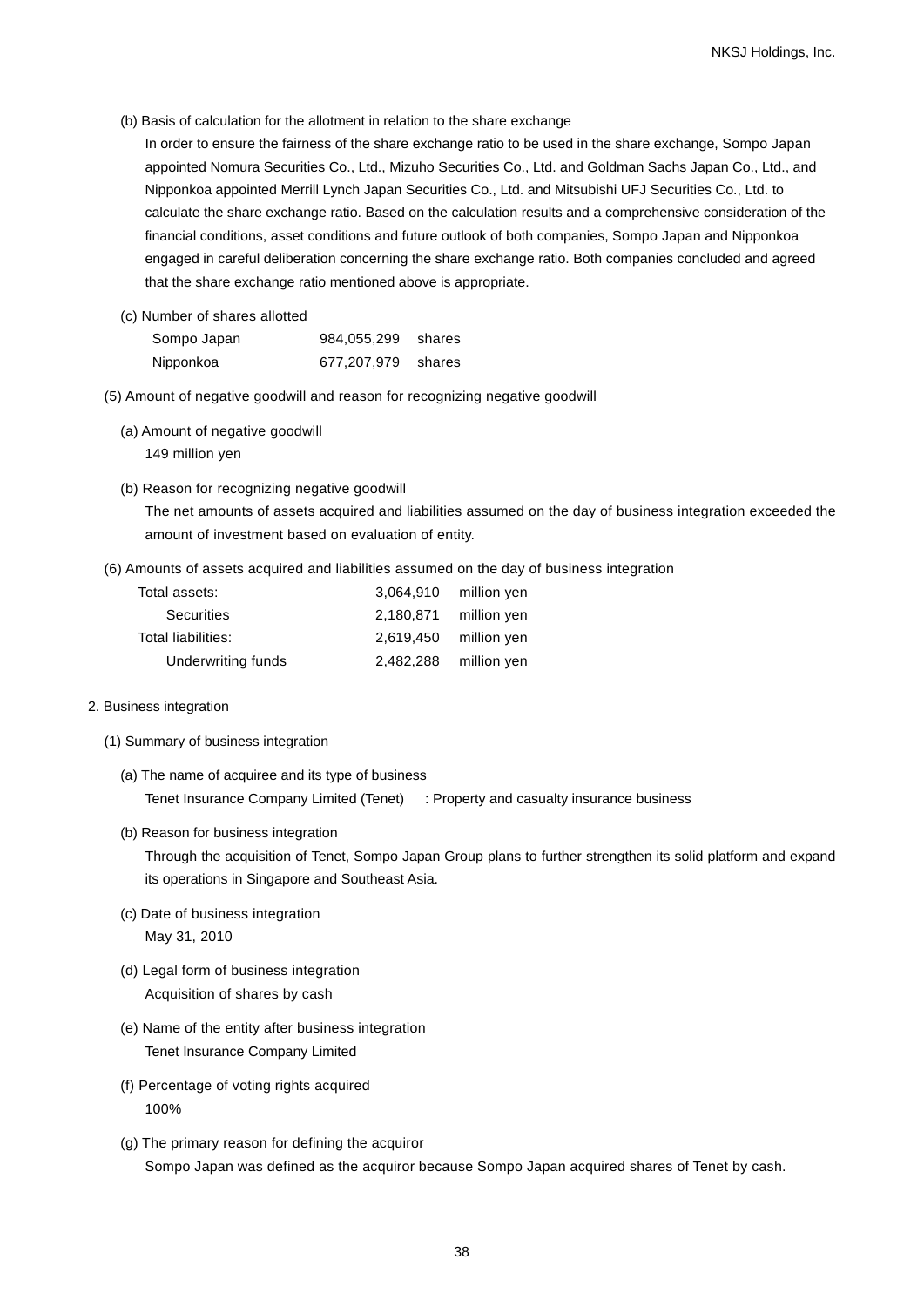(b) Basis of calculation for the allotment in relation to the share exchange

In order to ensure the fairness of the share exchange ratio to be used in the share exchange, Sompo Japan appointed Nomura Securities Co., Ltd., Mizuho Securities Co., Ltd. and Goldman Sachs Japan Co., Ltd., and Nipponkoa appointed Merrill Lynch Japan Securities Co., Ltd. and Mitsubishi UFJ Securities Co., Ltd. to calculate the share exchange ratio. Based on the calculation results and a comprehensive consideration of the financial conditions, asset conditions and future outlook of both companies, Sompo Japan and Nipponkoa engaged in careful deliberation concerning the share exchange ratio. Both companies concluded and agreed that the share exchange ratio mentioned above is appropriate.

(c) Number of shares allotted

| | | |
|---|---|---|
| Sompo Japan | 984,055,299 | shares |
| Nipponkoa | 677,207,979 | shares |

(5) Amount of negative goodwill and reason for recognizing negative goodwill

(a) Amount of negative goodwill

149 million yen

(b) Reason for recognizing negative goodwill

The net amounts of assets acquired and liabilities assumed on the day of business integration exceeded the amount of investment based on evaluation of entity.

(6) Amounts of assets acquired and liabilities assumed on the day of business integration

| | | |
|---|---|---|
| Total assets: | 3,064,910 | million yen |
| Securities | 2,180,871 | million yen |
| Total liabilities: | 2,619,450 | million yen |
| Underwriting funds | 2,482,288 | million yen |

2. Business integration

(1) Summary of business integration

(a) The name of acquiree and its type of business

Tenet Insurance Company Limited (Tenet) : Property and casualty insurance business

(b) Reason for business integration

Through the acquisition of Tenet, Sompo Japan Group plans to further strengthen its solid platform and expand its operations in Singapore and Southeast Asia.

(c) Date of business integration

May 31, 2010

(d) Legal form of business integration

Acquisition of shares by cash

(e) Name of the entity after business integration

Tenet Insurance Company Limited

(f) Percentage of voting rights acquired

100%

(g) The primary reason for defining the acquiror

Sompo Japan was defined as the acquiror because Sompo Japan acquired shares of Tenet by cash.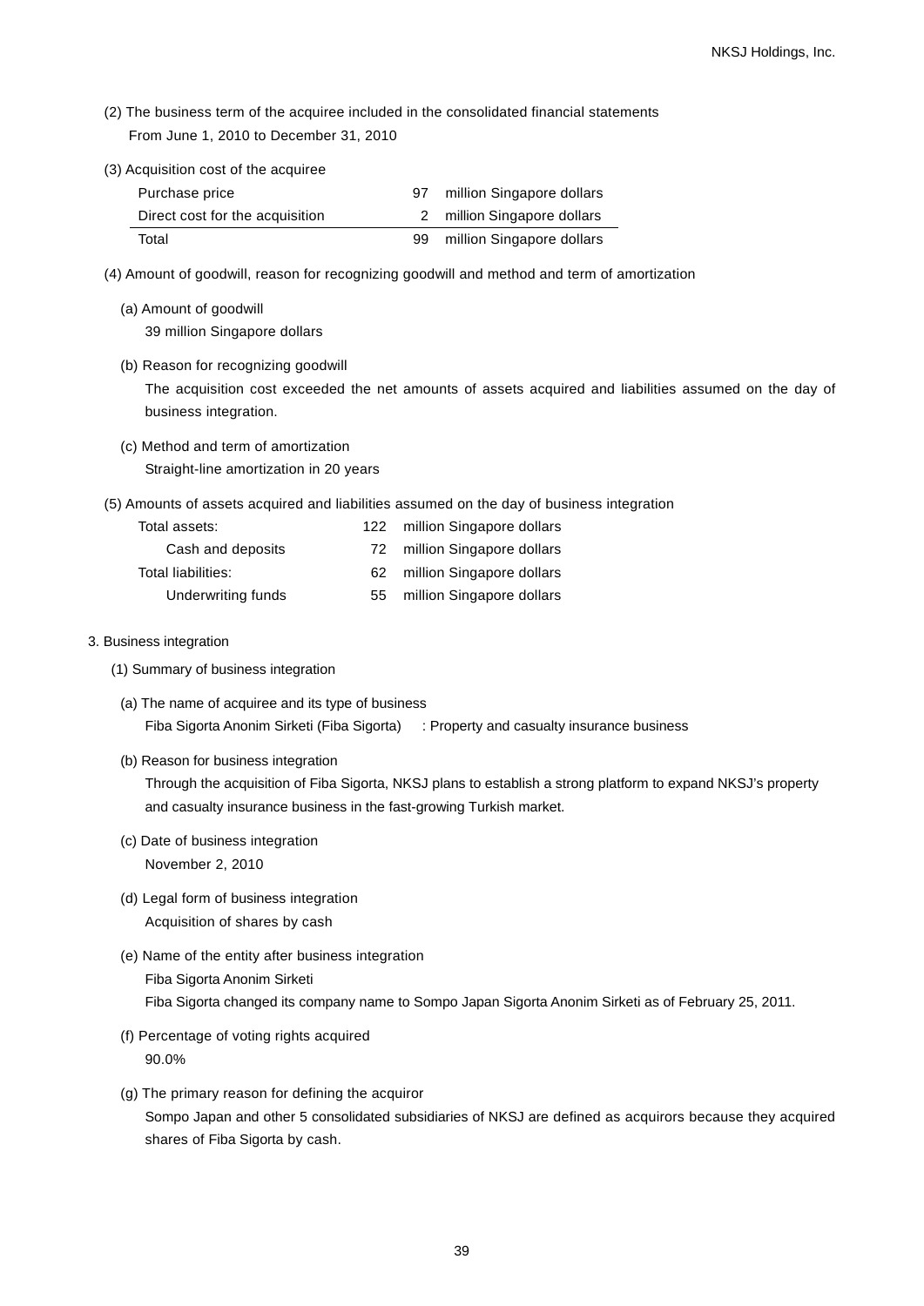(2) The business term of the acquiree included in the consolidated financial statements

From June 1, 2010 to December 31, 2010

(3) Acquisition cost of the acquiree

| | | |
|---|---|---|
| Purchase price | 97 | million Singapore dollars |
| Direct cost for the acquisition | 2 | million Singapore dollars |
| Total | 99 | million Singapore dollars |

(4) Amount of goodwill, reason for recognizing goodwill and method and term of amortization

(a) Amount of goodwill

39 million Singapore dollars

(b) Reason for recognizing goodwill

The acquisition cost exceeded the net amounts of assets acquired and liabilities assumed on the day of business integration.

(c) Method and term of amortization

Straight-line amortization in 20 years

(5) Amounts of assets acquired and liabilities assumed on the day of business integration

| | | |
|---|---|---|
| Total assets: | 122 | million Singapore dollars |
| Cash and deposits | 72 | million Singapore dollars |
| Total liabilities: | 62 | million Singapore dollars |
| Underwriting funds | 55 | million Singapore dollars |

3. Business integration

(1) Summary of business integration

(a) The name of acquiree and its type of business

Fiba Sigorta Anonim Sirketi (Fiba Sigorta) : Property and casualty insurance business

(b) Reason for business integration

Through the acquisition of Fiba Sigorta, NKSJ plans to establish a strong platform to expand NKSJ's property and casualty insurance business in the fast-growing Turkish market.

(c) Date of business integration

November 2, 2010

(d) Legal form of business integration

Acquisition of shares by cash

(e) Name of the entity after business integration

Fiba Sigorta Anonim Sirketi

Fiba Sigorta changed its company name to Sompo Japan Sigorta Anonim Sirketi as of February 25, 2011.

(f) Percentage of voting rights acquired

90.0%

(g) The primary reason for defining the acquiror

Sompo Japan and other 5 consolidated subsidiaries of NKSJ are defined as acquirors because they acquired shares of Fiba Sigorta by cash.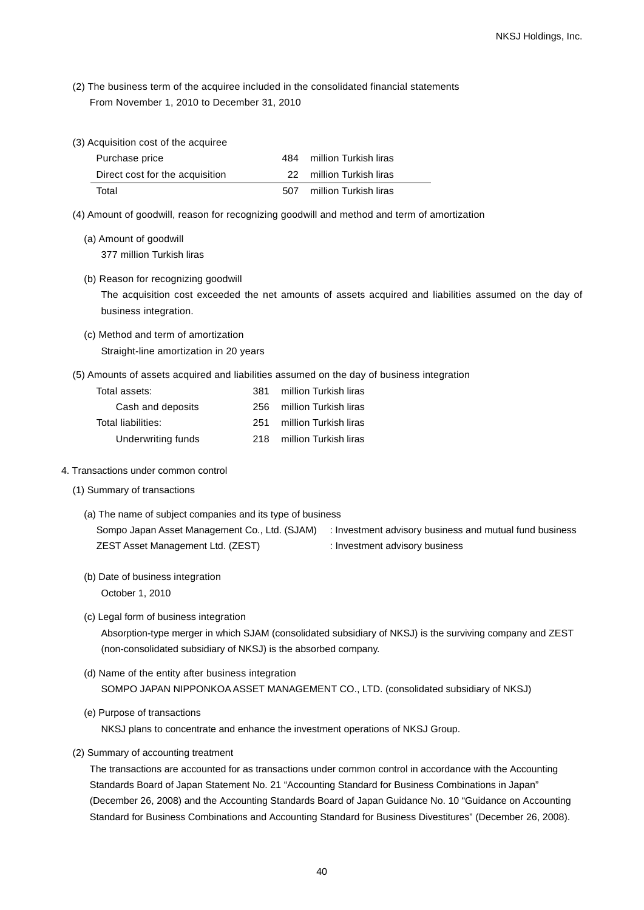(2) The business term of the acquiree included in the consolidated financial statements

From November 1, 2010 to December 31, 2010

(3) Acquisition cost of the acquiree

| | | |
|---|---|---|
| Purchase price | 484 | million Turkish liras |
| Direct cost for the acquisition | 22 | million Turkish liras |
| Total | 507 | million Turkish liras |

(4) Amount of goodwill, reason for recognizing goodwill and method and term of amortization

(a) Amount of goodwill

377 million Turkish liras

(b) Reason for recognizing goodwill

The acquisition cost exceeded the net amounts of assets acquired and liabilities assumed on the day of business integration.

(c) Method and term of amortization

Straight-line amortization in 20 years

(5) Amounts of assets acquired and liabilities assumed on the day of business integration

| | | |
|---|---|---|
| Total assets: | 381 | million Turkish liras |
| Cash and deposits | 256 | million Turkish liras |
| Total liabilities: | 251 | million Turkish liras |
| Underwriting funds | 218 | million Turkish liras |

4. Transactions under common control

(1) Summary of transactions

(a) The name of subject companies and its type of business

| | |
|---|---|
| Sompo Japan Asset Management Co., Ltd. (SJAM) | : Investment advisory business and mutual fund business |
| ZEST Asset Management Ltd. (ZEST) | : Investment advisory business |

(b) Date of business integration

October 1, 2010

(c) Legal form of business integration

Absorption-type merger in which SJAM (consolidated subsidiary of NKSJ) is the surviving company and ZEST (non-consolidated subsidiary of NKSJ) is the absorbed company.

(d) Name of the entity after business integration

SOMPO JAPAN NIPPONKOA ASSET MANAGEMENT CO., LTD. (consolidated subsidiary of NKSJ)

(e) Purpose of transactions

NKSJ plans to concentrate and enhance the investment operations of NKSJ Group.

(2) Summary of accounting treatment

The transactions are accounted for as transactions under common control in accordance with the Accounting Standards Board of Japan Statement No. 21 "Accounting Standard for Business Combinations in Japan" (December 26, 2008) and the Accounting Standards Board of Japan Guidance No. 10 "Guidance on Accounting Standard for Business Combinations and Accounting Standard for Business Divestitures" (December 26, 2008).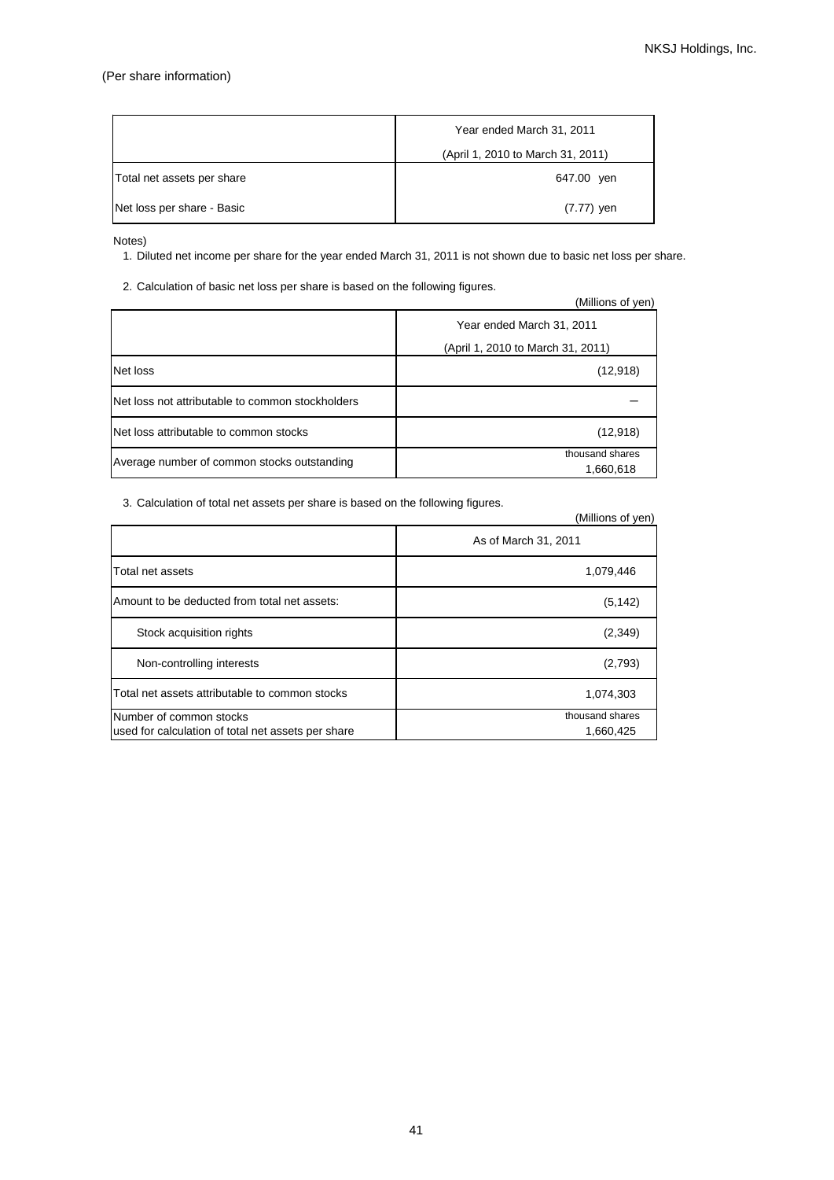(Per share information)

| | Year ended March 31, 2011<br>(April 1, 2010 to March 31, 2011) |
|---|---|
| Total net assets per share | 647.00 yen |
| Net loss per share - Basic | (7.77) yen |

Notes)

1. Diluted net income per share for the year ended March 31, 2011 is not shown due to basic net loss per share.

2. Calculation of basic net loss per share is based on the following figures.

(Millions of yen)

| | Year ended March 31, 2011<br>(April 1, 2010 to March 31, 2011) |
|---|---|
| Net loss | (12,918) |
| Net loss not attributable to common stockholders | – |
| Net loss attributable to common stocks | (12,918) |
| Average number of common stocks outstanding | thousand shares<br>1,660,618 |

3. Calculation of total net assets per share is based on the following figures.

(Millions of yen)

| | As of March 31, 2011 |
|---|---|
| Total net assets | 1,079,446 |
| Amount to be deducted from total net assets: | (5,142) |
| Stock acquisition rights | (2,349) |
| Non-controlling interests | (2,793) |
| Total net assets attributable to common stocks | 1,074,303 |
| Number of common stocks<br>used for calculation of total net assets per share | thousand shares<br>1,660,425 |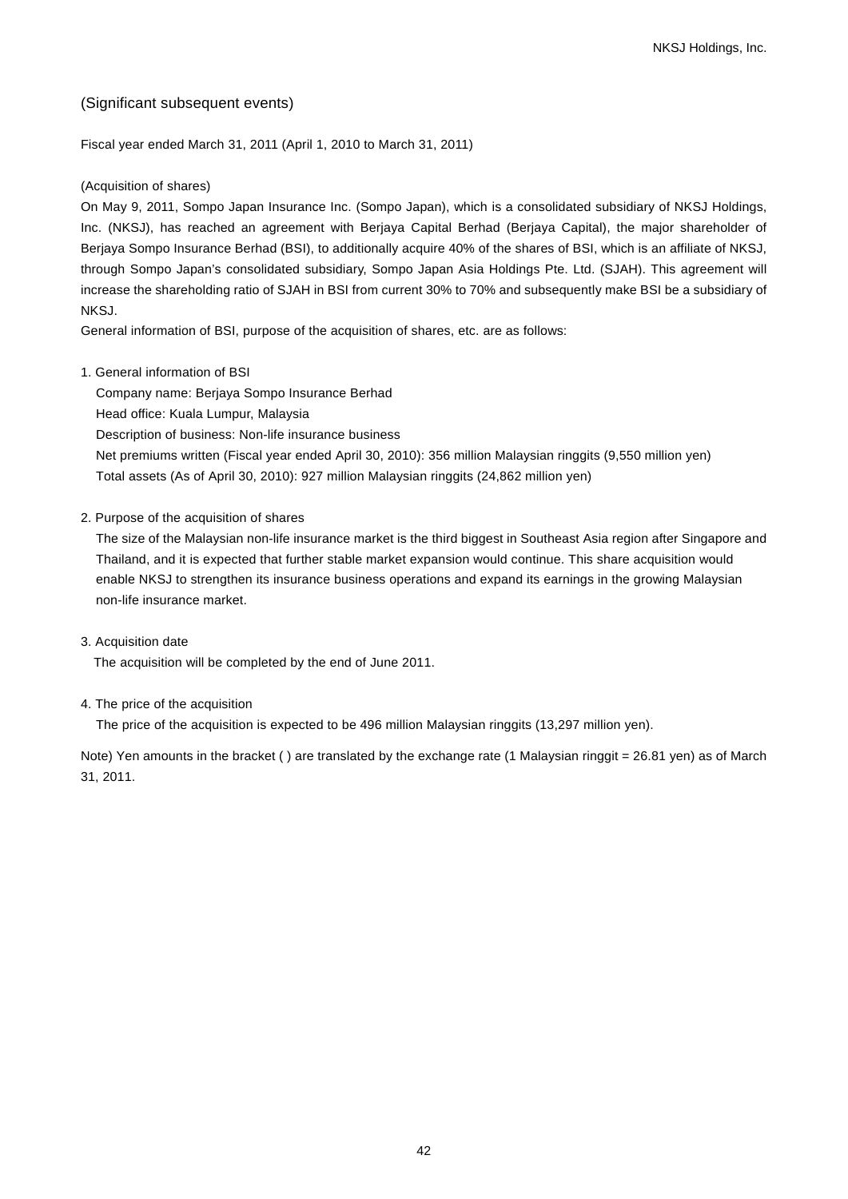## (Significant subsequent events)

Fiscal year ended March 31, 2011 (April 1, 2010 to March 31, 2011)

(Acquisition of shares)

On May 9, 2011, Sompo Japan Insurance Inc. (Sompo Japan), which is a consolidated subsidiary of NKSJ Holdings, Inc. (NKSJ), has reached an agreement with Berjaya Capital Berhad (Berjaya Capital), the major shareholder of Berjaya Sompo Insurance Berhad (BSI), to additionally acquire 40% of the shares of BSI, which is an affiliate of NKSJ, through Sompo Japan's consolidated subsidiary, Sompo Japan Asia Holdings Pte. Ltd. (SJAH). This agreement will increase the shareholding ratio of SJAH in BSI from current 30% to 70% and subsequently make BSI be a subsidiary of NKSJ.

General information of BSI, purpose of the acquisition of shares, etc. are as follows:

1. General information of BSI

   Company name: Berjaya Sompo Insurance Berhad
   Head office: Kuala Lumpur, Malaysia
   Description of business: Non-life insurance business
   Net premiums written (Fiscal year ended April 30, 2010): 356 million Malaysian ringgits (9,550 million yen)
   Total assets (As of April 30, 2010): 927 million Malaysian ringgits (24,862 million yen)

2. Purpose of the acquisition of shares

   The size of the Malaysian non-life insurance market is the third biggest in Southeast Asia region after Singapore and Thailand, and it is expected that further stable market expansion would continue. This share acquisition would enable NKSJ to strengthen its insurance business operations and expand its earnings in the growing Malaysian non-life insurance market.

3. Acquisition date

   The acquisition will be completed by the end of June 2011.

4. The price of the acquisition

   The price of the acquisition is expected to be 496 million Malaysian ringgits (13,297 million yen).

Note) Yen amounts in the bracket ( ) are translated by the exchange rate (1 Malaysian ringgit = 26.81 yen) as of March 31, 2011.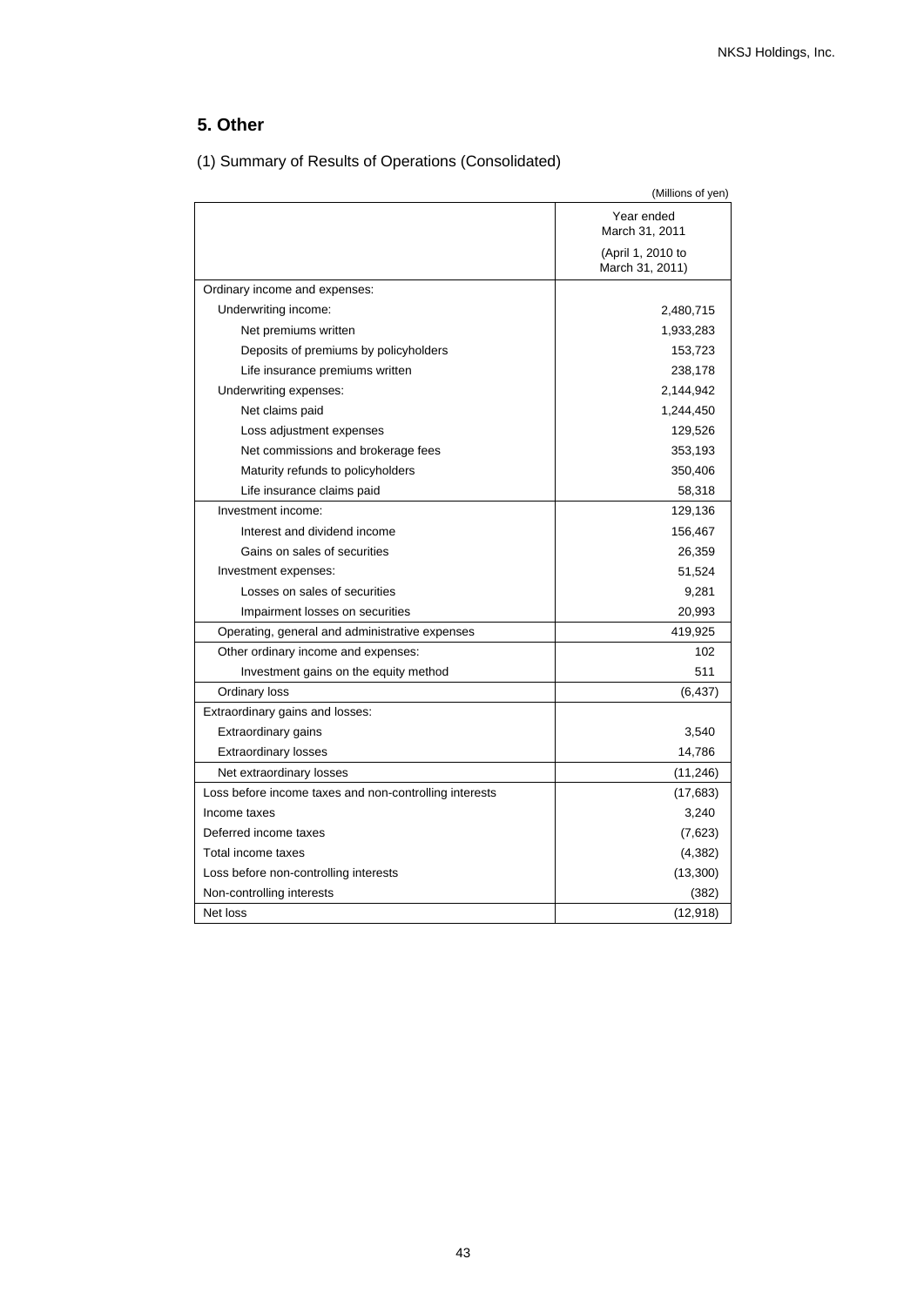## 5. Other

(1) Summary of Results of Operations (Consolidated)

(Millions of yen)

| | Year ended March 31, 2011 (April 1, 2010 to March 31, 2011) |
|---|---|
| Ordinary income and expenses: | |
| Underwriting income: | 2,480,715 |
| Net premiums written | 1,933,283 |
| Deposits of premiums by policyholders | 153,723 |
| Life insurance premiums written | 238,178 |
| Underwriting expenses: | 2,144,942 |
| Net claims paid | 1,244,450 |
| Loss adjustment expenses | 129,526 |
| Net commissions and brokerage fees | 353,193 |
| Maturity refunds to policyholders | 350,406 |
| Life insurance claims paid | 58,318 |
| Investment income: | 129,136 |
| Interest and dividend income | 156,467 |
| Gains on sales of securities | 26,359 |
| Investment expenses: | 51,524 |
| Losses on sales of securities | 9,281 |
| Impairment losses on securities | 20,993 |
| Operating, general and administrative expenses | 419,925 |
| Other ordinary income and expenses: | 102 |
| Investment gains on the equity method | 511 |
| Ordinary loss | (6,437) |
| Extraordinary gains and losses: | |
| Extraordinary gains | 3,540 |
| Extraordinary losses | 14,786 |
| Net extraordinary losses | (11,246) |
| Loss before income taxes and non-controlling interests | (17,683) |
| Income taxes | 3,240 |
| Deferred income taxes | (7,623) |
| Total income taxes | (4,382) |
| Loss before non-controlling interests | (13,300) |
| Non-controlling interests | (382) |
| Net loss | (12,918) |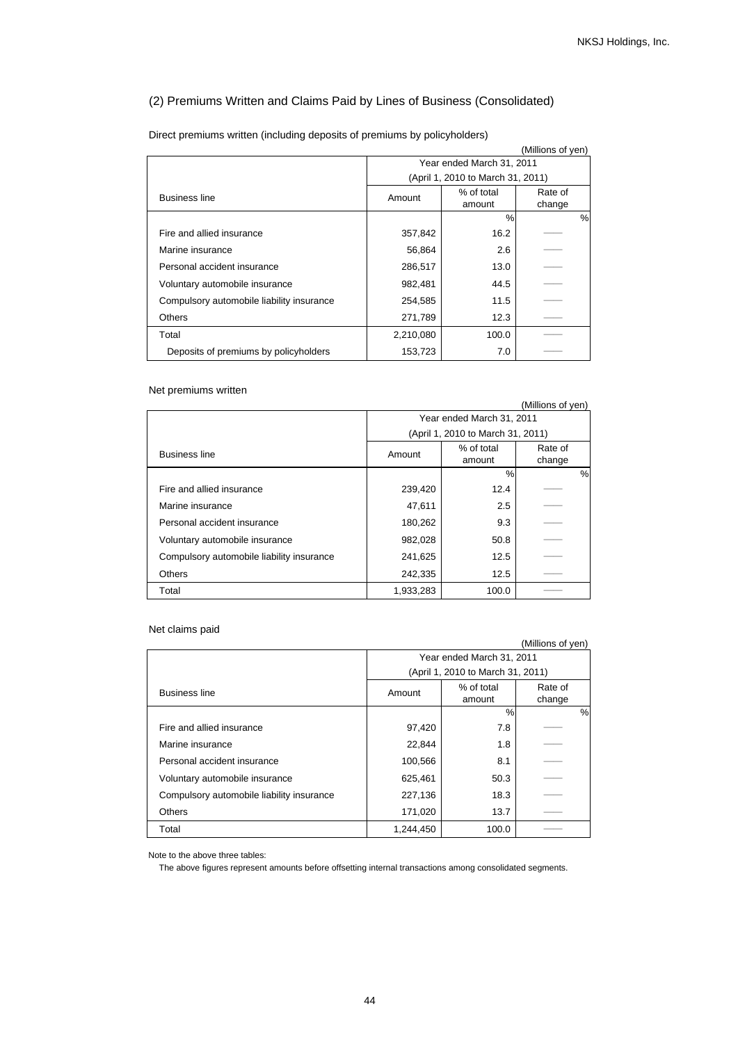## (2) Premiums Written and Claims Paid by Lines of Business (Consolidated)

Direct premiums written (including deposits of premiums by policyholders)

(Millions of yen)

| Business line | Year ended March 31, 2011 (April 1, 2010 to March 31, 2011) | | |
|---|---|---|---|
| | Amount | % of total amount | Rate of change |
| | | % | % |
| Fire and allied insurance | 357,842 | 16.2 | —— |
| Marine insurance | 56,864 | 2.6 | —— |
| Personal accident insurance | 286,517 | 13.0 | —— |
| Voluntary automobile insurance | 982,481 | 44.5 | —— |
| Compulsory automobile liability insurance | 254,585 | 11.5 | —— |
| Others | 271,789 | 12.3 | —— |
| Total | 2,210,080 | 100.0 | —— |
| Deposits of premiums by policyholders | 153,723 | 7.0 | —— |

Net premiums written

(Millions of yen)

| Business line | Year ended March 31, 2011 (April 1, 2010 to March 31, 2011) | | |
|---|---|---|---|
| | Amount | % of total amount | Rate of change |
| | | % | % |
| Fire and allied insurance | 239,420 | 12.4 | —— |
| Marine insurance | 47,611 | 2.5 | —— |
| Personal accident insurance | 180,262 | 9.3 | —— |
| Voluntary automobile insurance | 982,028 | 50.8 | —— |
| Compulsory automobile liability insurance | 241,625 | 12.5 | —— |
| Others | 242,335 | 12.5 | —— |
| Total | 1,933,283 | 100.0 | —— |

Net claims paid

(Millions of yen)

| Business line | Year ended March 31, 2011 (April 1, 2010 to March 31, 2011) | | |
|---|---|---|---|
| | Amount | % of total amount | Rate of change |
| | | % | % |
| Fire and allied insurance | 97,420 | 7.8 | —— |
| Marine insurance | 22,844 | 1.8 | —— |
| Personal accident insurance | 100,566 | 8.1 | —— |
| Voluntary automobile insurance | 625,461 | 50.3 | —— |
| Compulsory automobile liability insurance | 227,136 | 18.3 | —— |
| Others | 171,020 | 13.7 | —— |
| Total | 1,244,450 | 100.0 | —— |

Note to the above three tables:
The above figures represent amounts before offsetting internal transactions among consolidated segments.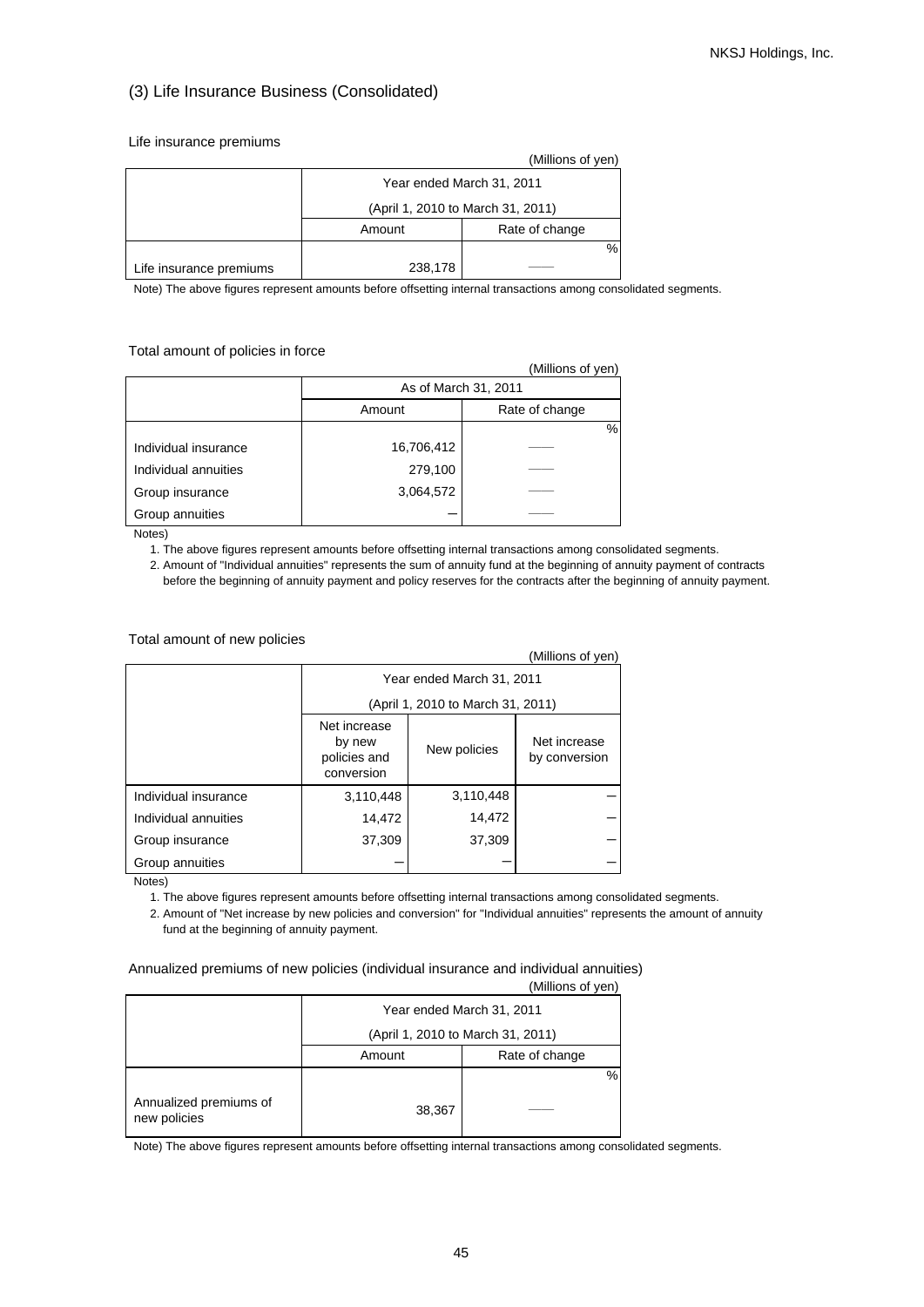### (3) Life Insurance Business (Consolidated)

Life insurance premiums

(Millions of yen)

| | Year ended March 31, 2011 (April 1, 2010 to March 31, 2011) | |
|---|---|---|
| | Amount | Rate of change |
| | | % |
| Life insurance premiums | 238,178 | —— |

Note) The above figures represent amounts before offsetting internal transactions among consolidated segments.

Total amount of policies in force

(Millions of yen)

| | As of March 31, 2011 | |
|---|---|---|
| | Amount | Rate of change |
| | | % |
| Individual insurance | 16,706,412 | —— |
| Individual annuities | 279,100 | —— |
| Group insurance | 3,064,572 | —— |
| Group annuities | — | —— |

Notes)

1. The above figures represent amounts before offsetting internal transactions among consolidated segments.
2. Amount of "Individual annuities" represents the sum of annuity fund at the beginning of annuity payment of contracts before the beginning of annuity payment and policy reserves for the contracts after the beginning of annuity payment.

Total amount of new policies

(Millions of yen)

| | Year ended March 31, 2011 (April 1, 2010 to March 31, 2011) | | |
|---|---|---|---|
| | Net increase by new policies and conversion | New policies | Net increase by conversion |
| Individual insurance | 3,110,448 | 3,110,448 | — |
| Individual annuities | 14,472 | 14,472 | — |
| Group insurance | 37,309 | 37,309 | — |
| Group annuities | — | — | — |

Notes)

1. The above figures represent amounts before offsetting internal transactions among consolidated segments.
2. Amount of "Net increase by new policies and conversion" for "Individual annuities" represents the amount of annuity fund at the beginning of annuity payment.

Annualized premiums of new policies (individual insurance and individual annuities)

(Millions of yen)

| | Year ended March 31, 2011 (April 1, 2010 to March 31, 2011) | |
|---|---|---|
| | Amount | Rate of change |
| | | % |
| Annualized premiums of new policies | 38,367 | —— |

Note) The above figures represent amounts before offsetting internal transactions among consolidated segments.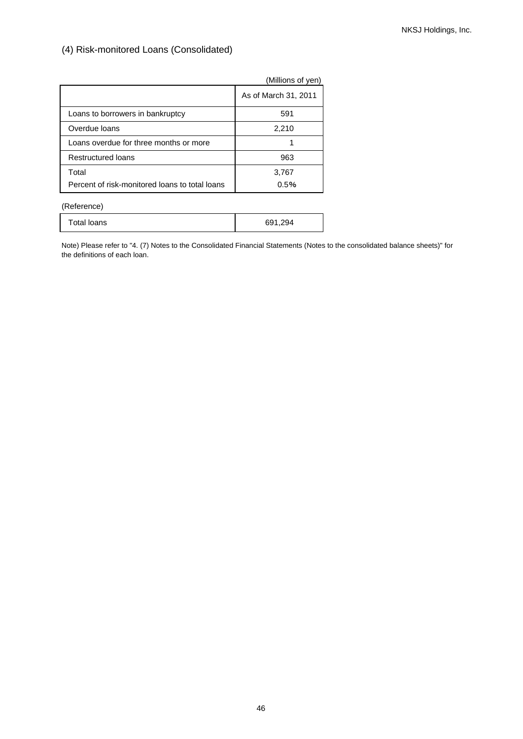## (4) Risk-monitored Loans (Consolidated)

(Millions of yen)

| | As of March 31, 2011 |
|---|---|
| Loans to borrowers in bankruptcy | 591 |
| Overdue loans | 2,210 |
| Loans overdue for three months or more | 1 |
| Restructured loans | 963 |
| Total | 3,767 |
| Percent of risk-monitored loans to total loans | 0.5% |

(Reference)

| Total loans | 691,294 |
|---|---|

Note) Please refer to "4. (7) Notes to the Consolidated Financial Statements (Notes to the consolidated balance sheets)" for the definitions of each loan.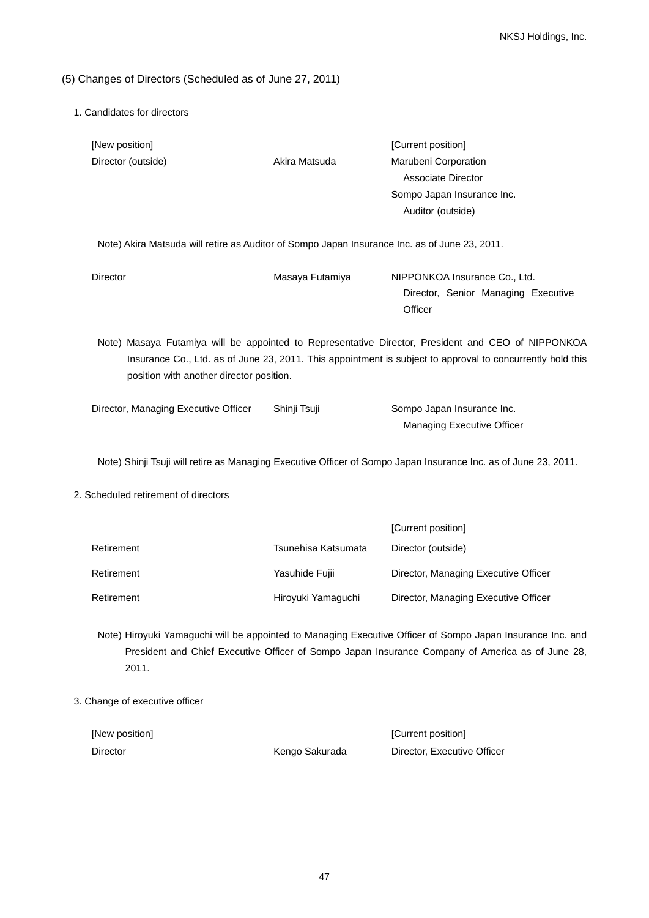## (5) Changes of Directors (Scheduled as of June 27, 2011)

### 1. Candidates for directors

| [New position] | | [Current position] |
|---|---|---|
| Director (outside) | Akira Matsuda | Marubeni Corporation<br>Associate Director<br>Sompo Japan Insurance Inc.<br>Auditor (outside) |

Note) Akira Matsuda will retire as Auditor of Sompo Japan Insurance Inc. as of June 23, 2011.

| | | |
|---|---|---|
| Director | Masaya Futamiya | NIPPONKOA Insurance Co., Ltd.<br>Director, Senior Managing Executive Officer |

Note) Masaya Futamiya will be appointed to Representative Director, President and CEO of NIPPONKOA Insurance Co., Ltd. as of June 23, 2011. This appointment is subject to approval to concurrently hold this position with another director position.

| | | |
|---|---|---|
| Director, Managing Executive Officer | Shinji Tsuji | Sompo Japan Insurance Inc.<br>Managing Executive Officer |

Note) Shinji Tsuji will retire as Managing Executive Officer of Sompo Japan Insurance Inc. as of June 23, 2011.

### 2. Scheduled retirement of directors

| | | [Current position] |
|---|---|---|
| Retirement | Tsunehisa Katsumata | Director (outside) |
| Retirement | Yasuhide Fujii | Director, Managing Executive Officer |
| Retirement | Hiroyuki Yamaguchi | Director, Managing Executive Officer |

Note) Hiroyuki Yamaguchi will be appointed to Managing Executive Officer of Sompo Japan Insurance Inc. and President and Chief Executive Officer of Sompo Japan Insurance Company of America as of June 28, 2011.

### 3. Change of executive officer

| [New position] | | [Current position] |
|---|---|---|
| Director | Kengo Sakurada | Director, Executive Officer |